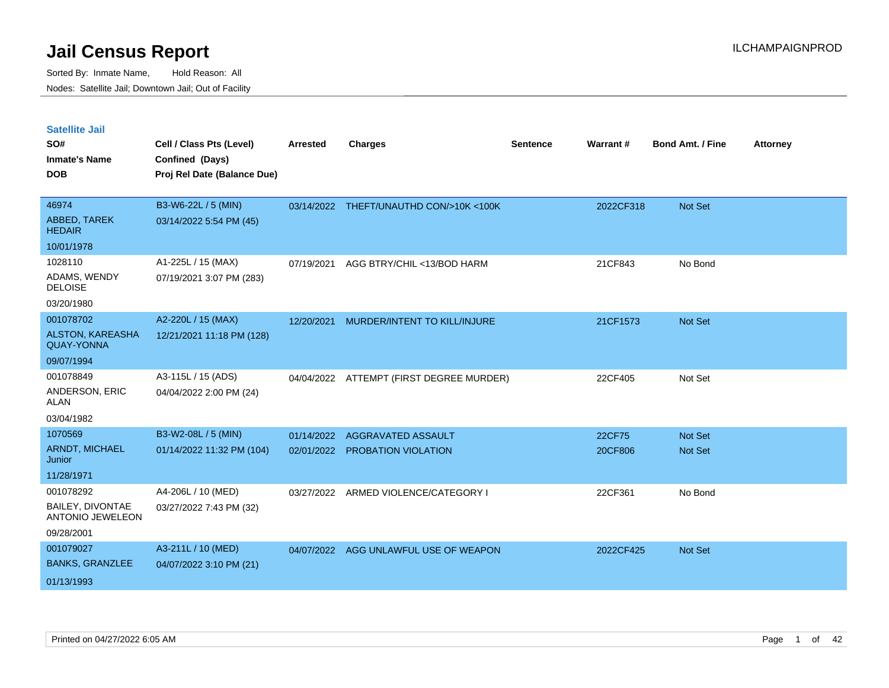# Jail Census Report

Sorted By: Inmate Name, Hold Reason: All

Nodes: Satellite Jail; Downtown Jail; Out of Facility

ILCHAMPAIGNPROD

## Satellite Jail

| SO# / Inmate's Name / DOB | Cell / Class Pts (Level) / Confined (Days) / Proj Rel Date (Balance Due) | Arrested | Charges | Sentence | Warrant # | Bond Amt. / Fine | Attorney |
|---|---|---|---|---|---|---|---|
| 46974<br>ABBED, TAREK HEDAIR<br>10/01/1978 | B3-W6-22L / 5 (MIN)<br>03/14/2022 5:54 PM (45) | 03/14/2022 | THEFT/UNAUTHD CON/>10K <100K | | 2022CF318 | Not Set | |
| 1028110<br>ADAMS, WENDY DELOISE<br>03/20/1980 | A1-225L / 15 (MAX)<br>07/19/2021 3:07 PM (283) | 07/19/2021 | AGG BTRY/CHIL <13/BOD HARM | | 21CF843 | No Bond | |
| 001078702<br>ALSTON, KAREASHA QUAY-YONNA<br>09/07/1994 | A2-220L / 15 (MAX)<br>12/21/2021 11:18 PM (128) | 12/20/2021 | MURDER/INTENT TO KILL/INJURE | | 21CF1573 | Not Set | |
| 001078849<br>ANDERSON, ERIC ALAN<br>03/04/1982 | A3-115L / 15 (ADS)<br>04/04/2022 2:00 PM (24) | 04/04/2022 | ATTEMPT (FIRST DEGREE MURDER) | | 22CF405 | Not Set | |
| 1070569<br>ARNDT, MICHAEL Junior<br>11/28/1971 | B3-W2-08L / 5 (MIN)<br>01/14/2022 11:32 PM (104) | 01/14/2022 | AGGRAVATED ASSAULT | | 22CF75 | Not Set | |
| | | 02/01/2022 | PROBATION VIOLATION | | 20CF806 | Not Set | |
| 001078292<br>BAILEY, DIVONTAE ANTONIO JEWELEON<br>09/28/2001 | A4-206L / 10 (MED)<br>03/27/2022 7:43 PM (32) | 03/27/2022 | ARMED VIOLENCE/CATEGORY I | | 22CF361 | No Bond | |
| 001079027<br>BANKS, GRANZLEE<br>01/13/1993 | A3-211L / 10 (MED)<br>04/07/2022 3:10 PM (21) | 04/07/2022 | AGG UNLAWFUL USE OF WEAPON | | 2022CF425 | Not Set | |

Printed on 04/27/2022 6:05 AM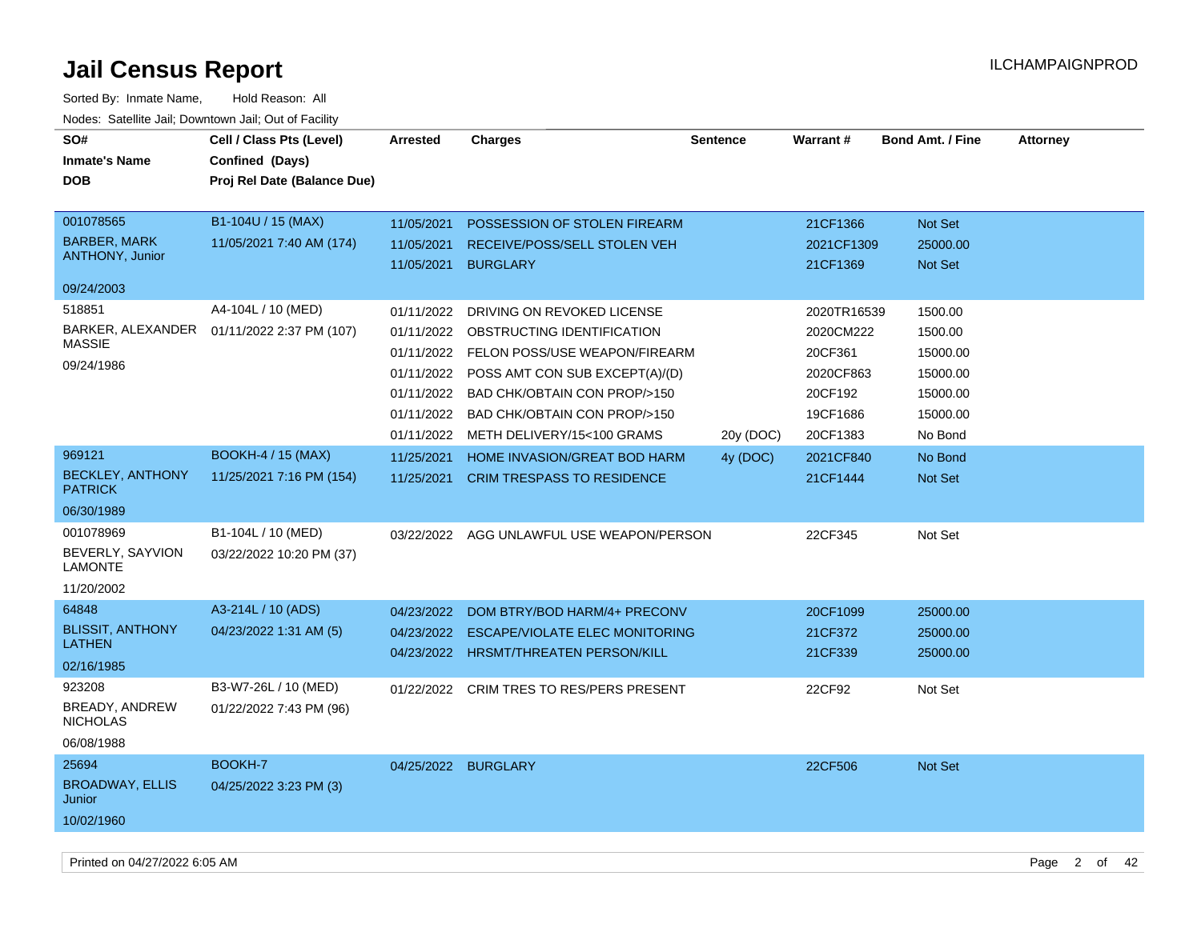# Jail Census Report

ILCHAMPAIGNPROD

Sorted By: Inmate Name, Hold Reason: All

Nodes: Satellite Jail; Downtown Jail; Out of Facility

| SO# / Inmate's Name / DOB | Cell / Class Pts (Level) / Confined (Days) / Proj Rel Date (Balance Due) | Arrested | Charges | Sentence | Warrant # | Bond Amt. / Fine | Attorney |
|---|---|---|---|---|---|---|---|
| 001078565 BARBER, MARK ANTHONY, Junior 09/24/2003 | B1-104U / 15 (MAX) 11/05/2021 7:40 AM (174) | 11/05/2021 | POSSESSION OF STOLEN FIREARM | | 21CF1366 | Not Set | |
| | | 11/05/2021 | RECEIVE/POSS/SELL STOLEN VEH | | 2021CF1309 | 25000.00 | |
| | | 11/05/2021 | BURGLARY | | 21CF1369 | Not Set | |
| 518851 BARKER, ALEXANDER MASSIE 09/24/1986 | A4-104L / 10 (MED) 01/11/2022 2:37 PM (107) | 01/11/2022 | DRIVING ON REVOKED LICENSE | | 2020TR16539 | 1500.00 | |
| | | 01/11/2022 | OBSTRUCTING IDENTIFICATION | | 2020CM222 | 1500.00 | |
| | | 01/11/2022 | FELON POSS/USE WEAPON/FIREARM | | 20CF361 | 15000.00 | |
| | | 01/11/2022 | POSS AMT CON SUB EXCEPT(A)/(D) | | 2020CF863 | 15000.00 | |
| | | 01/11/2022 | BAD CHK/OBTAIN CON PROP/>150 | | 20CF192 | 15000.00 | |
| | | 01/11/2022 | BAD CHK/OBTAIN CON PROP/>150 | | 19CF1686 | 15000.00 | |
| | | 01/11/2022 | METH DELIVERY/15<100 GRAMS | 20y (DOC) | 20CF1383 | No Bond | |
| 969121 BECKLEY, ANTHONY PATRICK 06/30/1989 | BOOKH-4 / 15 (MAX) 11/25/2021 7:16 PM (154) | 11/25/2021 | HOME INVASION/GREAT BOD HARM | 4y (DOC) | 2021CF840 | No Bond | |
| | | 11/25/2021 | CRIM TRESPASS TO RESIDENCE | | 21CF1444 | Not Set | |
| 001078969 BEVERLY, SAYVION LAMONTE 11/20/2002 | B1-104L / 10 (MED) 03/22/2022 10:20 PM (37) | 03/22/2022 | AGG UNLAWFUL USE WEAPON/PERSON | | 22CF345 | Not Set | |
| 64848 BLISSIT, ANTHONY LATHEN 02/16/1985 | A3-214L / 10 (ADS) 04/23/2022 1:31 AM (5) | 04/23/2022 | DOM BTRY/BOD HARM/4+ PRECONV | | 20CF1099 | 25000.00 | |
| | | 04/23/2022 | ESCAPE/VIOLATE ELEC MONITORING | | 21CF372 | 25000.00 | |
| | | 04/23/2022 | HRSMT/THREATEN PERSON/KILL | | 21CF339 | 25000.00 | |
| 923208 BREADY, ANDREW NICHOLAS 06/08/1988 | B3-W7-26L / 10 (MED) 01/22/2022 7:43 PM (96) | 01/22/2022 | CRIM TRES TO RES/PERS PRESENT | | 22CF92 | Not Set | |
| 25694 BROADWAY, ELLIS Junior 10/02/1960 | BOOKH-7 04/25/2022 3:23 PM (3) | 04/25/2022 | BURGLARY | | 22CF506 | Not Set | |

Printed on 04/27/2022 6:05 AM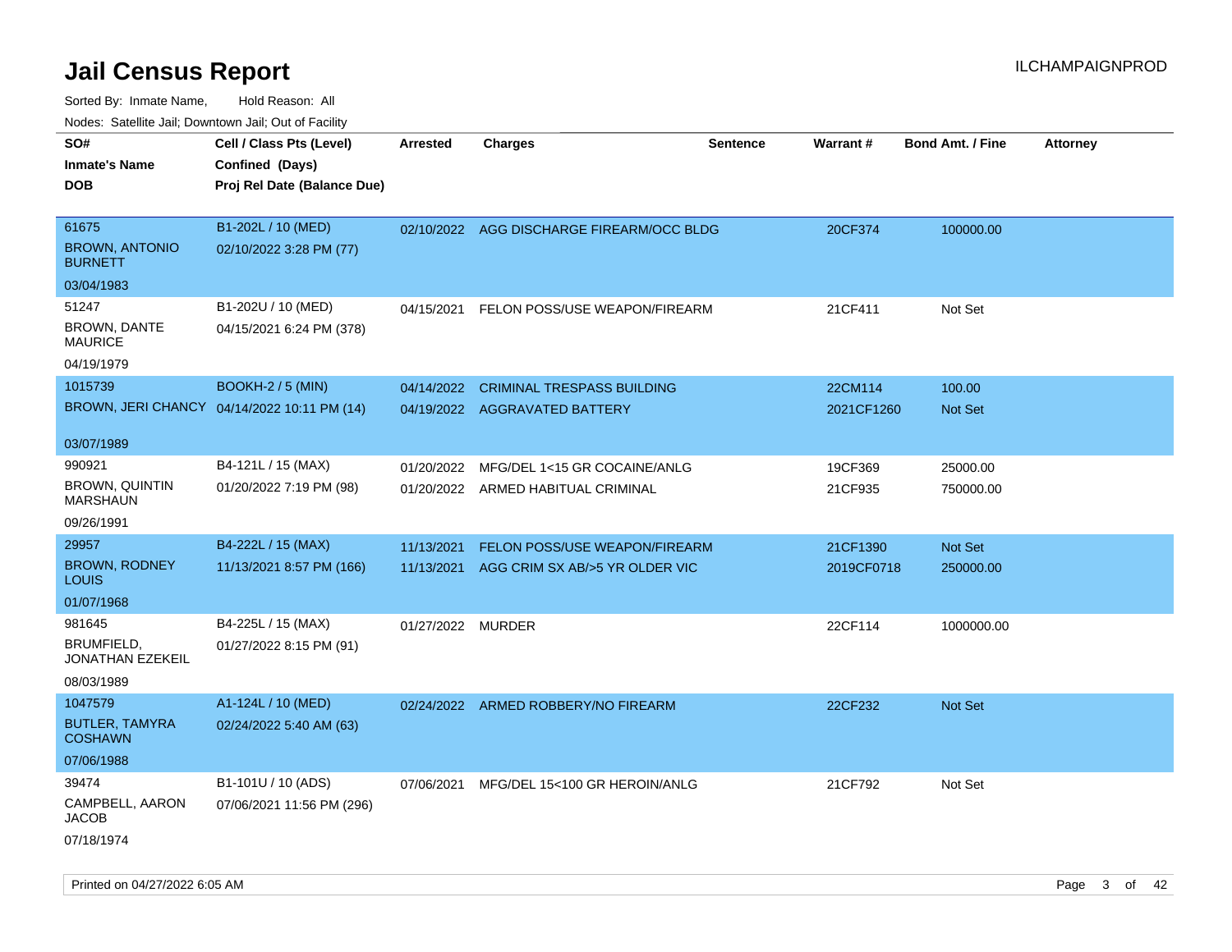# Jail Census Report

ILCHAMPAIGNPROD

Sorted By: Inmate Name, Hold Reason: All

Nodes: Satellite Jail; Downtown Jail; Out of Facility

| SO# / Inmate's Name / DOB | Cell / Class Pts (Level) / Confined (Days) / Proj Rel Date (Balance Due) | Arrested | Charges | Sentence | Warrant # | Bond Amt. / Fine | Attorney |
|---|---|---|---|---|---|---|---|
| 61675<br>BROWN, ANTONIO BURNETT<br>03/04/1983 | B1-202L / 10 (MED)<br>02/10/2022 3:28 PM (77) | 02/10/2022 | AGG DISCHARGE FIREARM/OCC BLDG | | 20CF374 | 100000.00 | |
| 51247<br>BROWN, DANTE MAURICE<br>04/19/1979 | B1-202U / 10 (MED)<br>04/15/2021 6:24 PM (378) | 04/15/2021 | FELON POSS/USE WEAPON/FIREARM | | 21CF411 | Not Set | |
| 1015739<br>BROWN, JERI CHANCY<br>03/07/1989 | BOOKH-2 / 5 (MIN)<br>04/14/2022 10:11 PM (14) | 04/14/2022<br>04/19/2022 | CRIMINAL TRESPASS BUILDING<br>AGGRAVATED BATTERY | | 22CM114<br>2021CF1260 | 100.00<br>Not Set | |
| 990921<br>BROWN, QUINTIN MARSHAUN<br>09/26/1991 | B4-121L / 15 (MAX)<br>01/20/2022 7:19 PM (98) | 01/20/2022<br>01/20/2022 | MFG/DEL 1<15 GR COCAINE/ANLG<br>ARMED HABITUAL CRIMINAL | | 19CF369<br>21CF935 | 25000.00<br>750000.00 | |
| 29957<br>BROWN, RODNEY LOUIS<br>01/07/1968 | B4-222L / 15 (MAX)<br>11/13/2021 8:57 PM (166) | 11/13/2021<br>11/13/2021 | FELON POSS/USE WEAPON/FIREARM<br>AGG CRIM SX AB/>5 YR OLDER VIC | | 21CF1390<br>2019CF0718 | Not Set<br>250000.00 | |
| 981645<br>BRUMFIELD, JONATHAN EZEKEIL<br>08/03/1989 | B4-225L / 15 (MAX)<br>01/27/2022 8:15 PM (91) | 01/27/2022 | MURDER | | 22CF114 | 1000000.00 | |
| 1047579<br>BUTLER, TAMYRA COSHAWN<br>07/06/1988 | A1-124L / 10 (MED)<br>02/24/2022 5:40 AM (63) | 02/24/2022 | ARMED ROBBERY/NO FIREARM | | 22CF232 | Not Set | |
| 39474<br>CAMPBELL, AARON JACOB<br>07/18/1974 | B1-101U / 10 (ADS)<br>07/06/2021 11:56 PM (296) | 07/06/2021 | MFG/DEL 15<100 GR HEROIN/ANLG | | 21CF792 | Not Set | |

Printed on 04/27/2022 6:05 AM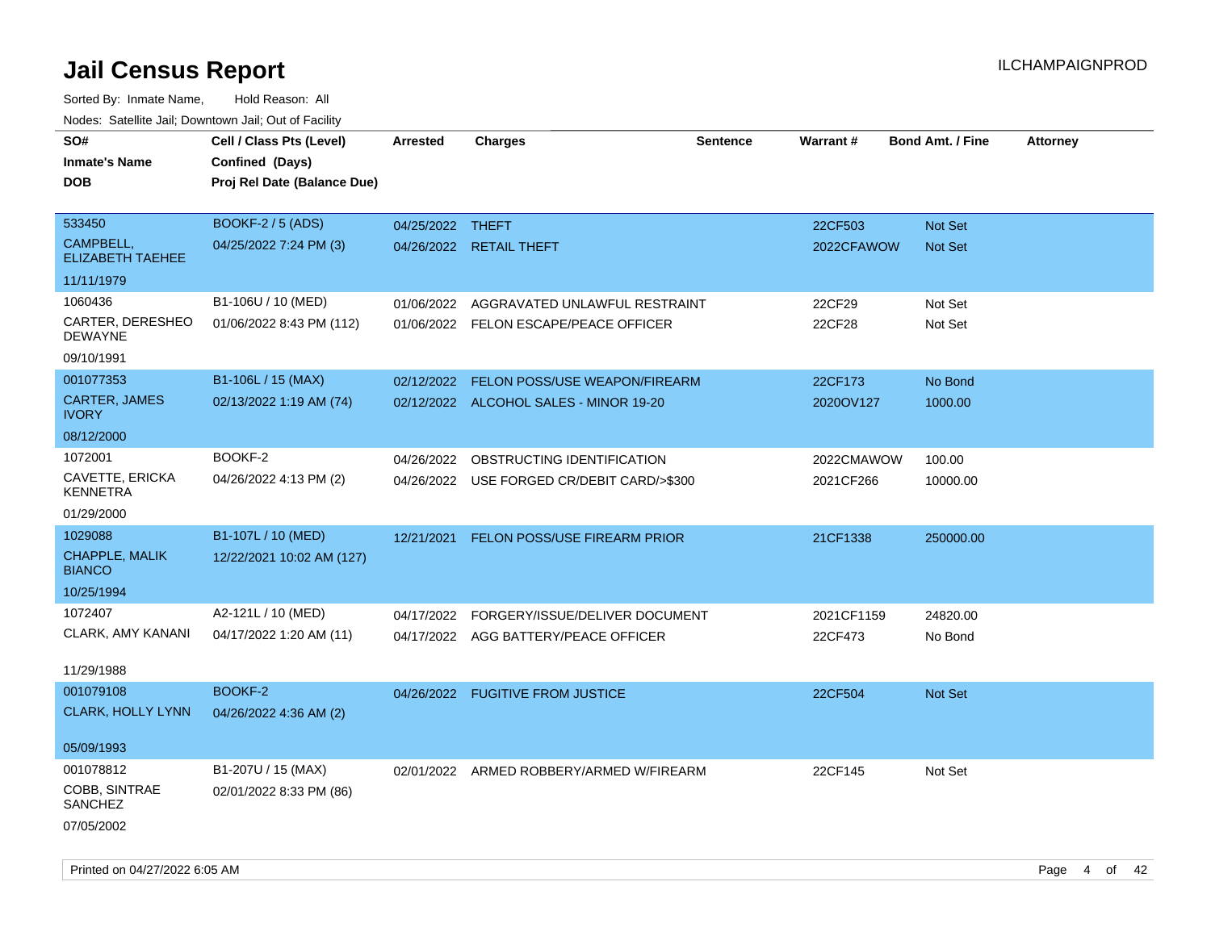# Jail Census Report

ILCHAMPAIGNPROD

Sorted By: Inmate Name, Hold Reason: All

Nodes: Satellite Jail; Downtown Jail; Out of Facility

| SO# / Inmate's Name / DOB | Cell / Class Pts (Level) / Confined (Days) / Proj Rel Date (Balance Due) | Arrested | Charges | Sentence | Warrant # | Bond Amt. / Fine | Attorney |
|---|---|---|---|---|---|---|---|
| 533450<br>CAMPBELL, ELIZABETH TAEHEE<br>11/11/1979 | BOOKF-2 / 5 (ADS)<br>04/25/2022 7:24 PM (3) | 04/25/2022<br>04/26/2022 | THEFT<br>RETAIL THEFT | | 22CF503<br>2022CFAWOW | Not Set<br>Not Set | |
| 1060436<br>CARTER, DERESHEO DEWAYNE<br>09/10/1991 | B1-106U / 10 (MED)<br>01/06/2022 8:43 PM (112) | 01/06/2022<br>01/06/2022 | AGGRAVATED UNLAWFUL RESTRAINT<br>FELON ESCAPE/PEACE OFFICER | | 22CF29<br>22CF28 | Not Set<br>Not Set | |
| 001077353<br>CARTER, JAMES IVORY<br>08/12/2000 | B1-106L / 15 (MAX)<br>02/13/2022 1:19 AM (74) | 02/12/2022<br>02/12/2022 | FELON POSS/USE WEAPON/FIREARM<br>ALCOHOL SALES - MINOR 19-20 | | 22CF173<br>2020OV127 | No Bond<br>1000.00 | |
| 1072001<br>CAVETTE, ERICKA KENNETRA<br>01/29/2000 | BOOKF-2<br>04/26/2022 4:13 PM (2) | 04/26/2022<br>04/26/2022 | OBSTRUCTING IDENTIFICATION<br>USE FORGED CR/DEBIT CARD/>$300 | | 2022CMAWOW<br>2021CF266 | 100.00<br>10000.00 | |
| 1029088<br>CHAPPLE, MALIK BIANCO<br>10/25/1994 | B1-107L / 10 (MED)<br>12/22/2021 10:02 AM (127) | 12/21/2021 | FELON POSS/USE FIREARM PRIOR | | 21CF1338 | 250000.00 | |
| 1072407<br>CLARK, AMY KANANI<br>11/29/1988 | A2-121L / 10 (MED)<br>04/17/2022 1:20 AM (11) | 04/17/2022<br>04/17/2022 | FORGERY/ISSUE/DELIVER DOCUMENT<br>AGG BATTERY/PEACE OFFICER | | 2021CF1159<br>22CF473 | 24820.00<br>No Bond | |
| 001079108<br>CLARK, HOLLY LYNN<br>05/09/1993 | BOOKF-2<br>04/26/2022 4:36 AM (2) | 04/26/2022 | FUGITIVE FROM JUSTICE | | 22CF504 | Not Set | |
| 001078812<br>COBB, SINTRAE SANCHEZ<br>07/05/2002 | B1-207U / 15 (MAX)<br>02/01/2022 8:33 PM (86) | 02/01/2022 | ARMED ROBBERY/ARMED W/FIREARM | | 22CF145 | Not Set | |

Printed on 04/27/2022 6:05 AM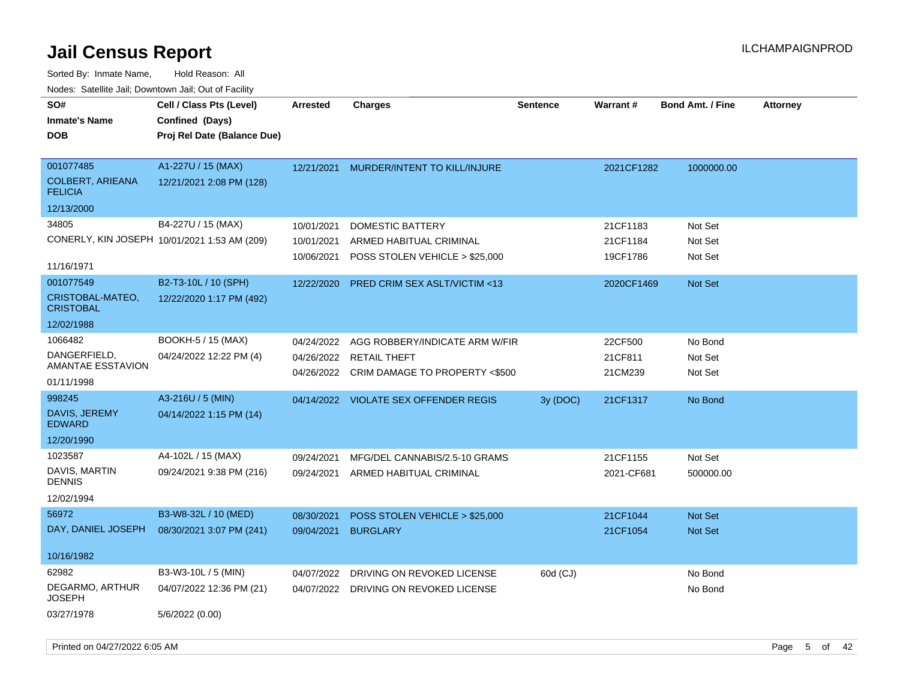# Jail Census Report

ILCHAMPAIGNPROD

Sorted By: Inmate Name, Hold Reason: All

Nodes: Satellite Jail; Downtown Jail; Out of Facility

| SO# / Inmate's Name / DOB | Cell / Class Pts (Level) / Confined (Days) / Proj Rel Date (Balance Due) | Arrested | Charges | Sentence | Warrant # | Bond Amt. / Fine | Attorney |
|---|---|---|---|---|---|---|---|
| 001077485<br>COLBERT, ARIEANA FELICIA<br>12/13/2000 | A1-227U / 15 (MAX)<br>12/21/2021 2:08 PM (128) | 12/21/2021 | MURDER/INTENT TO KILL/INJURE | | 2021CF1282 | 1000000.00 | |
| 34805<br>CONERLY, KIN JOSEPH<br>11/16/1971 | B4-227U / 15 (MAX)<br>10/01/2021 1:53 AM (209) | 10/01/2021<br>10/01/2021<br>10/06/2021 | DOMESTIC BATTERY<br>ARMED HABITUAL CRIMINAL<br>POSS STOLEN VEHICLE > $25,000 | | 21CF1183<br>21CF1184<br>19CF1786 | Not Set<br>Not Set<br>Not Set | |
| 001077549<br>CRISTOBAL-MATEO, CRISTOBAL<br>12/02/1988 | B2-T3-10L / 10 (SPH)<br>12/22/2020 1:17 PM (492) | 12/22/2020 | PRED CRIM SEX ASLT/VICTIM <13 | | 2020CF1469 | Not Set | |
| 1066482<br>DANGERFIELD, AMANTAE ESSTAVION<br>01/11/1998 | BOOKH-5 / 15 (MAX)<br>04/24/2022 12:22 PM (4) | 04/24/2022<br>04/26/2022<br>04/26/2022 | AGG ROBBERY/INDICATE ARM W/FIR<br>RETAIL THEFT<br>CRIM DAMAGE TO PROPERTY <$500 | | 22CF500<br>21CF811<br>21CM239 | No Bond<br>Not Set<br>Not Set | |
| 998245<br>DAVIS, JEREMY EDWARD<br>12/20/1990 | A3-216U / 5 (MIN)<br>04/14/2022 1:15 PM (14) | 04/14/2022 | VIOLATE SEX OFFENDER REGIS | 3y (DOC) | 21CF1317 | No Bond | |
| 1023587<br>DAVIS, MARTIN DENNIS<br>12/02/1994 | A4-102L / 15 (MAX)<br>09/24/2021 9:38 PM (216) | 09/24/2021<br>09/24/2021 | MFG/DEL CANNABIS/2.5-10 GRAMS<br>ARMED HABITUAL CRIMINAL | | 21CF1155<br>2021-CF681 | Not Set<br>500000.00 | |
| 56972<br>DAY, DANIEL JOSEPH<br>10/16/1982 | B3-W8-32L / 10 (MED)<br>08/30/2021 3:07 PM (241) | 08/30/2021<br>09/04/2021 | POSS STOLEN VEHICLE > $25,000<br>BURGLARY | | 21CF1044<br>21CF1054 | Not Set<br>Not Set | |
| 62982<br>DEGARMO, ARTHUR JOSEPH<br>03/27/1978 | B3-W3-10L / 5 (MIN)<br>04/07/2022 12:36 PM (21)<br>5/6/2022 (0.00) | 04/07/2022<br>04/07/2022 | DRIVING ON REVOKED LICENSE<br>DRIVING ON REVOKED LICENSE | 60d (CJ) | | No Bond<br>No Bond | |

Printed on 04/27/2022 6:05 AM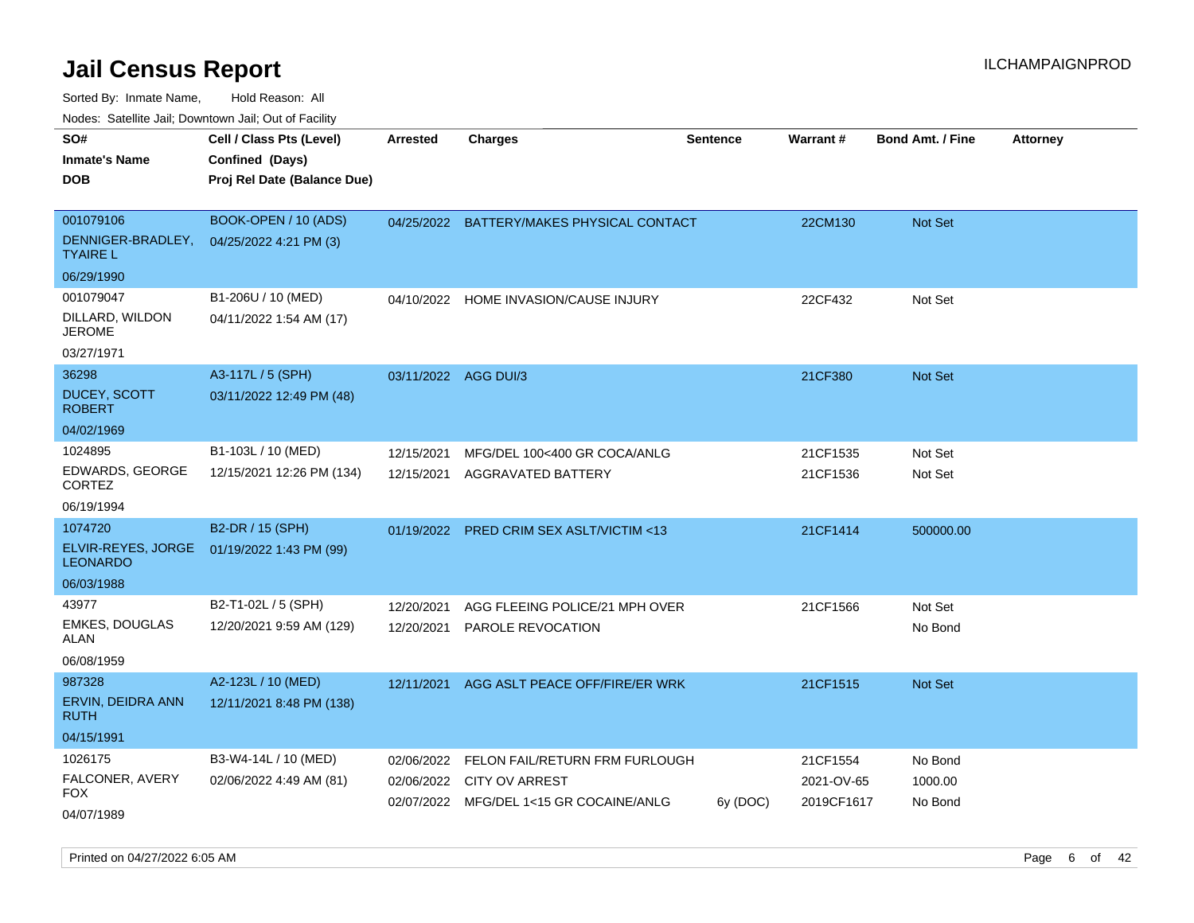# Jail Census Report

Sorted By: Inmate Name, Hold Reason: All

Nodes: Satellite Jail; Downtown Jail; Out of Facility

| SO# / Inmate's Name / DOB | Cell / Class Pts (Level) / Confined (Days) / Proj Rel Date (Balance Due) | Arrested | Charges | Sentence | Warrant # | Bond Amt. / Fine | Attorney |
|---|---|---|---|---|---|---|---|
| 001079106 DENNIGER-BRADLEY, TYAIRE L 06/29/1990 | BOOK-OPEN / 10 (ADS) 04/25/2022 4:21 PM (3) | 04/25/2022 | BATTERY/MAKES PHYSICAL CONTACT | | 22CM130 | Not Set | |
| 001079047 DILLARD, WILDON JEROME 03/27/1971 | B1-206U / 10 (MED) 04/11/2022 1:54 AM (17) | 04/10/2022 | HOME INVASION/CAUSE INJURY | | 22CF432 | Not Set | |
| 36298 DUCEY, SCOTT ROBERT 04/02/1969 | A3-117L / 5 (SPH) 03/11/2022 12:49 PM (48) | 03/11/2022 | AGG DUI/3 | | 21CF380 | Not Set | |
| 1024895 EDWARDS, GEORGE CORTEZ 06/19/1994 | B1-103L / 10 (MED) 12/15/2021 12:26 PM (134) | 12/15/2021 | MFG/DEL 100<400 GR COCA/ANLG | | 21CF1535 | Not Set | |
| | | 12/15/2021 | AGGRAVATED BATTERY | | 21CF1536 | Not Set | |
| 1074720 ELVIR-REYES, JORGE LEONARDO 06/03/1988 | B2-DR / 15 (SPH) 01/19/2022 1:43 PM (99) | 01/19/2022 | PRED CRIM SEX ASLT/VICTIM <13 | | 21CF1414 | 500000.00 | |
| 43977 EMKES, DOUGLAS ALAN 06/08/1959 | B2-T1-02L / 5 (SPH) 12/20/2021 9:59 AM (129) | 12/20/2021 | AGG FLEEING POLICE/21 MPH OVER | | 21CF1566 | Not Set | |
| | | 12/20/2021 | PAROLE REVOCATION | | | No Bond | |
| 987328 ERVIN, DEIDRA ANN RUTH 04/15/1991 | A2-123L / 10 (MED) 12/11/2021 8:48 PM (138) | 12/11/2021 | AGG ASLT PEACE OFF/FIRE/ER WRK | | 21CF1515 | Not Set | |
| 1026175 FALCONER, AVERY FOX 04/07/1989 | B3-W4-14L / 10 (MED) 02/06/2022 4:49 AM (81) | 02/06/2022 | FELON FAIL/RETURN FRM FURLOUGH | | 21CF1554 | No Bond | |
| | | 02/06/2022 | CITY OV ARREST | | 2021-OV-65 | 1000.00 | |
| | | 02/07/2022 | MFG/DEL 1<15 GR COCAINE/ANLG | 6y (DOC) | 2019CF1617 | No Bond | |

Printed on 04/27/2022 6:05 AM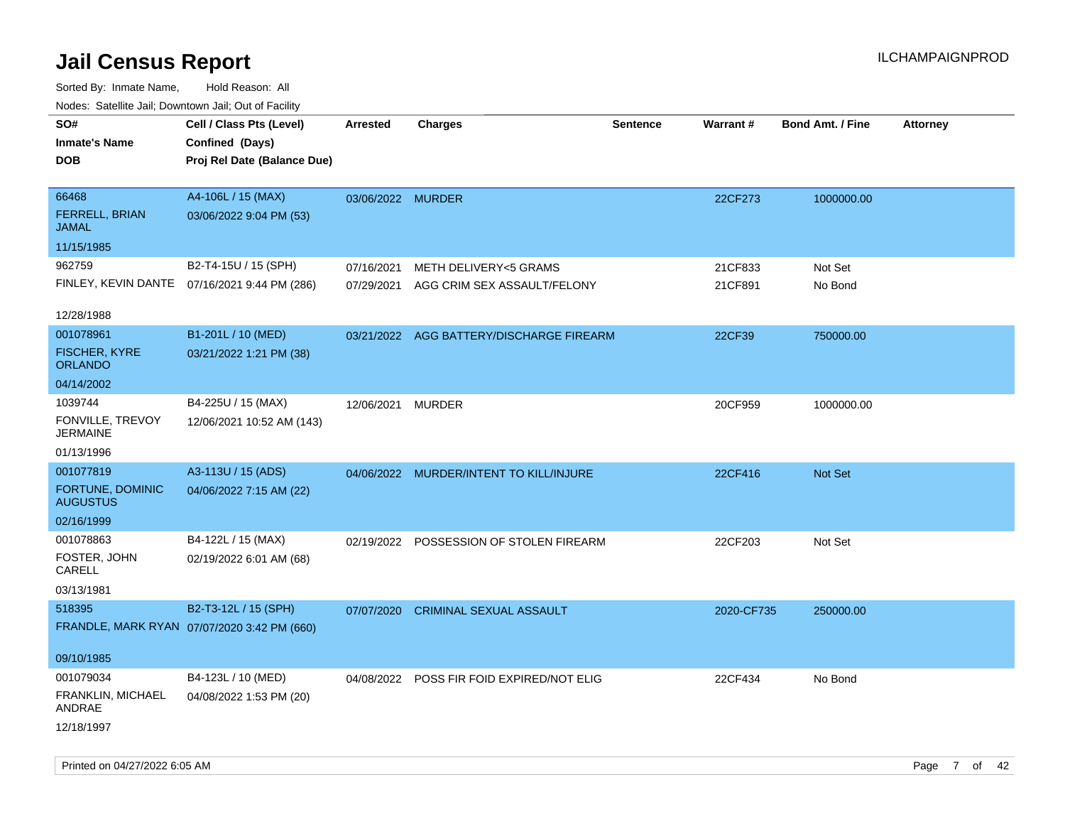# Jail Census Report

ILCHAMPAIGNPROD

Sorted By: Inmate Name, Hold Reason: All

Nodes: Satellite Jail; Downtown Jail; Out of Facility

| SO# / Inmate's Name / DOB | Cell / Class Pts (Level) / Confined (Days) / Proj Rel Date (Balance Due) | Arrested | Charges | Sentence | Warrant # | Bond Amt. / Fine | Attorney |
|---|---|---|---|---|---|---|---|
| 66468<br>FERRELL, BRIAN JAMAL<br>11/15/1985 | A4-106L / 15 (MAX)<br>03/06/2022 9:04 PM (53) | 03/06/2022 | MURDER | | 22CF273 | 1000000.00 | |
| 962759<br>FINLEY, KEVIN DANTE<br>12/28/1988 | B2-T4-15U / 15 (SPH)<br>07/16/2021 9:44 PM (286) | 07/16/2021<br>07/29/2021 | METH DELIVERY<5 GRAMS<br>AGG CRIM SEX ASSAULT/FELONY | | 21CF833<br>21CF891 | Not Set<br>No Bond | |
| 001078961<br>FISCHER, KYRE ORLANDO<br>04/14/2002 | B1-201L / 10 (MED)<br>03/21/2022 1:21 PM (38) | 03/21/2022 | AGG BATTERY/DISCHARGE FIREARM | | 22CF39 | 750000.00 | |
| 1039744<br>FONVILLE, TREVOY JERMAINE<br>01/13/1996 | B4-225U / 15 (MAX)<br>12/06/2021 10:52 AM (143) | 12/06/2021 | MURDER | | 20CF959 | 1000000.00 | |
| 001077819<br>FORTUNE, DOMINIC AUGUSTUS<br>02/16/1999 | A3-113U / 15 (ADS)<br>04/06/2022 7:15 AM (22) | 04/06/2022 | MURDER/INTENT TO KILL/INJURE | | 22CF416 | Not Set | |
| 001078863<br>FOSTER, JOHN CARELL<br>03/13/1981 | B4-122L / 15 (MAX)<br>02/19/2022 6:01 AM (68) | 02/19/2022 | POSSESSION OF STOLEN FIREARM | | 22CF203 | Not Set | |
| 518395<br>FRANDLE, MARK RYAN<br>09/10/1985 | B2-T3-12L / 15 (SPH)<br>07/07/2020 3:42 PM (660) | 07/07/2020 | CRIMINAL SEXUAL ASSAULT | | 2020-CF735 | 250000.00 | |
| 001079034<br>FRANKLIN, MICHAEL ANDRAE<br>12/18/1997 | B4-123L / 10 (MED)<br>04/08/2022 1:53 PM (20) | 04/08/2022 | POSS FIR FOID EXPIRED/NOT ELIG | | 22CF434 | No Bond | |

Printed on 04/27/2022 6:05 AM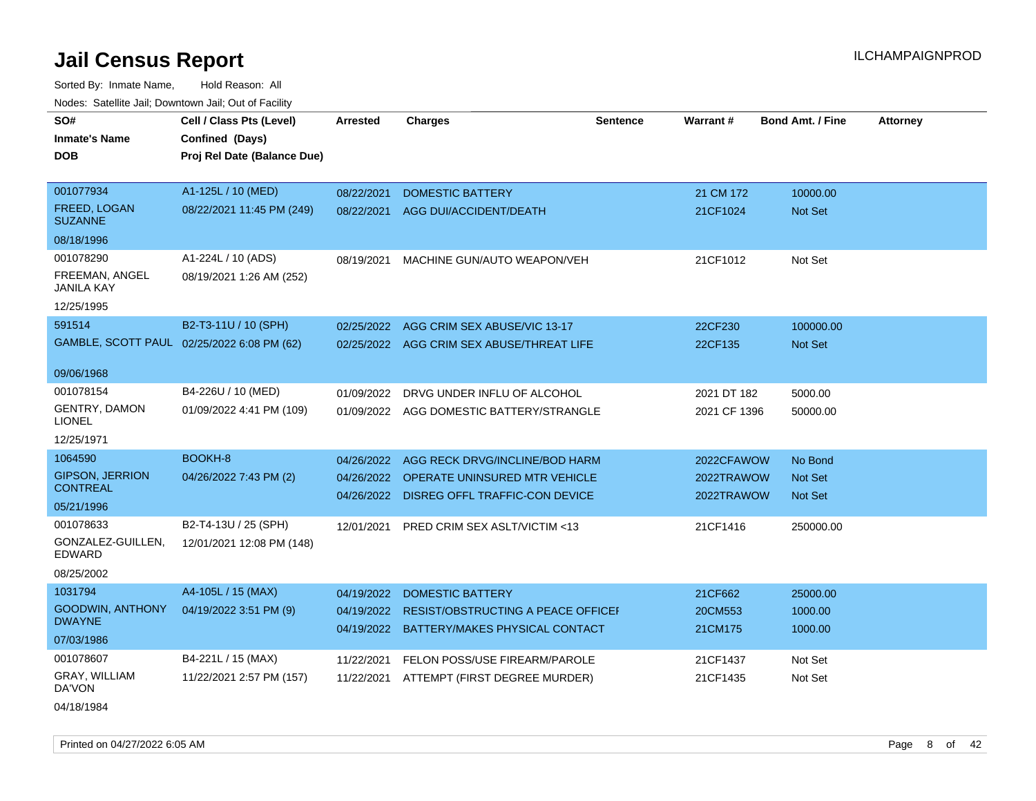# Jail Census Report

ILCHAMPAIGNPROD

Sorted By: Inmate Name, Hold Reason: All

Nodes: Satellite Jail; Downtown Jail; Out of Facility

| SO# / Inmate's Name / DOB | Cell / Class Pts (Level) / Confined (Days) / Proj Rel Date (Balance Due) | Arrested | Charges | Sentence | Warrant # | Bond Amt. / Fine | Attorney |
|---|---|---|---|---|---|---|---|
| 001077934<br>FREED, LOGAN SUZANNE<br>08/18/1996 | A1-125L / 10 (MED)<br>08/22/2021 11:45 PM (249) | 08/22/2021<br>08/22/2021 | DOMESTIC BATTERY<br>AGG DUI/ACCIDENT/DEATH | | 21 CM 172<br>21CF1024 | 10000.00<br>Not Set | |
| 001078290<br>FREEMAN, ANGEL JANILA KAY<br>12/25/1995 | A1-224L / 10 (ADS)<br>08/19/2021 1:26 AM (252) | 08/19/2021 | MACHINE GUN/AUTO WEAPON/VEH | | 21CF1012 | Not Set | |
| 591514<br>GAMBLE, SCOTT PAUL<br>09/06/1968 | B2-T3-11U / 10 (SPH)<br>02/25/2022 6:08 PM (62) | 02/25/2022<br>02/25/2022 | AGG CRIM SEX ABUSE/VIC 13-17<br>AGG CRIM SEX ABUSE/THREAT LIFE | | 22CF230<br>22CF135 | 100000.00<br>Not Set | |
| 001078154<br>GENTRY, DAMON LIONEL<br>12/25/1971 | B4-226U / 10 (MED)<br>01/09/2022 4:41 PM (109) | 01/09/2022<br>01/09/2022 | DRVG UNDER INFLU OF ALCOHOL<br>AGG DOMESTIC BATTERY/STRANGLE | | 2021 DT 182<br>2021 CF 1396 | 5000.00<br>50000.00 | |
| 1064590<br>GIPSON, JERRION CONTREAL<br>05/21/1996 | BOOKH-8<br>04/26/2022 7:43 PM (2) | 04/26/2022<br>04/26/2022<br>04/26/2022 | AGG RECK DRVG/INCLINE/BOD HARM<br>OPERATE UNINSURED MTR VEHICLE<br>DISREG OFFL TRAFFIC-CON DEVICE | | 2022CFAWOW<br>2022TRAWOW<br>2022TRAWOW | No Bond<br>Not Set<br>Not Set | |
| 001078633<br>GONZALEZ-GUILLEN, EDWARD<br>08/25/2002 | B2-T4-13U / 25 (SPH)<br>12/01/2021 12:08 PM (148) | 12/01/2021 | PRED CRIM SEX ASLT/VICTIM <13 | | 21CF1416 | 250000.00 | |
| 1031794<br>GOODWIN, ANTHONY DWAYNE<br>07/03/1986 | A4-105L / 15 (MAX)<br>04/19/2022 3:51 PM (9) | 04/19/2022<br>04/19/2022<br>04/19/2022 | DOMESTIC BATTERY<br>RESIST/OBSTRUCTING A PEACE OFFICEI<br>BATTERY/MAKES PHYSICAL CONTACT | | 21CF662<br>20CM553<br>21CM175 | 25000.00<br>1000.00<br>1000.00 | |
| 001078607<br>GRAY, WILLIAM DA'VON<br>04/18/1984 | B4-221L / 15 (MAX)<br>11/22/2021 2:57 PM (157) | 11/22/2021<br>11/22/2021 | FELON POSS/USE FIREARM/PAROLE<br>ATTEMPT (FIRST DEGREE MURDER) | | 21CF1437<br>21CF1435 | Not Set<br>Not Set | |

Printed on 04/27/2022 6:05 AM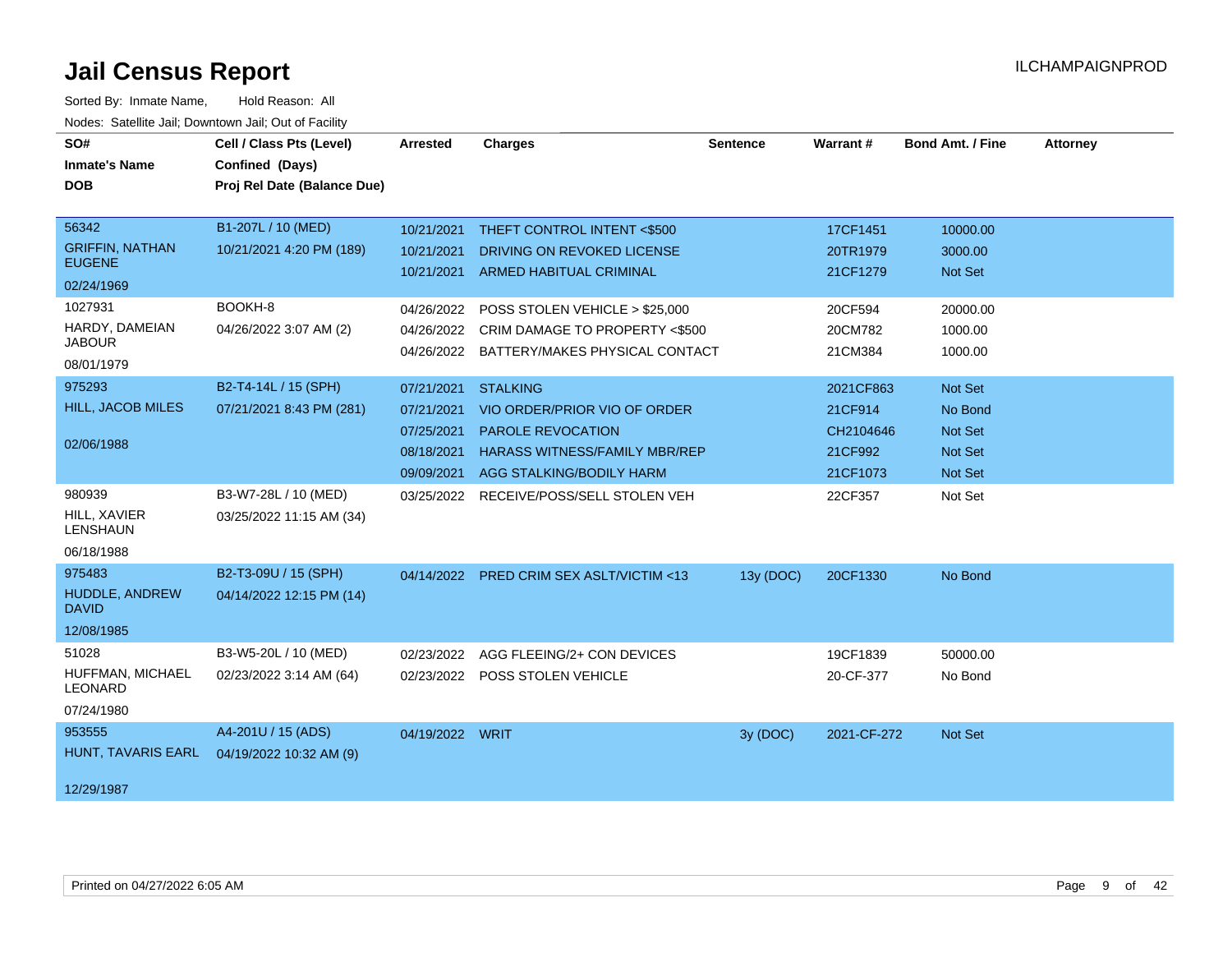# Jail Census Report

ILCHAMPAIGNPROD

Sorted By: Inmate Name, Hold Reason: All

Nodes: Satellite Jail; Downtown Jail; Out of Facility

| SO# / Inmate's Name / DOB | Cell / Class Pts (Level) / Confined (Days) / Proj Rel Date (Balance Due) | Arrested | Charges | Sentence | Warrant # | Bond Amt. / Fine | Attorney |
|---|---|---|---|---|---|---|---|
| 56342 GRIFFIN, NATHAN EUGENE 02/24/1969 | B1-207L / 10 (MED) 10/21/2021 4:20 PM (189) | 10/21/2021 | THEFT CONTROL INTENT <$500 | | 17CF1451 | 10000.00 | |
| | | 10/21/2021 | DRIVING ON REVOKED LICENSE | | 20TR1979 | 3000.00 | |
| | | 10/21/2021 | ARMED HABITUAL CRIMINAL | | 21CF1279 | Not Set | |
| 1027931 HARDY, DAMEIAN JABOUR 08/01/1979 | BOOKH-8 04/26/2022 3:07 AM (2) | 04/26/2022 | POSS STOLEN VEHICLE > $25,000 | | 20CF594 | 20000.00 | |
| | | 04/26/2022 | CRIM DAMAGE TO PROPERTY <$500 | | 20CM782 | 1000.00 | |
| | | 04/26/2022 | BATTERY/MAKES PHYSICAL CONTACT | | 21CM384 | 1000.00 | |
| 975293 HILL, JACOB MILES 02/06/1988 | B2-T4-14L / 15 (SPH) 07/21/2021 8:43 PM (281) | 07/21/2021 | STALKING | | 2021CF863 | Not Set | |
| | | 07/21/2021 | VIO ORDER/PRIOR VIO OF ORDER | | 21CF914 | No Bond | |
| | | 07/25/2021 | PAROLE REVOCATION | | CH2104646 | Not Set | |
| | | 08/18/2021 | HARASS WITNESS/FAMILY MBR/REP | | 21CF992 | Not Set | |
| | | 09/09/2021 | AGG STALKING/BODILY HARM | | 21CF1073 | Not Set | |
| 980939 HILL, XAVIER LENSHAUN 06/18/1988 | B3-W7-28L / 10 (MED) 03/25/2022 11:15 AM (34) | 03/25/2022 | RECEIVE/POSS/SELL STOLEN VEH | | 22CF357 | Not Set | |
| 975483 HUDDLE, ANDREW DAVID 12/08/1985 | B2-T3-09U / 15 (SPH) 04/14/2022 12:15 PM (14) | 04/14/2022 | PRED CRIM SEX ASLT/VICTIM <13 | 13y (DOC) | 20CF1330 | No Bond | |
| 51028 HUFFMAN, MICHAEL LEONARD 07/24/1980 | B3-W5-20L / 10 (MED) 02/23/2022 3:14 AM (64) | 02/23/2022 | AGG FLEEING/2+ CON DEVICES | | 19CF1839 | 50000.00 | |
| | | 02/23/2022 | POSS STOLEN VEHICLE | | 20-CF-377 | No Bond | |
| 953555 HUNT, TAVARIS EARL 12/29/1987 | A4-201U / 15 (ADS) 04/19/2022 10:32 AM (9) | 04/19/2022 | WRIT | 3y (DOC) | 2021-CF-272 | Not Set | |

Printed on 04/27/2022 6:05 AM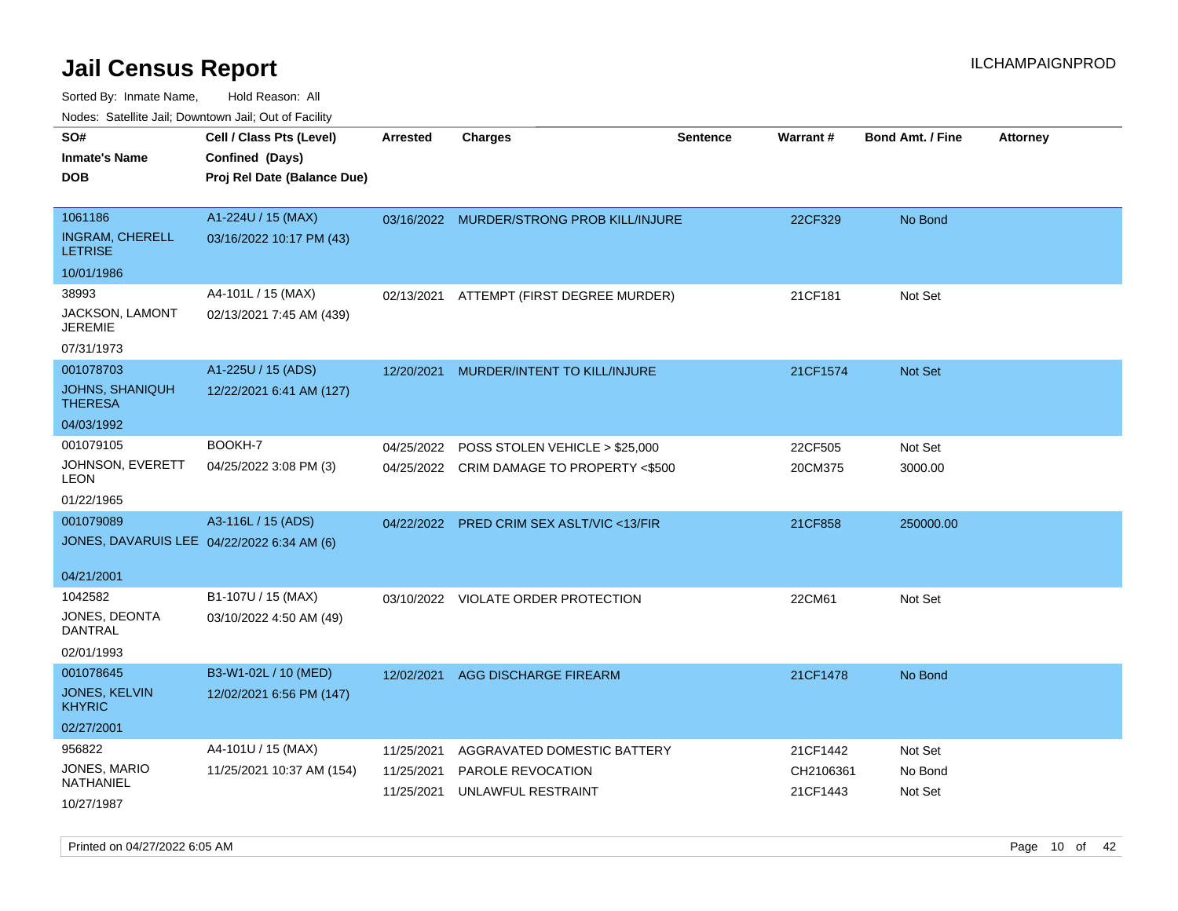# Jail Census Report

ILCHAMPAIGNPROD

Sorted By: Inmate Name, Hold Reason: All

Nodes: Satellite Jail; Downtown Jail; Out of Facility

| SO# / Inmate's Name / DOB | Cell / Class Pts (Level) / Confined (Days) / Proj Rel Date (Balance Due) | Arrested | Charges | Sentence | Warrant # | Bond Amt. / Fine | Attorney |
|---|---|---|---|---|---|---|---|
| 1061186<br>INGRAM, CHERELL LETRISE<br>10/01/1986 | A1-224U / 15 (MAX)<br>03/16/2022 10:17 PM (43) | 03/16/2022 | MURDER/STRONG PROB KILL/INJURE | | 22CF329 | No Bond | |
| 38993<br>JACKSON, LAMONT JEREMIE<br>07/31/1973 | A4-101L / 15 (MAX)<br>02/13/2021 7:45 AM (439) | 02/13/2021 | ATTEMPT (FIRST DEGREE MURDER) | | 21CF181 | Not Set | |
| 001078703<br>JOHNS, SHANIQUH THERESA<br>04/03/1992 | A1-225U / 15 (ADS)<br>12/22/2021 6:41 AM (127) | 12/20/2021 | MURDER/INTENT TO KILL/INJURE | | 21CF1574 | Not Set | |
| 001079105<br>JOHNSON, EVERETT LEON<br>01/22/1965 | BOOKH-7<br>04/25/2022 3:08 PM (3) | 04/25/2022<br>04/25/2022 | POSS STOLEN VEHICLE > $25,000<br>CRIM DAMAGE TO PROPERTY <$500 | | 22CF505<br>20CM375 | Not Set<br>3000.00 | |
| 001079089<br>JONES, DAVARUIS LEE<br>04/21/2001 | A3-116L / 15 (ADS)<br>04/22/2022 6:34 AM (6) | 04/22/2022 | PRED CRIM SEX ASLT/VIC <13/FIR | | 21CF858 | 250000.00 | |
| 1042582<br>JONES, DEONTA DANTRAL<br>02/01/1993 | B1-107U / 15 (MAX)<br>03/10/2022 4:50 AM (49) | 03/10/2022 | VIOLATE ORDER PROTECTION | | 22CM61 | Not Set | |
| 001078645<br>JONES, KELVIN KHYRIC<br>02/27/2001 | B3-W1-02L / 10 (MED)<br>12/02/2021 6:56 PM (147) | 12/02/2021 | AGG DISCHARGE FIREARM | | 21CF1478 | No Bond | |
| 956822<br>JONES, MARIO NATHANIEL<br>10/27/1987 | A4-101U / 15 (MAX)<br>11/25/2021 10:37 AM (154) | 11/25/2021<br>11/25/2021<br>11/25/2021 | AGGRAVATED DOMESTIC BATTERY<br>PAROLE REVOCATION<br>UNLAWFUL RESTRAINT | | 21CF1442<br>CH2106361<br>21CF1443 | Not Set<br>No Bond<br>Not Set | |

Printed on 04/27/2022 6:05 AM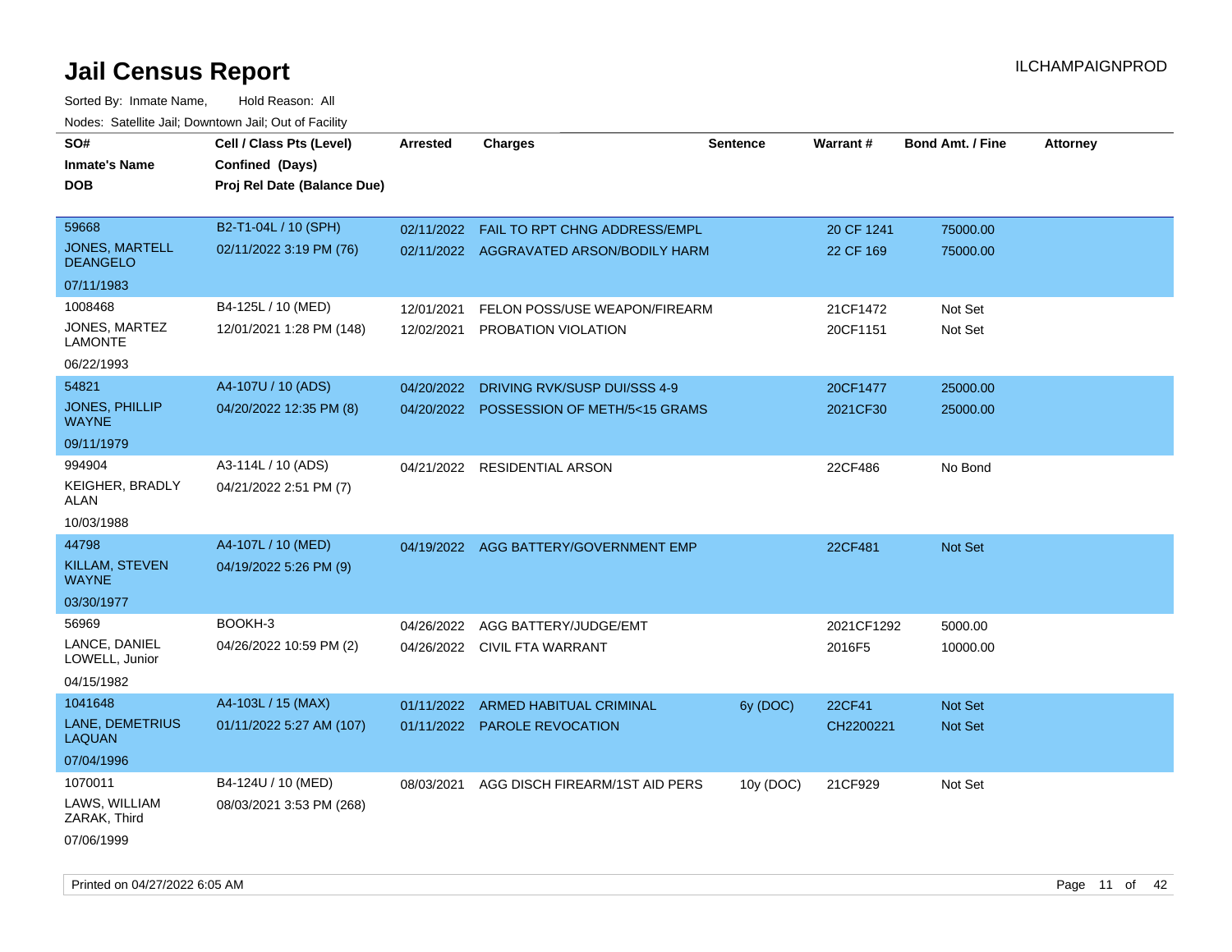# Jail Census Report

ILCHAMPAIGNPROD

Sorted By: Inmate Name, Hold Reason: All

Nodes: Satellite Jail; Downtown Jail; Out of Facility

| SO# / Inmate's Name / DOB | Cell / Class Pts (Level) / Confined (Days) / Proj Rel Date (Balance Due) | Arrested | Charges | Sentence | Warrant # | Bond Amt. / Fine | Attorney |
|---|---|---|---|---|---|---|---|
| 59668<br>JONES, MARTELL DEANGELO<br>07/11/1983 | B2-T1-04L / 10 (SPH)<br>02/11/2022 3:19 PM (76) | 02/11/2022<br>02/11/2022 | FAIL TO RPT CHNG ADDRESS/EMPL<br>AGGRAVATED ARSON/BODILY HARM | | 20 CF 1241<br>22 CF 169 | 75000.00<br>75000.00 | |
| 1008468<br>JONES, MARTEZ LAMONTE<br>06/22/1993 | B4-125L / 10 (MED)<br>12/01/2021 1:28 PM (148) | 12/01/2021<br>12/02/2021 | FELON POSS/USE WEAPON/FIREARM<br>PROBATION VIOLATION | | 21CF1472<br>20CF1151 | Not Set<br>Not Set | |
| 54821<br>JONES, PHILLIP WAYNE<br>09/11/1979 | A4-107U / 10 (ADS)<br>04/20/2022 12:35 PM (8) | 04/20/2022<br>04/20/2022 | DRIVING RVK/SUSP DUI/SSS 4-9<br>POSSESSION OF METH/5<15 GRAMS | | 20CF1477<br>2021CF30 | 25000.00<br>25000.00 | |
| 994904<br>KEIGHER, BRADLY ALAN<br>10/03/1988 | A3-114L / 10 (ADS)<br>04/21/2022 2:51 PM (7) | 04/21/2022 | RESIDENTIAL ARSON | | 22CF486 | No Bond | |
| 44798<br>KILLAM, STEVEN WAYNE<br>03/30/1977 | A4-107L / 10 (MED)<br>04/19/2022 5:26 PM (9) | 04/19/2022 | AGG BATTERY/GOVERNMENT EMP | | 22CF481 | Not Set | |
| 56969<br>LANCE, DANIEL LOWELL, Junior<br>04/15/1982 | BOOKH-3<br>04/26/2022 10:59 PM (2) | 04/26/2022<br>04/26/2022 | AGG BATTERY/JUDGE/EMT<br>CIVIL FTA WARRANT | | 2021CF1292<br>2016F5 | 5000.00<br>10000.00 | |
| 1041648<br>LANE, DEMETRIUS LAQUAN<br>07/04/1996 | A4-103L / 15 (MAX)<br>01/11/2022 5:27 AM (107) | 01/11/2022<br>01/11/2022 | ARMED HABITUAL CRIMINAL<br>PAROLE REVOCATION | 6y (DOC) | 22CF41<br>CH2200221 | Not Set<br>Not Set | |
| 1070011<br>LAWS, WILLIAM ZARAK, Third<br>07/06/1999 | B4-124U / 10 (MED)<br>08/03/2021 3:53 PM (268) | 08/03/2021 | AGG DISCH FIREARM/1ST AID PERS | 10y (DOC) | 21CF929 | Not Set | |

Printed on 04/27/2022 6:05 AM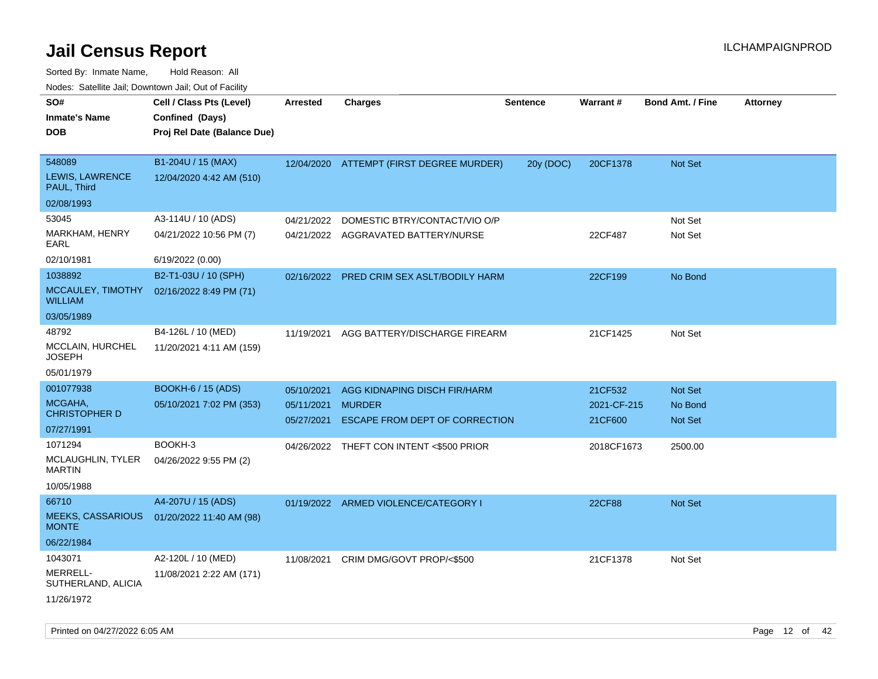# Jail Census Report

ILCHAMPAIGNPROD

Sorted By: Inmate Name, Hold Reason: All

Nodes: Satellite Jail; Downtown Jail; Out of Facility

| SO# / Inmate's Name / DOB | Cell / Class Pts (Level) / Confined (Days) / Proj Rel Date (Balance Due) | Arrested | Charges | Sentence | Warrant # | Bond Amt. / Fine | Attorney |
|---|---|---|---|---|---|---|---|
| 548089<br>LEWIS, LAWRENCE PAUL, Third<br>02/08/1993 | B1-204U / 15 (MAX)<br>12/04/2020 4:42 AM (510) | 12/04/2020 | ATTEMPT (FIRST DEGREE MURDER) | 20y (DOC) | 20CF1378 | Not Set | |
| 53045<br>MARKHAM, HENRY EARL<br>02/10/1981 | A3-114U / 10 (ADS)<br>04/21/2022 10:56 PM (7)<br>6/19/2022 (0.00) | 04/21/2022<br>04/21/2022 | DOMESTIC BTRY/CONTACT/VIO O/P<br>AGGRAVATED BATTERY/NURSE | | <br>22CF487 | Not Set<br>Not Set | |
| 1038892<br>MCCAULEY, TIMOTHY WILLIAM<br>03/05/1989 | B2-T1-03U / 10 (SPH)<br>02/16/2022 8:49 PM (71) | 02/16/2022 | PRED CRIM SEX ASLT/BODILY HARM | | 22CF199 | No Bond | |
| 48792<br>MCCLAIN, HURCHEL JOSEPH<br>05/01/1979 | B4-126L / 10 (MED)<br>11/20/2021 4:11 AM (159) | 11/19/2021 | AGG BATTERY/DISCHARGE FIREARM | | 21CF1425 | Not Set | |
| 001077938<br>MCGAHA, CHRISTOPHER D<br>07/27/1991 | BOOKH-6 / 15 (ADS)<br>05/10/2021 7:02 PM (353) | 05/10/2021<br>05/11/2021<br>05/27/2021 | AGG KIDNAPING DISCH FIR/HARM<br>MURDER<br>ESCAPE FROM DEPT OF CORRECTION | | 21CF532<br>2021-CF-215<br>21CF600 | Not Set<br>No Bond<br>Not Set | |
| 1071294<br>MCLAUGHLIN, TYLER MARTIN<br>10/05/1988 | BOOKH-3<br>04/26/2022 9:55 PM (2) | 04/26/2022 | THEFT CON INTENT <$500 PRIOR | | 2018CF1673 | 2500.00 | |
| 66710<br>MEEKS, CASSARIOUS MONTE<br>06/22/1984 | A4-207U / 15 (ADS)<br>01/20/2022 11:40 AM (98) | 01/19/2022 | ARMED VIOLENCE/CATEGORY I | | 22CF88 | Not Set | |
| 1043071<br>MERRELL-SUTHERLAND, ALICIA<br>11/26/1972 | A2-120L / 10 (MED)<br>11/08/2021 2:22 AM (171) | 11/08/2021 | CRIM DMG/GOVT PROP/<$500 | | 21CF1378 | Not Set | |

Printed on 04/27/2022 6:05 AM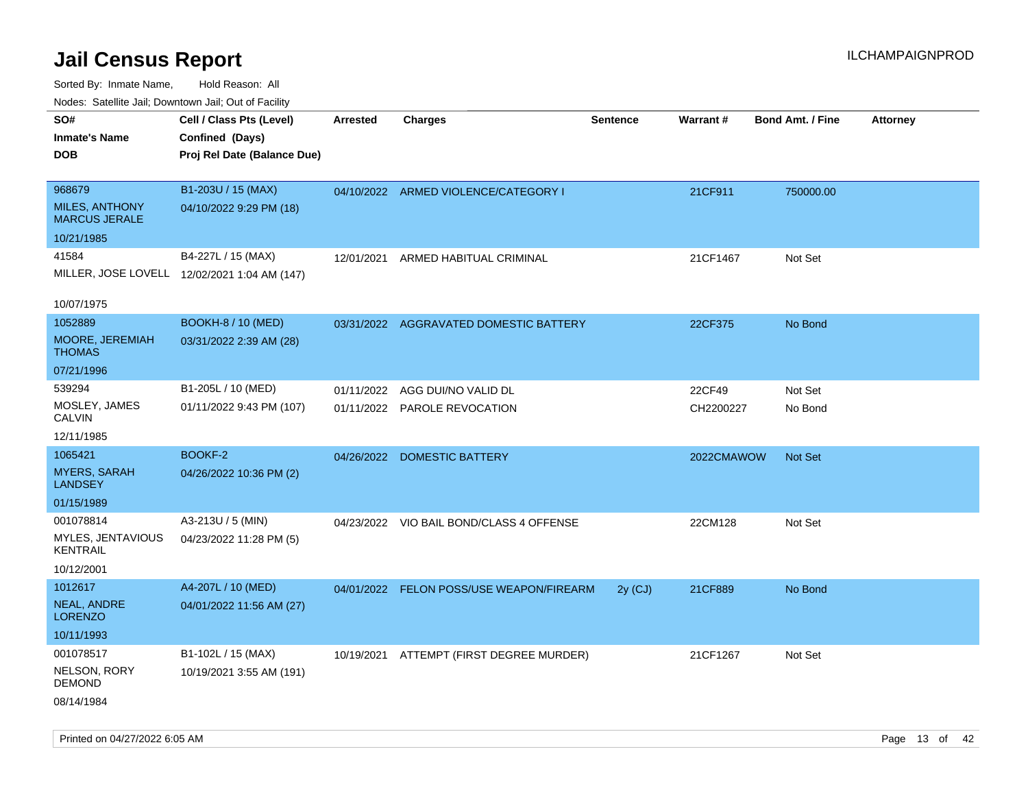# Jail Census Report

ILCHAMPAIGNPROD

Sorted By: Inmate Name, Hold Reason: All

Nodes: Satellite Jail; Downtown Jail; Out of Facility

| SO# / Inmate's Name / DOB | Cell / Class Pts (Level) / Confined (Days) / Proj Rel Date (Balance Due) | Arrested | Charges | Sentence | Warrant # | Bond Amt. / Fine | Attorney |
|---|---|---|---|---|---|---|---|
| 968679<br>MILES, ANTHONY MARCUS JERALE<br>10/21/1985 | B1-203U / 15 (MAX)<br>04/10/2022 9:29 PM (18) | 04/10/2022 | ARMED VIOLENCE/CATEGORY I | | 21CF911 | 750000.00 | |
| 41584<br>MILLER, JOSE LOVELL<br>10/07/1975 | B4-227L / 15 (MAX)<br>12/02/2021 1:04 AM (147) | 12/01/2021 | ARMED HABITUAL CRIMINAL | | 21CF1467 | Not Set | |
| 1052889<br>MOORE, JEREMIAH THOMAS<br>07/21/1996 | BOOKH-8 / 10 (MED)<br>03/31/2022 2:39 AM (28) | 03/31/2022 | AGGRAVATED DOMESTIC BATTERY | | 22CF375 | No Bond | |
| 539294<br>MOSLEY, JAMES CALVIN<br>12/11/1985 | B1-205L / 10 (MED)<br>01/11/2022 9:43 PM (107) | 01/11/2022<br>01/11/2022 | AGG DUI/NO VALID DL<br>PAROLE REVOCATION | | 22CF49<br>CH2200227 | Not Set<br>No Bond | |
| 1065421<br>MYERS, SARAH LANDSEY<br>01/15/1989 | BOOKF-2<br>04/26/2022 10:36 PM (2) | 04/26/2022 | DOMESTIC BATTERY | | 2022CMAWOW | Not Set | |
| 001078814<br>MYLES, JENTAVIOUS KENTRAIL<br>10/12/2001 | A3-213U / 5 (MIN)<br>04/23/2022 11:28 PM (5) | 04/23/2022 | VIO BAIL BOND/CLASS 4 OFFENSE | | 22CM128 | Not Set | |
| 1012617<br>NEAL, ANDRE LORENZO<br>10/11/1993 | A4-207L / 10 (MED)<br>04/01/2022 11:56 AM (27) | 04/01/2022 | FELON POSS/USE WEAPON/FIREARM | 2y (CJ) | 21CF889 | No Bond | |
| 001078517<br>NELSON, RORY DEMOND<br>08/14/1984 | B1-102L / 15 (MAX)<br>10/19/2021 3:55 AM (191) | 10/19/2021 | ATTEMPT (FIRST DEGREE MURDER) | | 21CF1267 | Not Set | |

Printed on 04/27/2022 6:05 AM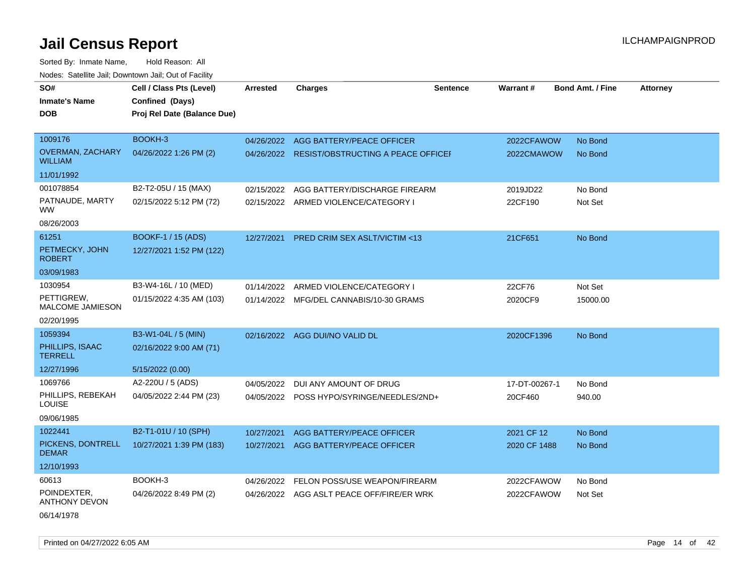# Jail Census Report

ILCHAMPAIGNPROD

Sorted By: Inmate Name, Hold Reason: All

Nodes: Satellite Jail; Downtown Jail; Out of Facility

| SO# / Inmate's Name / DOB | Cell / Class Pts (Level) / Confined (Days) / Proj Rel Date (Balance Due) | Arrested | Charges | Sentence | Warrant # | Bond Amt. / Fine | Attorney |
|---|---|---|---|---|---|---|---|
| 1009176 OVERMAN, ZACHARY WILLIAM 11/01/1992 | BOOKH-3 04/26/2022 1:26 PM (2) | 04/26/2022 | AGG BATTERY/PEACE OFFICER | | 2022CFAWOW | No Bond | |
| | | 04/26/2022 | RESIST/OBSTRUCTING A PEACE OFFICEI | | 2022CMAWOW | No Bond | |
| 001078854 PATNAUDE, MARTY WW 08/26/2003 | B2-T2-05U / 15 (MAX) 02/15/2022 5:12 PM (72) | 02/15/2022 | AGG BATTERY/DISCHARGE FIREARM | | 2019JD22 | No Bond | |
| | | 02/15/2022 | ARMED VIOLENCE/CATEGORY I | | 22CF190 | Not Set | |
| 61251 PETMECKY, JOHN ROBERT 03/09/1983 | BOOKF-1 / 15 (ADS) 12/27/2021 1:52 PM (122) | 12/27/2021 | PRED CRIM SEX ASLT/VICTIM <13 | | 21CF651 | No Bond | |
| 1030954 PETTIGREW, MALCOME JAMIESON 02/20/1995 | B3-W4-16L / 10 (MED) 01/15/2022 4:35 AM (103) | 01/14/2022 | ARMED VIOLENCE/CATEGORY I | | 22CF76 | Not Set | |
| | | 01/14/2022 | MFG/DEL CANNABIS/10-30 GRAMS | | 2020CF9 | 15000.00 | |
| 1059394 PHILLIPS, ISAAC TERRELL 12/27/1996 | B3-W1-04L / 5 (MIN) 02/16/2022 9:00 AM (71) 5/15/2022 (0.00) | 02/16/2022 | AGG DUI/NO VALID DL | | 2020CF1396 | No Bond | |
| 1069766 PHILLIPS, REBEKAH LOUISE 09/06/1985 | A2-220U / 5 (ADS) 04/05/2022 2:44 PM (23) | 04/05/2022 | DUI ANY AMOUNT OF DRUG | | 17-DT-00267-1 | No Bond | |
| | | 04/05/2022 | POSS HYPO/SYRINGE/NEEDLES/2ND+ | | 20CF460 | 940.00 | |
| 1022441 PICKENS, DONTRELL DEMAR 12/10/1993 | B2-T1-01U / 10 (SPH) 10/27/2021 1:39 PM (183) | 10/27/2021 | AGG BATTERY/PEACE OFFICER | | 2021 CF 12 | No Bond | |
| | | 10/27/2021 | AGG BATTERY/PEACE OFFICER | | 2020 CF 1488 | No Bond | |
| 60613 POINDEXTER, ANTHONY DEVON 06/14/1978 | BOOKH-3 04/26/2022 8:49 PM (2) | 04/26/2022 | FELON POSS/USE WEAPON/FIREARM | | 2022CFAWOW | No Bond | |
| | | 04/26/2022 | AGG ASLT PEACE OFF/FIRE/ER WRK | | 2022CFAWOW | Not Set | |

Printed on 04/27/2022 6:05 AM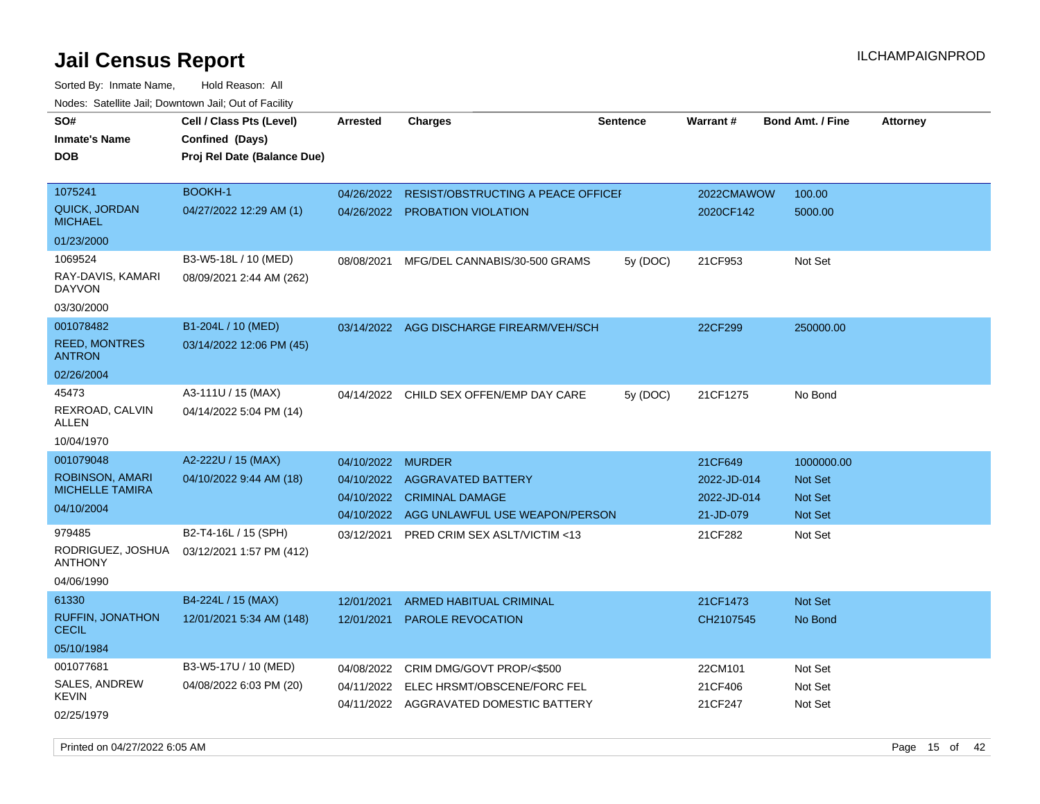# Jail Census Report

ILCHAMPAIGNPROD

Sorted By: Inmate Name, Hold Reason: All

Nodes: Satellite Jail; Downtown Jail; Out of Facility

| SO# / Inmate's Name / DOB | Cell / Class Pts (Level) / Confined (Days) / Proj Rel Date (Balance Due) | Arrested | Charges | Sentence | Warrant # | Bond Amt. / Fine | Attorney |
|---|---|---|---|---|---|---|---|
| 1075241<br>QUICK, JORDAN MICHAEL<br>01/23/2000 | BOOKH-1<br>04/27/2022 12:29 AM (1) | 04/26/2022 | RESIST/OBSTRUCTING A PEACE OFFICEF | | 2022CMAWOW | 100.00 | |
| | | 04/26/2022 | PROBATION VIOLATION | | 2020CF142 | 5000.00 | |
| 1069524<br>RAY-DAVIS, KAMARI DAYVON<br>03/30/2000 | B3-W5-18L / 10 (MED)<br>08/09/2021 2:44 AM (262) | 08/08/2021 | MFG/DEL CANNABIS/30-500 GRAMS | 5y (DOC) | 21CF953 | Not Set | |
| 001078482<br>REED, MONTRES ANTRON<br>02/26/2004 | B1-204L / 10 (MED)<br>03/14/2022 12:06 PM (45) | 03/14/2022 | AGG DISCHARGE FIREARM/VEH/SCH | | 22CF299 | 250000.00 | |
| 45473<br>REXROAD, CALVIN ALLEN<br>10/04/1970 | A3-111U / 15 (MAX)<br>04/14/2022 5:04 PM (14) | 04/14/2022 | CHILD SEX OFFEN/EMP DAY CARE | 5y (DOC) | 21CF1275 | No Bond | |
| 001079048<br>ROBINSON, AMARI MICHELLE TAMIRA<br>04/10/2004 | A2-222U / 15 (MAX)<br>04/10/2022 9:44 AM (18) | 04/10/2022 | MURDER | | 21CF649 | 1000000.00 | |
| | | 04/10/2022 | AGGRAVATED BATTERY | | 2022-JD-014 | Not Set | |
| | | 04/10/2022 | CRIMINAL DAMAGE | | 2022-JD-014 | Not Set | |
| | | 04/10/2022 | AGG UNLAWFUL USE WEAPON/PERSON | | 21-JD-079 | Not Set | |
| 979485<br>RODRIGUEZ, JOSHUA ANTHONY<br>04/06/1990 | B2-T4-16L / 15 (SPH)<br>03/12/2021 1:57 PM (412) | 03/12/2021 | PRED CRIM SEX ASLT/VICTIM <13 | | 21CF282 | Not Set | |
| 61330<br>RUFFIN, JONATHON CECIL<br>05/10/1984 | B4-224L / 15 (MAX)<br>12/01/2021 5:34 AM (148) | 12/01/2021 | ARMED HABITUAL CRIMINAL | | 21CF1473 | Not Set | |
| | | 12/01/2021 | PAROLE REVOCATION | | CH2107545 | No Bond | |
| 001077681<br>SALES, ANDREW KEVIN<br>02/25/1979 | B3-W5-17U / 10 (MED)<br>04/08/2022 6:03 PM (20) | 04/08/2022 | CRIM DMG/GOVT PROP/<$500 | | 22CM101 | Not Set | |
| | | 04/11/2022 | ELEC HRSMT/OBSCENE/FORC FEL | | 21CF406 | Not Set | |
| | | 04/11/2022 | AGGRAVATED DOMESTIC BATTERY | | 21CF247 | Not Set | |

Printed on 04/27/2022 6:05 AM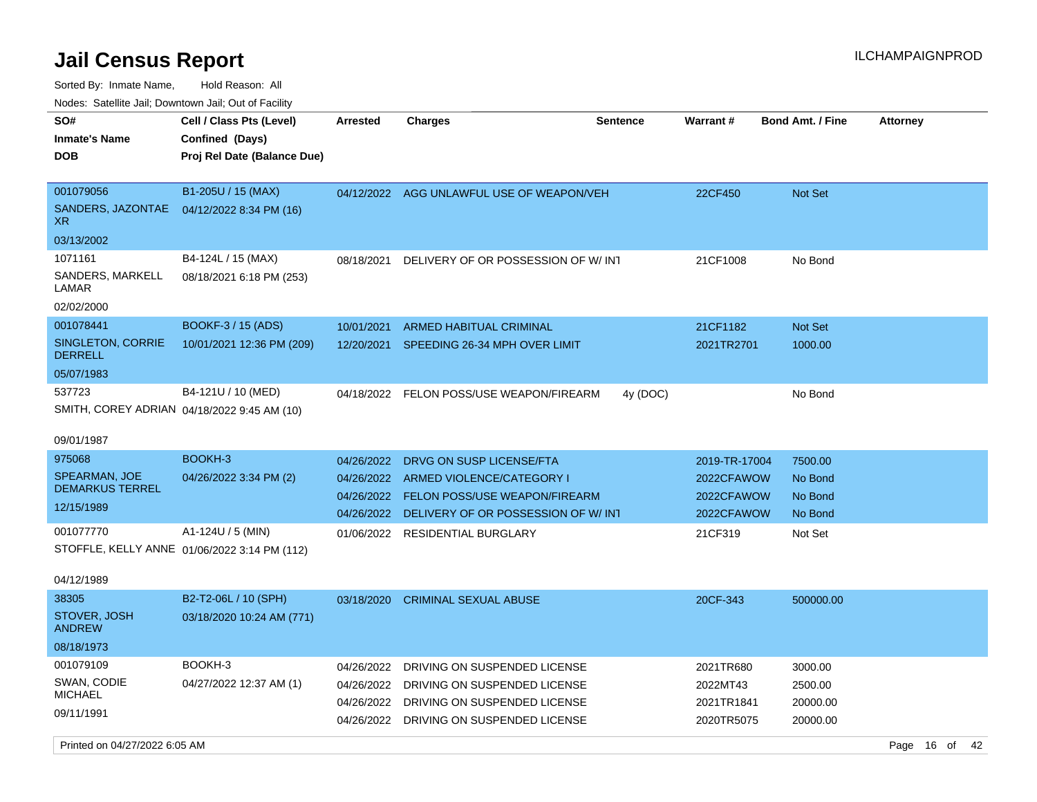# Jail Census Report

ILCHAMPAIGNPROD

Sorted By: Inmate Name, Hold Reason: All

Nodes: Satellite Jail; Downtown Jail; Out of Facility

| SO# / Inmate's Name / DOB | Cell / Class Pts (Level) / Confined (Days) / Proj Rel Date (Balance Due) | Arrested | Charges | Sentence | Warrant # | Bond Amt. / Fine | Attorney |
|---|---|---|---|---|---|---|---|
| 001079056<br>SANDERS, JAZONTAE XR<br>03/13/2002 | B1-205U / 15 (MAX)<br>04/12/2022 8:34 PM (16) | 04/12/2022 | AGG UNLAWFUL USE OF WEAPON/VEH | | 22CF450 | Not Set | |
| 1071161<br>SANDERS, MARKELL LAMAR<br>02/02/2000 | B4-124L / 15 (MAX)<br>08/18/2021 6:18 PM (253) | 08/18/2021 | DELIVERY OF OR POSSESSION OF W/ INT | | 21CF1008 | No Bond | |
| 001078441<br>SINGLETON, CORRIE DERRELL<br>05/07/1983 | BOOKF-3 / 15 (ADS)<br>10/01/2021 12:36 PM (209) | 10/01/2021 | ARMED HABITUAL CRIMINAL | | 21CF1182 | Not Set | |
| | | 12/20/2021 | SPEEDING 26-34 MPH OVER LIMIT | | 2021TR2701 | 1000.00 | |
| 537723<br>SMITH, COREY ADRIAN<br>09/01/1987 | B4-121U / 10 (MED)<br>04/18/2022 9:45 AM (10) | 04/18/2022 | FELON POSS/USE WEAPON/FIREARM | 4y (DOC) | | No Bond | |
| 975068<br>SPEARMAN, JOE DEMARKUS TERREL<br>12/15/1989 | BOOKH-3<br>04/26/2022 3:34 PM (2) | 04/26/2022 | DRVG ON SUSP LICENSE/FTA | | 2019-TR-17004 | 7500.00 | |
| | | 04/26/2022 | ARMED VIOLENCE/CATEGORY I | | 2022CFAWOW | No Bond | |
| | | 04/26/2022 | FELON POSS/USE WEAPON/FIREARM | | 2022CFAWOW | No Bond | |
| | | 04/26/2022 | DELIVERY OF OR POSSESSION OF W/ INT | | 2022CFAWOW | No Bond | |
| 001077770<br>STOFFLE, KELLY ANNE<br>04/12/1989 | A1-124U / 5 (MIN)<br>01/06/2022 3:14 PM (112) | 01/06/2022 | RESIDENTIAL BURGLARY | | 21CF319 | Not Set | |
| 38305<br>STOVER, JOSH ANDREW<br>08/18/1973 | B2-T2-06L / 10 (SPH)<br>03/18/2020 10:24 AM (771) | 03/18/2020 | CRIMINAL SEXUAL ABUSE | | 20CF-343 | 500000.00 | |
| 001079109<br>SWAN, CODIE MICHAEL<br>09/11/1991 | BOOKH-3<br>04/27/2022 12:37 AM (1) | 04/26/2022 | DRIVING ON SUSPENDED LICENSE | | 2021TR680 | 3000.00 | |
| | | 04/26/2022 | DRIVING ON SUSPENDED LICENSE | | 2022MT43 | 2500.00 | |
| | | 04/26/2022 | DRIVING ON SUSPENDED LICENSE | | 2021TR1841 | 20000.00 | |
| | | 04/26/2022 | DRIVING ON SUSPENDED LICENSE | | 2020TR5075 | 20000.00 | |

Printed on 04/27/2022 6:05 AM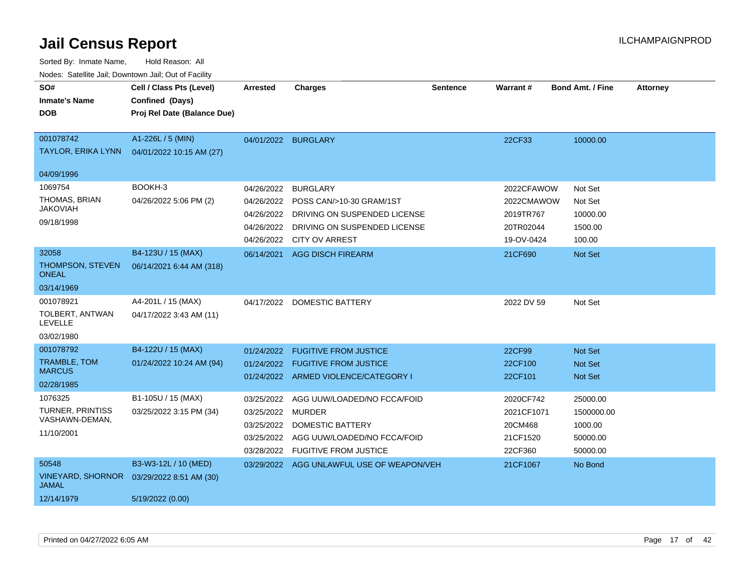# Jail Census Report

ILCHAMPAIGNPROD

Sorted By: Inmate Name, Hold Reason: All

Nodes: Satellite Jail; Downtown Jail; Out of Facility

| SO# / Inmate's Name / DOB | Cell / Class Pts (Level) / Confined (Days) / Proj Rel Date (Balance Due) | Arrested | Charges | Sentence | Warrant # | Bond Amt. / Fine | Attorney |
|---|---|---|---|---|---|---|---|
| 001078742<br>TAYLOR, ERIKA LYNN<br>04/09/1996 | A1-226L / 5 (MIN)<br>04/01/2022 10:15 AM (27) | 04/01/2022 | BURGLARY | | 22CF33 | 10000.00 | |
| 1069754<br>THOMAS, BRIAN JAKOVIAH<br>09/18/1998 | BOOKH-3<br>04/26/2022 5:06 PM (2) | 04/26/2022 | BURGLARY | | 2022CFAWOW | Not Set | |
| | | 04/26/2022 | POSS CAN/>10-30 GRAM/1ST | | 2022CMAWOW | Not Set | |
| | | 04/26/2022 | DRIVING ON SUSPENDED LICENSE | | 2019TR767 | 10000.00 | |
| | | 04/26/2022 | DRIVING ON SUSPENDED LICENSE | | 20TR02044 | 1500.00 | |
| | | 04/26/2022 | CITY OV ARREST | | 19-OV-0424 | 100.00 | |
| 32058<br>THOMPSON, STEVEN ONEAL<br>03/14/1969 | B4-123U / 15 (MAX)<br>06/14/2021 6:44 AM (318) | 06/14/2021 | AGG DISCH FIREARM | | 21CF690 | Not Set | |
| 001078921<br>TOLBERT, ANTWAN LEVELLE<br>03/02/1980 | A4-201L / 15 (MAX)<br>04/17/2022 3:43 AM (11) | 04/17/2022 | DOMESTIC BATTERY | | 2022 DV 59 | Not Set | |
| 001078792<br>TRAMBLE, TOM MARCUS<br>02/28/1985 | B4-122U / 15 (MAX)<br>01/24/2022 10:24 AM (94) | 01/24/2022 | FUGITIVE FROM JUSTICE | | 22CF99 | Not Set | |
| | | 01/24/2022 | FUGITIVE FROM JUSTICE | | 22CF100 | Not Set | |
| | | 01/24/2022 | ARMED VIOLENCE/CATEGORY I | | 22CF101 | Not Set | |
| 1076325<br>TURNER, PRINTISS VASHAWN-DEMAN,<br>11/10/2001 | B1-105U / 15 (MAX)<br>03/25/2022 3:15 PM (34) | 03/25/2022 | AGG UUW/LOADED/NO FCCA/FOID | | 2020CF742 | 25000.00 | |
| | | 03/25/2022 | MURDER | | 2021CF1071 | 1500000.00 | |
| | | 03/25/2022 | DOMESTIC BATTERY | | 20CM468 | 1000.00 | |
| | | 03/25/2022 | AGG UUW/LOADED/NO FCCA/FOID | | 21CF1520 | 50000.00 | |
| | | 03/28/2022 | FUGITIVE FROM JUSTICE | | 22CF360 | 50000.00 | |
| 50548<br>VINEYARD, SHORNOR JAMAL<br>12/14/1979 | B3-W3-12L / 10 (MED)<br>03/29/2022 8:51 AM (30)<br>5/19/2022 (0.00) | 03/29/2022 | AGG UNLAWFUL USE OF WEAPON/VEH | | 21CF1067 | No Bond | |

Printed on 04/27/2022 6:05 AM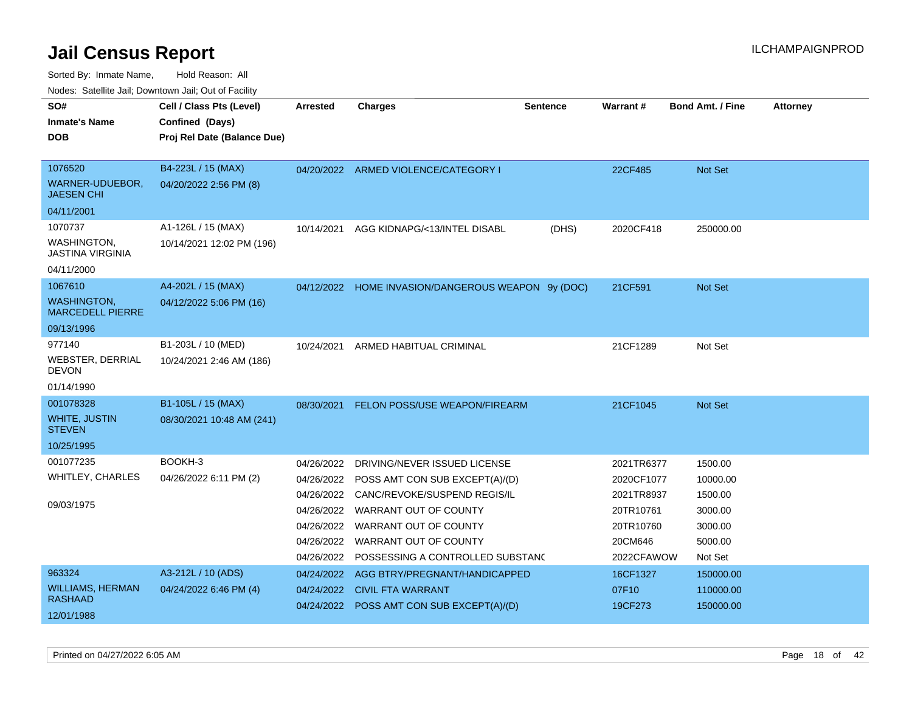# Jail Census Report

ILCHAMPAIGNPROD

Sorted By: Inmate Name, Hold Reason: All

Nodes: Satellite Jail; Downtown Jail; Out of Facility

| SO# / Inmate's Name / DOB | Cell / Class Pts (Level) / Confined (Days) / Proj Rel Date (Balance Due) | Arrested | Charges | Sentence | Warrant # | Bond Amt. / Fine | Attorney |
|---|---|---|---|---|---|---|---|
| 1076520<br>WARNER-UDUEBOR, JAESEN CHI<br>04/11/2001 | B4-223L / 15 (MAX)<br>04/20/2022 2:56 PM (8) | 04/20/2022 | ARMED VIOLENCE/CATEGORY I | | 22CF485 | Not Set | |
| 1070737<br>WASHINGTON, JASTINA VIRGINIA<br>04/11/2000 | A1-126L / 15 (MAX)<br>10/14/2021 12:02 PM (196) | 10/14/2021 | AGG KIDNAPG/<13/INTEL DISABL | (DHS) | 2020CF418 | 250000.00 | |
| 1067610<br>WASHINGTON, MARCEDELL PIERRE<br>09/13/1996 | A4-202L / 15 (MAX)<br>04/12/2022 5:06 PM (16) | 04/12/2022 | HOME INVASION/DANGEROUS WEAPON | 9y (DOC) | 21CF591 | Not Set | |
| 977140<br>WEBSTER, DERRIAL DEVON<br>01/14/1990 | B1-203L / 10 (MED)<br>10/24/2021 2:46 AM (186) | 10/24/2021 | ARMED HABITUAL CRIMINAL | | 21CF1289 | Not Set | |
| 001078328<br>WHITE, JUSTIN STEVEN<br>10/25/1995 | B1-105L / 15 (MAX)<br>08/30/2021 10:48 AM (241) | 08/30/2021 | FELON POSS/USE WEAPON/FIREARM | | 21CF1045 | Not Set | |
| 001077235<br>WHITLEY, CHARLES<br>09/03/1975 | BOOKH-3<br>04/26/2022 6:11 PM (2) | 04/26/2022 | DRIVING/NEVER ISSUED LICENSE | | 2021TR6377 | 1500.00 | |
| | | 04/26/2022 | POSS AMT CON SUB EXCEPT(A)/(D) | | 2020CF1077 | 10000.00 | |
| | | 04/26/2022 | CANC/REVOKE/SUSPEND REGIS/IL | | 2021TR8937 | 1500.00 | |
| | | 04/26/2022 | WARRANT OUT OF COUNTY | | 20TR10761 | 3000.00 | |
| | | 04/26/2022 | WARRANT OUT OF COUNTY | | 20TR10760 | 3000.00 | |
| | | 04/26/2022 | WARRANT OUT OF COUNTY | | 20CM646 | 5000.00 | |
| | | 04/26/2022 | POSSESSING A CONTROLLED SUBSTANC | | 2022CFAWOW | Not Set | |
| 963324<br>WILLIAMS, HERMAN RASHAAD<br>12/01/1988 | A3-212L / 10 (ADS)<br>04/24/2022 6:46 PM (4) | 04/24/2022 | AGG BTRY/PREGNANT/HANDICAPPED | | 16CF1327 | 150000.00 | |
| | | 04/24/2022 | CIVIL FTA WARRANT | | 07F10 | 110000.00 | |
| | | 04/24/2022 | POSS AMT CON SUB EXCEPT(A)/(D) | | 19CF273 | 150000.00 | |

Printed on 04/27/2022 6:05 AM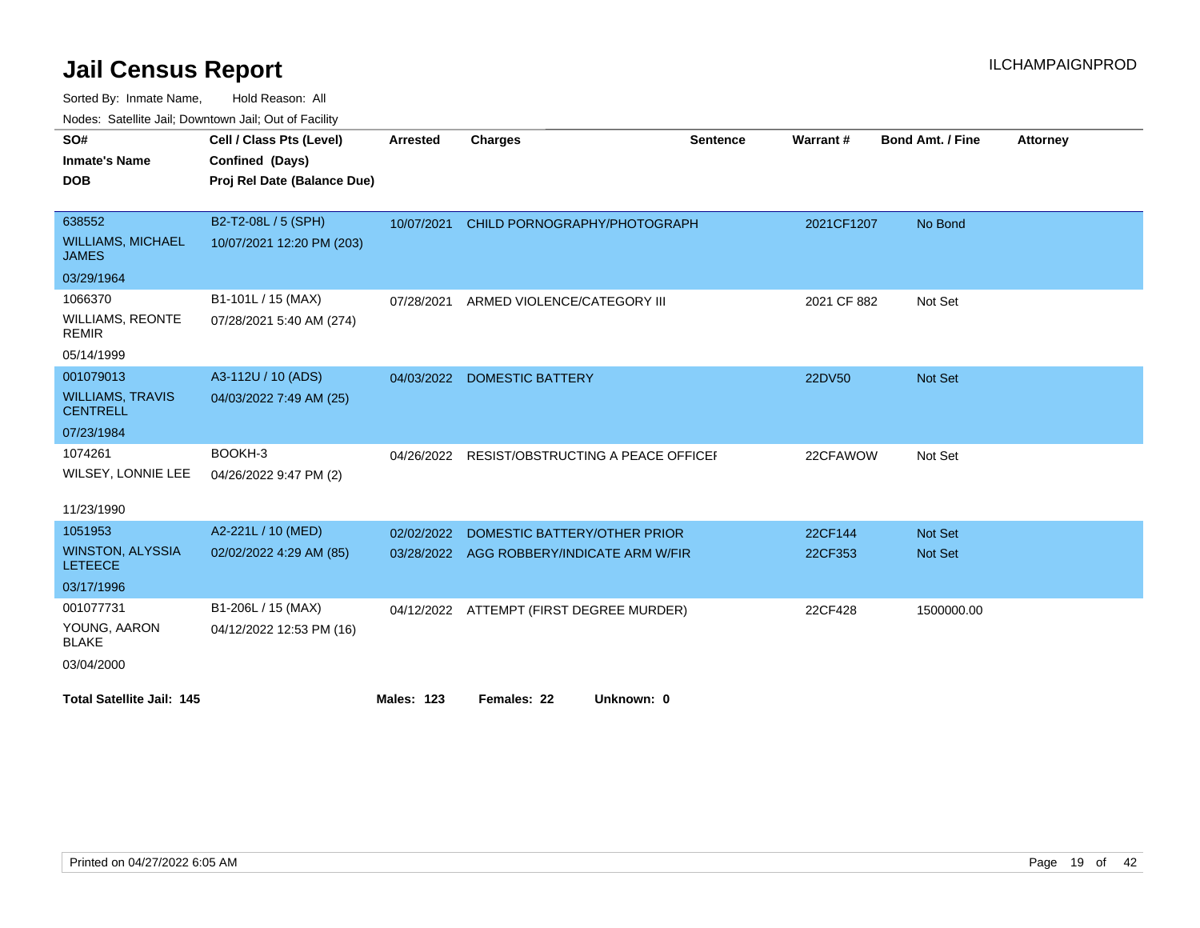# Jail Census Report

ILCHAMPAIGNPROD

Sorted By: Inmate Name, Hold Reason: All

Nodes: Satellite Jail; Downtown Jail; Out of Facility

| SO# / Inmate's Name / DOB | Cell / Class Pts (Level) / Confined (Days) / Proj Rel Date (Balance Due) | Arrested | Charges | Sentence | Warrant # | Bond Amt. / Fine | Attorney |
|---|---|---|---|---|---|---|---|
| 638552<br>WILLIAMS, MICHAEL JAMES<br>03/29/1964 | B2-T2-08L / 5 (SPH)<br>10/07/2021 12:20 PM (203) | 10/07/2021 | CHILD PORNOGRAPHY/PHOTOGRAPH | | 2021CF1207 | No Bond | |
| 1066370<br>WILLIAMS, REONTE REMIR<br>05/14/1999 | B1-101L / 15 (MAX)<br>07/28/2021 5:40 AM (274) | 07/28/2021 | ARMED VIOLENCE/CATEGORY III | | 2021 CF 882 | Not Set | |
| 001079013<br>WILLIAMS, TRAVIS CENTRELL<br>07/23/1984 | A3-112U / 10 (ADS)<br>04/03/2022 7:49 AM (25) | 04/03/2022 | DOMESTIC BATTERY | | 22DV50 | Not Set | |
| 1074261<br>WILSEY, LONNIE LEE<br>11/23/1990 | BOOKH-3<br>04/26/2022 9:47 PM (2) | 04/26/2022 | RESIST/OBSTRUCTING A PEACE OFFICEI | | 22CFAWOW | Not Set | |
| 1051953<br>WINSTON, ALYSSIA LETEECE<br>03/17/1996 | A2-221L / 10 (MED)<br>02/02/2022 4:29 AM (85) | 02/02/2022<br>03/28/2022 | DOMESTIC BATTERY/OTHER PRIOR<br>AGG ROBBERY/INDICATE ARM W/FIR | | 22CF144<br>22CF353 | Not Set<br>Not Set | |
| 001077731<br>YOUNG, AARON BLAKE<br>03/04/2000 | B1-206L / 15 (MAX)<br>04/12/2022 12:53 PM (16) | 04/12/2022 | ATTEMPT (FIRST DEGREE MURDER) | | 22CF428 | 1500000.00 | |

**Total Satellite Jail: 145** **Males: 123** **Females: 22** **Unknown: 0**

Printed on 04/27/2022 6:05 AM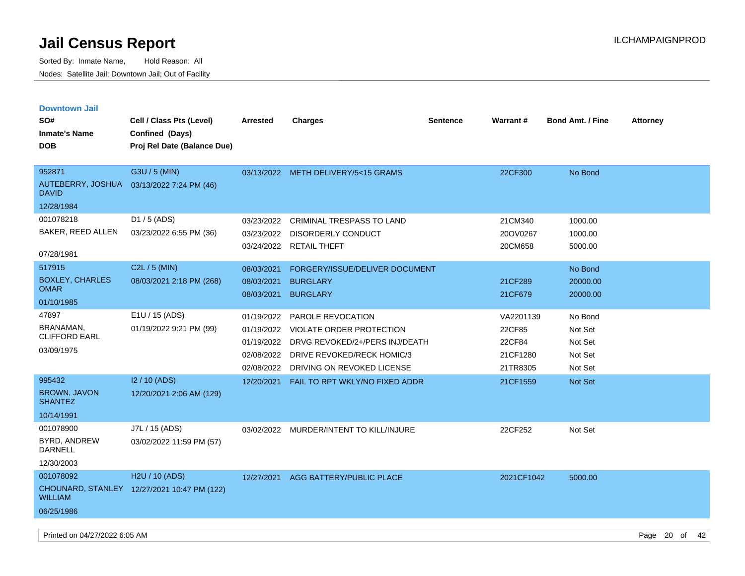# Jail Census Report

Sorted By: Inmate Name, Hold Reason: All

Nodes: Satellite Jail; Downtown Jail; Out of Facility

ILCHAMPAIGNPROD

## Downtown Jail

| SO# / Inmate's Name / DOB | Cell / Class Pts (Level) / Confined (Days) / Proj Rel Date (Balance Due) | Arrested | Charges | Sentence | Warrant # | Bond Amt. / Fine | Attorney |
|---|---|---|---|---|---|---|---|
| 952871<br>AUTEBERRY, JOSHUA DAVID<br>12/28/1984 | G3U / 5 (MIN)<br>03/13/2022 7:24 PM (46) | 03/13/2022 | METH DELIVERY/5<15 GRAMS | | 22CF300 | No Bond | |
| 001078218<br>BAKER, REED ALLEN<br>07/28/1981 | D1 / 5 (ADS)<br>03/23/2022 6:55 PM (36) | 03/23/2022 | CRIMINAL TRESPASS TO LAND | | 21CM340 | 1000.00 | |
| | | 03/23/2022 | DISORDERLY CONDUCT | | 20OV0267 | 1000.00 | |
| | | 03/24/2022 | RETAIL THEFT | | 20CM658 | 5000.00 | |
| 517915<br>BOXLEY, CHARLES OMAR<br>01/10/1985 | C2L / 5 (MIN)<br>08/03/2021 2:18 PM (268) | 08/03/2021 | FORGERY/ISSUE/DELIVER DOCUMENT | | | No Bond | |
| | | 08/03/2021 | BURGLARY | | 21CF289 | 20000.00 | |
| | | 08/03/2021 | BURGLARY | | 21CF679 | 20000.00 | |
| 47897<br>BRANAMAN, CLIFFORD EARL<br>03/09/1975 | E1U / 15 (ADS)<br>01/19/2022 9:21 PM (99) | 01/19/2022 | PAROLE REVOCATION | | VA2201139 | No Bond | |
| | | 01/19/2022 | VIOLATE ORDER PROTECTION | | 22CF85 | Not Set | |
| | | 01/19/2022 | DRVG REVOKED/2+/PERS INJ/DEATH | | 22CF84 | Not Set | |
| | | 02/08/2022 | DRIVE REVOKED/RECK HOMIC/3 | | 21CF1280 | Not Set | |
| | | 02/08/2022 | DRIVING ON REVOKED LICENSE | | 21TR8305 | Not Set | |
| 995432<br>BROWN, JAVON SHANTEZ<br>10/14/1991 | I2 / 10 (ADS)<br>12/20/2021 2:06 AM (129) | 12/20/2021 | FAIL TO RPT WKLY/NO FIXED ADDR | | 21CF1559 | Not Set | |
| 001078900<br>BYRD, ANDREW DARNELL<br>12/30/2003 | J7L / 15 (ADS)<br>03/02/2022 11:59 PM (57) | 03/02/2022 | MURDER/INTENT TO KILL/INJURE | | 22CF252 | Not Set | |
| 001078092<br>CHOUNARD, STANLEY WILLIAM<br>06/25/1986 | H2U / 10 (ADS)<br>12/27/2021 10:47 PM (122) | 12/27/2021 | AGG BATTERY/PUBLIC PLACE | | 2021CF1042 | 5000.00 | |

Printed on 04/27/2022 6:05 AM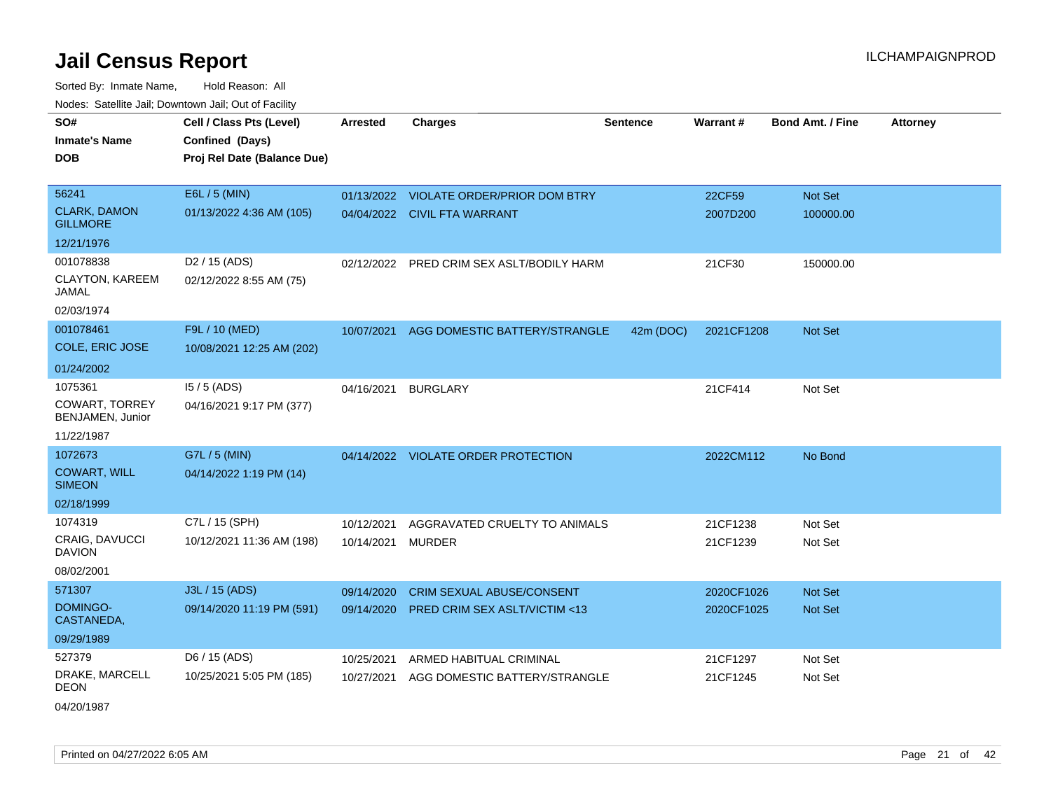# Jail Census Report

ILCHAMPAIGNPROD

Sorted By: Inmate Name, Hold Reason: All

Nodes: Satellite Jail; Downtown Jail; Out of Facility

| SO# / Inmate's Name / DOB | Cell / Class Pts (Level) / Confined (Days) / Proj Rel Date (Balance Due) | Arrested | Charges | Sentence | Warrant # | Bond Amt. / Fine | Attorney |
|---|---|---|---|---|---|---|---|
| 56241<br>CLARK, DAMON GILLMORE<br>12/21/1976 | E6L / 5 (MIN)<br>01/13/2022 4:36 AM (105) | 01/13/2022<br>04/04/2022 | VIOLATE ORDER/PRIOR DOM BTRY<br>CIVIL FTA WARRANT | | 22CF59<br>2007D200 | Not Set<br>100000.00 | |
| 001078838<br>CLAYTON, KAREEM JAMAL<br>02/03/1974 | D2 / 15 (ADS)<br>02/12/2022 8:55 AM (75) | 02/12/2022 | PRED CRIM SEX ASLT/BODILY HARM | | 21CF30 | 150000.00 | |
| 001078461<br>COLE, ERIC JOSE<br>01/24/2002 | F9L / 10 (MED)<br>10/08/2021 12:25 AM (202) | 10/07/2021 | AGG DOMESTIC BATTERY/STRANGLE | 42m (DOC) | 2021CF1208 | Not Set | |
| 1075361<br>COWART, TORREY BENJAMEN, Junior<br>11/22/1987 | I5 / 5 (ADS)<br>04/16/2021 9:17 PM (377) | 04/16/2021 | BURGLARY | | 21CF414 | Not Set | |
| 1072673<br>COWART, WILL SIMEON<br>02/18/1999 | G7L / 5 (MIN)<br>04/14/2022 1:19 PM (14) | 04/14/2022 | VIOLATE ORDER PROTECTION | | 2022CM112 | No Bond | |
| 1074319<br>CRAIG, DAVUCCI DAVION<br>08/02/2001 | C7L / 15 (SPH)<br>10/12/2021 11:36 AM (198) | 10/12/2021<br>10/14/2021 | AGGRAVATED CRUELTY TO ANIMALS<br>MURDER | | 21CF1238<br>21CF1239 | Not Set<br>Not Set | |
| 571307<br>DOMINGO-CASTANEDA,<br>09/29/1989 | J3L / 15 (ADS)<br>09/14/2020 11:19 PM (591) | 09/14/2020<br>09/14/2020 | CRIM SEXUAL ABUSE/CONSENT<br>PRED CRIM SEX ASLT/VICTIM <13 | | 2020CF1026<br>2020CF1025 | Not Set<br>Not Set | |
| 527379<br>DRAKE, MARCELL DEON<br>04/20/1987 | D6 / 15 (ADS)<br>10/25/2021 5:05 PM (185) | 10/25/2021<br>10/27/2021 | ARMED HABITUAL CRIMINAL<br>AGG DOMESTIC BATTERY/STRANGLE | | 21CF1297<br>21CF1245 | Not Set<br>Not Set | |

Printed on 04/27/2022 6:05 AM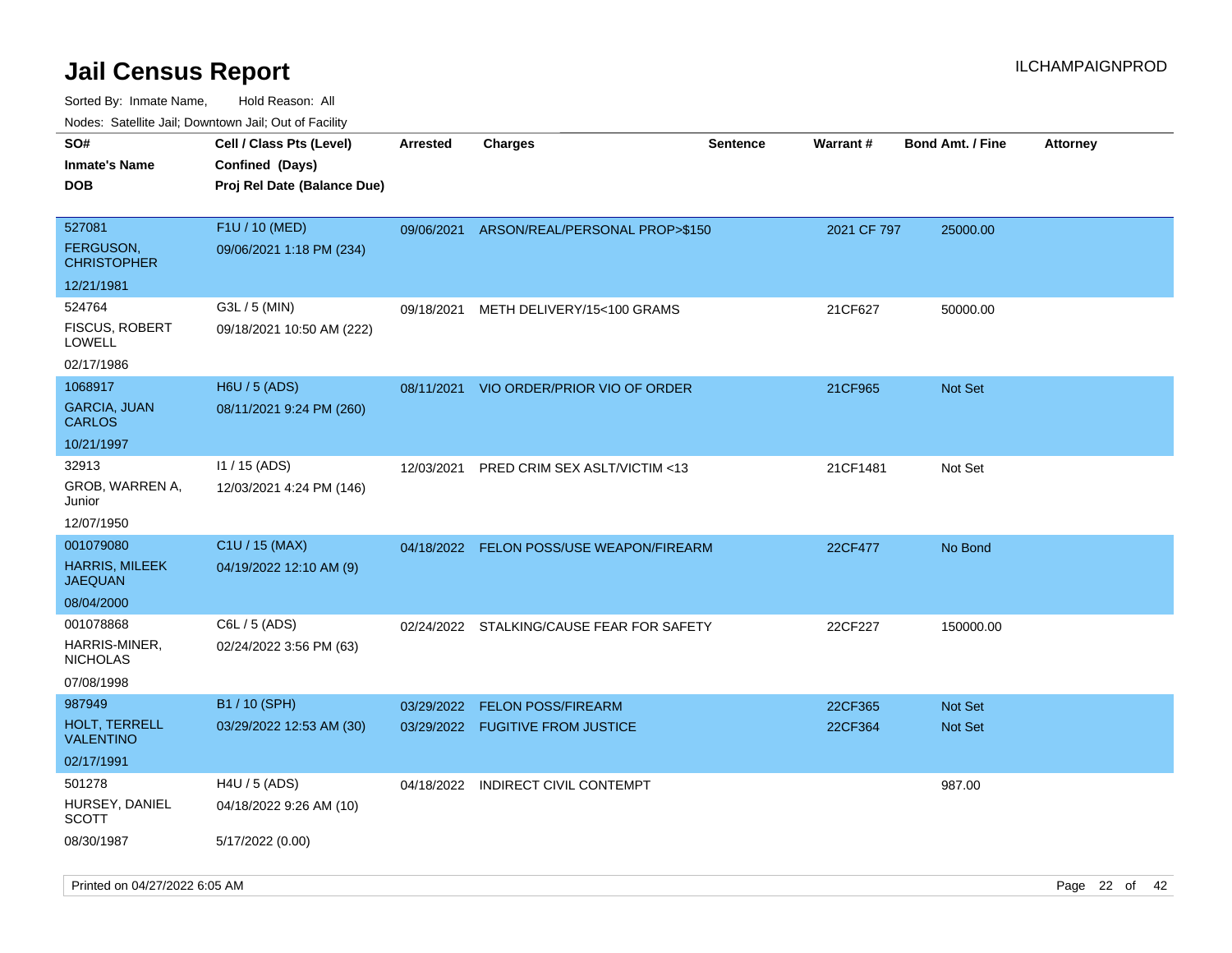# Jail Census Report

ILCHAMPAIGNPROD

Sorted By: Inmate Name, Hold Reason: All

Nodes: Satellite Jail; Downtown Jail; Out of Facility

| SO# / Inmate's Name / DOB | Cell / Class Pts (Level) / Confined (Days) / Proj Rel Date (Balance Due) | Arrested | Charges | Sentence | Warrant # | Bond Amt. / Fine | Attorney |
|---|---|---|---|---|---|---|---|
| 527081<br>FERGUSON, CHRISTOPHER<br>12/21/1981 | F1U / 10 (MED)<br>09/06/2021 1:18 PM (234) | 09/06/2021 | ARSON/REAL/PERSONAL PROP>$150 | | 2021 CF 797 | 25000.00 | |
| 524764<br>FISCUS, ROBERT LOWELL<br>02/17/1986 | G3L / 5 (MIN)<br>09/18/2021 10:50 AM (222) | 09/18/2021 | METH DELIVERY/15<100 GRAMS | | 21CF627 | 50000.00 | |
| 1068917<br>GARCIA, JUAN CARLOS<br>10/21/1997 | H6U / 5 (ADS)<br>08/11/2021 9:24 PM (260) | 08/11/2021 | VIO ORDER/PRIOR VIO OF ORDER | | 21CF965 | Not Set | |
| 32913<br>GROB, WARREN A, Junior<br>12/07/1950 | I1 / 15 (ADS)<br>12/03/2021 4:24 PM (146) | 12/03/2021 | PRED CRIM SEX ASLT/VICTIM <13 | | 21CF1481 | Not Set | |
| 001079080<br>HARRIS, MILEEK JAEQUAN<br>08/04/2000 | C1U / 15 (MAX)<br>04/19/2022 12:10 AM (9) | 04/18/2022 | FELON POSS/USE WEAPON/FIREARM | | 22CF477 | No Bond | |
| 001078868<br>HARRIS-MINER, NICHOLAS<br>07/08/1998 | C6L / 5 (ADS)<br>02/24/2022 3:56 PM (63) | 02/24/2022 | STALKING/CAUSE FEAR FOR SAFETY | | 22CF227 | 150000.00 | |
| 987949<br>HOLT, TERRELL VALENTINO<br>02/17/1991 | B1 / 10 (SPH)<br>03/29/2022 12:53 AM (30) | 03/29/2022<br>03/29/2022 | FELON POSS/FIREARM<br>FUGITIVE FROM JUSTICE | | 22CF365<br>22CF364 | Not Set<br>Not Set | |
| 501278<br>HURSEY, DANIEL SCOTT<br>08/30/1987 | H4U / 5 (ADS)<br>04/18/2022 9:26 AM (10)<br>5/17/2022 (0.00) | 04/18/2022 | INDIRECT CIVIL CONTEMPT | | | 987.00 | |

Printed on 04/27/2022 6:05 AM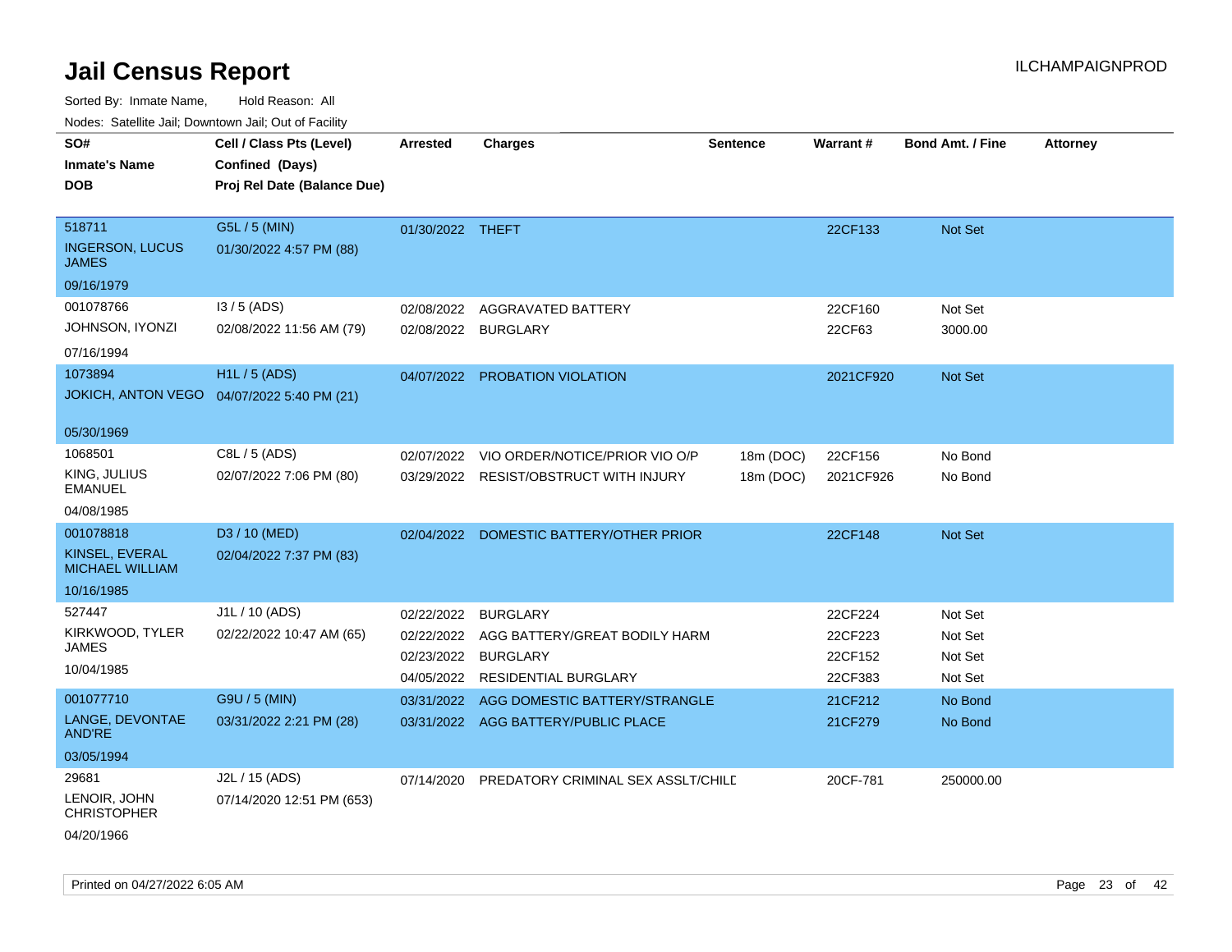# Jail Census Report

ILCHAMPAIGNPROD

Sorted By: Inmate Name, Hold Reason: All

Nodes: Satellite Jail; Downtown Jail; Out of Facility

| SO# / Inmate's Name / DOB | Cell / Class Pts (Level) / Confined (Days) / Proj Rel Date (Balance Due) | Arrested | Charges | Sentence | Warrant # | Bond Amt. / Fine | Attorney |
|---|---|---|---|---|---|---|---|
| 518711<br>INGERSON, LUCUS JAMES<br>09/16/1979 | G5L / 5 (MIN)<br>01/30/2022 4:57 PM (88) | 01/30/2022 | THEFT | | 22CF133 | Not Set | |
| 001078766<br>JOHNSON, IYONZI<br>07/16/1994 | I3 / 5 (ADS)<br>02/08/2022 11:56 AM (79) | 02/08/2022 | AGGRAVATED BATTERY | | 22CF160 | Not Set | |
| | | 02/08/2022 | BURGLARY | | 22CF63 | 3000.00 | |
| 1073894<br>JOKICH, ANTON VEGO<br>05/30/1969 | H1L / 5 (ADS)<br>04/07/2022 5:40 PM (21) | 04/07/2022 | PROBATION VIOLATION | | 2021CF920 | Not Set | |
| 1068501<br>KING, JULIUS EMANUEL<br>04/08/1985 | C8L / 5 (ADS)<br>02/07/2022 7:06 PM (80) | 02/07/2022 | VIO ORDER/NOTICE/PRIOR VIO O/P | 18m (DOC) | 22CF156 | No Bond | |
| | | 03/29/2022 | RESIST/OBSTRUCT WITH INJURY | 18m (DOC) | 2021CF926 | No Bond | |
| 001078818<br>KINSEL, EVERAL MICHAEL WILLIAM<br>10/16/1985 | D3 / 10 (MED)<br>02/04/2022 7:37 PM (83) | 02/04/2022 | DOMESTIC BATTERY/OTHER PRIOR | | 22CF148 | Not Set | |
| 527447<br>KIRKWOOD, TYLER JAMES<br>10/04/1985 | J1L / 10 (ADS)<br>02/22/2022 10:47 AM (65) | 02/22/2022 | BURGLARY | | 22CF224 | Not Set | |
| | | 02/22/2022 | AGG BATTERY/GREAT BODILY HARM | | 22CF223 | Not Set | |
| | | 02/23/2022 | BURGLARY | | 22CF152 | Not Set | |
| | | 04/05/2022 | RESIDENTIAL BURGLARY | | 22CF383 | Not Set | |
| 001077710<br>LANGE, DEVONTAE AND'RE<br>03/05/1994 | G9U / 5 (MIN)<br>03/31/2022 2:21 PM (28) | 03/31/2022 | AGG DOMESTIC BATTERY/STRANGLE | | 21CF212 | No Bond | |
| | | 03/31/2022 | AGG BATTERY/PUBLIC PLACE | | 21CF279 | No Bond | |
| 29681<br>LENOIR, JOHN CHRISTOPHER<br>04/20/1966 | J2L / 15 (ADS)<br>07/14/2020 12:51 PM (653) | 07/14/2020 | PREDATORY CRIMINAL SEX ASSLT/CHILD | | 20CF-781 | 250000.00 | |

Printed on 04/27/2022 6:05 AM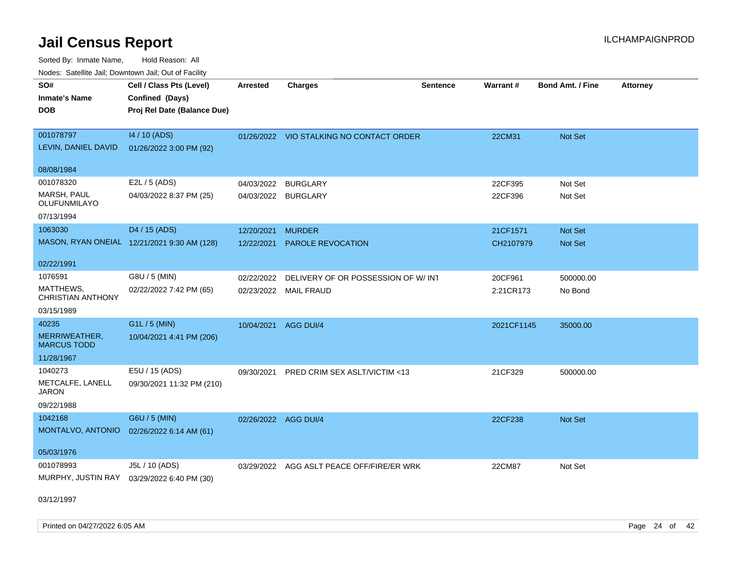# Jail Census Report

Sorted By: Inmate Name, Hold Reason: All

Nodes: Satellite Jail; Downtown Jail; Out of Facility

| SO# / Inmate's Name / DOB | Cell / Class Pts (Level) / Confined (Days) / Proj Rel Date (Balance Due) | Arrested | Charges | Sentence | Warrant # | Bond Amt. / Fine | Attorney |
|---|---|---|---|---|---|---|---|
| 001078797<br>LEVIN, DANIEL DAVID<br>08/08/1984 | I4 / 10 (ADS)<br>01/26/2022 3:00 PM (92) | 01/26/2022 | VIO STALKING NO CONTACT ORDER | | 22CM31 | Not Set | |
| 001078320<br>MARSH, PAUL OLUFUNMILAYO<br>07/13/1994 | E2L / 5 (ADS)<br>04/03/2022 8:37 PM (25) | 04/03/2022 | BURGLARY | | 22CF395 | Not Set | |
| | | 04/03/2022 | BURGLARY | | 22CF396 | Not Set | |
| 1063030<br>MASON, RYAN ONEIAL<br>02/22/1991 | D4 / 15 (ADS)<br>12/21/2021 9:30 AM (128) | 12/20/2021 | MURDER | | 21CF1571 | Not Set | |
| | | 12/22/2021 | PAROLE REVOCATION | | CH2107979 | Not Set | |
| 1076591<br>MATTHEWS, CHRISTIAN ANTHONY<br>03/15/1989 | G8U / 5 (MIN)<br>02/22/2022 7:42 PM (65) | 02/22/2022 | DELIVERY OF OR POSSESSION OF W/ INT | | 20CF961 | 500000.00 | |
| | | 02/23/2022 | MAIL FRAUD | | 2:21CR173 | No Bond | |
| 40235<br>MERRIWEATHER, MARCUS TODD<br>11/28/1967 | G1L / 5 (MIN)<br>10/04/2021 4:41 PM (206) | 10/04/2021 | AGG DUI/4 | | 2021CF1145 | 35000.00 | |
| 1040273<br>METCALFE, LANELL JARON<br>09/22/1988 | E5U / 15 (ADS)<br>09/30/2021 11:32 PM (210) | 09/30/2021 | PRED CRIM SEX ASLT/VICTIM <13 | | 21CF329 | 500000.00 | |
| 1042168<br>MONTALVO, ANTONIO<br>05/03/1976 | G6U / 5 (MIN)<br>02/26/2022 6:14 AM (61) | 02/26/2022 | AGG DUI/4 | | 22CF238 | Not Set | |
| 001078993<br>MURPHY, JUSTIN RAY<br>03/12/1997 | J5L / 10 (ADS)<br>03/29/2022 6:40 PM (30) | 03/29/2022 | AGG ASLT PEACE OFF/FIRE/ER WRK | | 22CM87 | Not Set | |

Printed on 04/27/2022 6:05 AM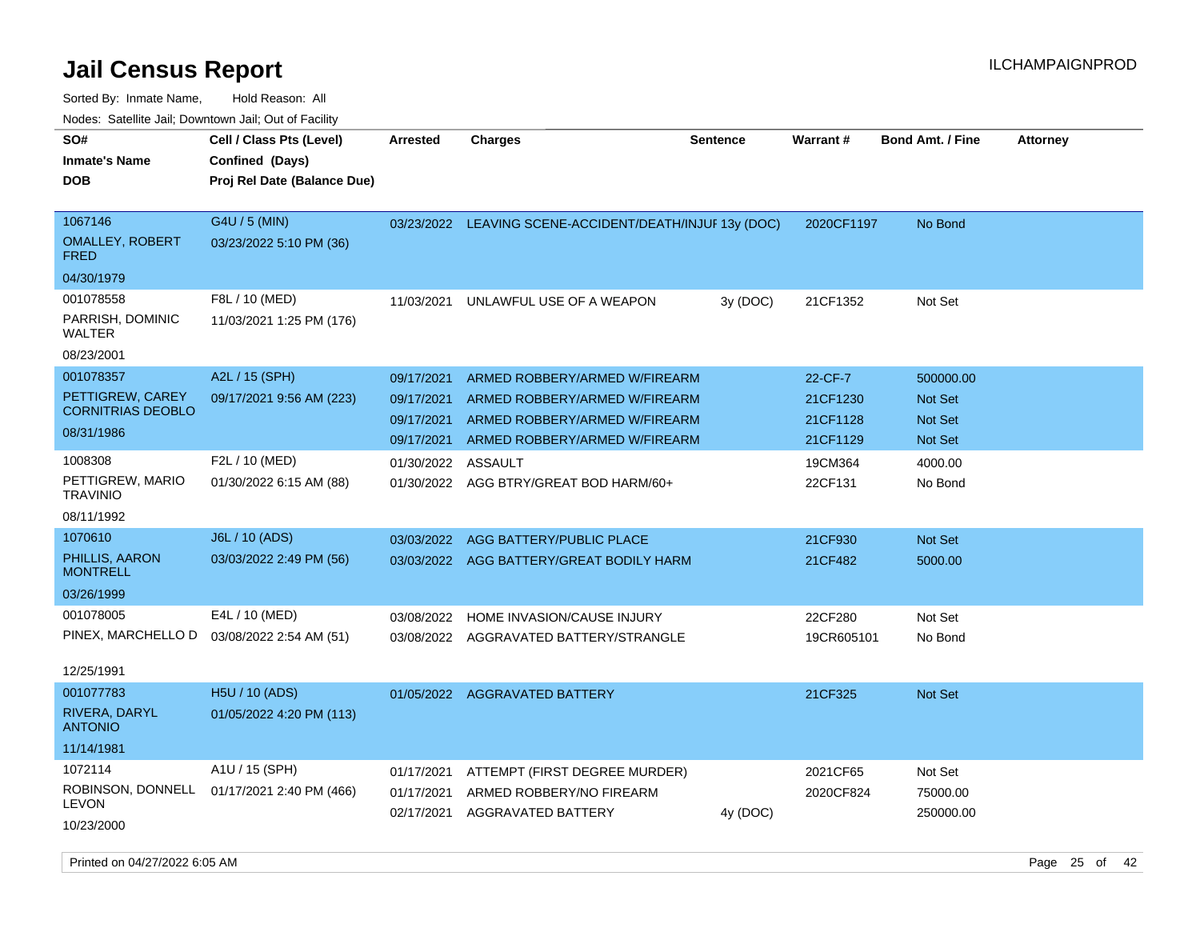# Jail Census Report

ILCHAMPAIGNPROD

Sorted By: Inmate Name, Hold Reason: All

Nodes: Satellite Jail; Downtown Jail; Out of Facility

| SO# / Inmate's Name / DOB | Cell / Class Pts (Level) / Confined (Days) / Proj Rel Date (Balance Due) | Arrested | Charges | Sentence | Warrant # | Bond Amt. / Fine | Attorney |
|---|---|---|---|---|---|---|---|
| 1067146 OMALLEY, ROBERT FRED 04/30/1979 | G4U / 5 (MIN) 03/23/2022 5:10 PM (36) | 03/23/2022 | LEAVING SCENE-ACCIDENT/DEATH/INJUI | 13y (DOC) | 2020CF1197 | No Bond | |
| 001078558 PARRISH, DOMINIC WALTER 08/23/2001 | F8L / 10 (MED) 11/03/2021 1:25 PM (176) | 11/03/2021 | UNLAWFUL USE OF A WEAPON | 3y (DOC) | 21CF1352 | Not Set | |
| 001078357 PETTIGREW, CAREY CORNITRIAS DEOBLO 08/31/1986 | A2L / 15 (SPH) 09/17/2021 9:56 AM (223) | 09/17/2021 | ARMED ROBBERY/ARMED W/FIREARM | | 22-CF-7 | 500000.00 | |
| | | 09/17/2021 | ARMED ROBBERY/ARMED W/FIREARM | | 21CF1230 | Not Set | |
| | | 09/17/2021 | ARMED ROBBERY/ARMED W/FIREARM | | 21CF1128 | Not Set | |
| | | 09/17/2021 | ARMED ROBBERY/ARMED W/FIREARM | | 21CF1129 | Not Set | |
| 1008308 PETTIGREW, MARIO TRAVINIO 08/11/1992 | F2L / 10 (MED) 01/30/2022 6:15 AM (88) | 01/30/2022 | ASSAULT | | 19CM364 | 4000.00 | |
| | | 01/30/2022 | AGG BTRY/GREAT BOD HARM/60+ | | 22CF131 | No Bond | |
| 1070610 PHILLIS, AARON MONTRELL 03/26/1999 | J6L / 10 (ADS) 03/03/2022 2:49 PM (56) | 03/03/2022 | AGG BATTERY/PUBLIC PLACE | | 21CF930 | Not Set | |
| | | 03/03/2022 | AGG BATTERY/GREAT BODILY HARM | | 21CF482 | 5000.00 | |
| 001078005 PINEX, MARCHELLO D 12/25/1991 | E4L / 10 (MED) 03/08/2022 2:54 AM (51) | 03/08/2022 | HOME INVASION/CAUSE INJURY | | 22CF280 | Not Set | |
| | | 03/08/2022 | AGGRAVATED BATTERY/STRANGLE | | 19CR605101 | No Bond | |
| 001077783 RIVERA, DARYL ANTONIO 11/14/1981 | H5U / 10 (ADS) 01/05/2022 4:20 PM (113) | 01/05/2022 | AGGRAVATED BATTERY | | 21CF325 | Not Set | |
| 1072114 ROBINSON, DONNELL LEVON 10/23/2000 | A1U / 15 (SPH) 01/17/2021 2:40 PM (466) | 01/17/2021 | ATTEMPT (FIRST DEGREE MURDER) | | 2021CF65 | Not Set | |
| | | 01/17/2021 | ARMED ROBBERY/NO FIREARM | | 2020CF824 | 75000.00 | |
| | | 02/17/2021 | AGGRAVATED BATTERY | 4y (DOC) | | 250000.00 | |

Printed on 04/27/2022 6:05 AM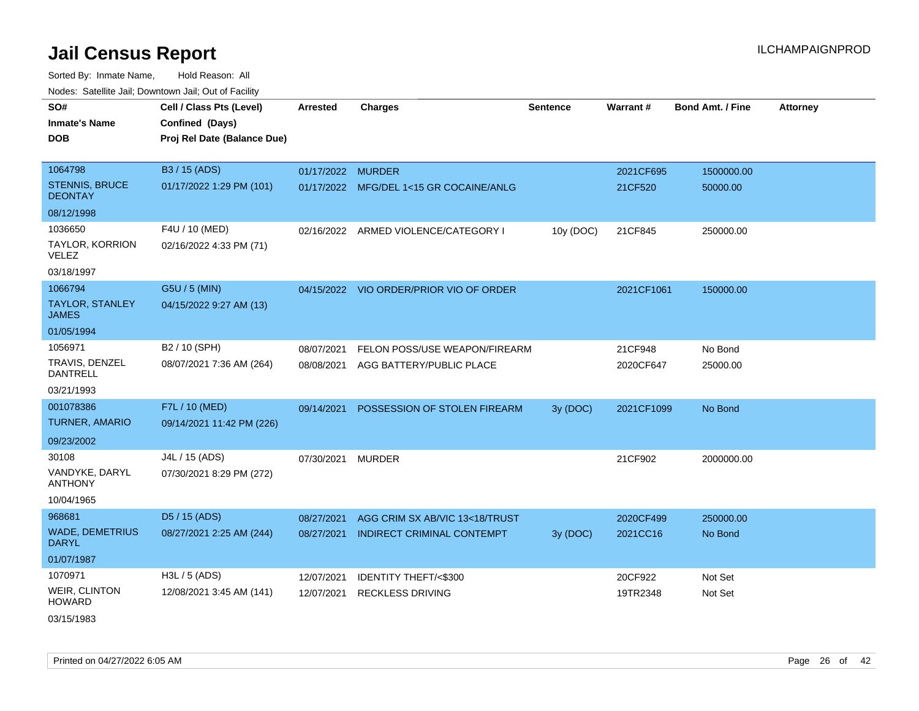# Jail Census Report

ILCHAMPAIGNPROD

Sorted By: Inmate Name, Hold Reason: All

Nodes: Satellite Jail; Downtown Jail; Out of Facility

| SO# / Inmate's Name / DOB | Cell / Class Pts (Level) / Confined (Days) / Proj Rel Date (Balance Due) | Arrested | Charges | Sentence | Warrant # | Bond Amt. / Fine | Attorney |
|---|---|---|---|---|---|---|---|
| 1064798 STENNIS, BRUCE DEONTAY 08/12/1998 | B3 / 15 (ADS) 01/17/2022 1:29 PM (101) | 01/17/2022 | MURDER | | 2021CF695 | 1500000.00 | |
| | | 01/17/2022 | MFG/DEL 1<15 GR COCAINE/ANLG | | 21CF520 | 50000.00 | |
| 1036650 TAYLOR, KORRION VELEZ 03/18/1997 | F4U / 10 (MED) 02/16/2022 4:33 PM (71) | 02/16/2022 | ARMED VIOLENCE/CATEGORY I | 10y (DOC) | 21CF845 | 250000.00 | |
| 1066794 TAYLOR, STANLEY JAMES 01/05/1994 | G5U / 5 (MIN) 04/15/2022 9:27 AM (13) | 04/15/2022 | VIO ORDER/PRIOR VIO OF ORDER | | 2021CF1061 | 150000.00 | |
| 1056971 TRAVIS, DENZEL DANTRELL 03/21/1993 | B2 / 10 (SPH) 08/07/2021 7:36 AM (264) | 08/07/2021 | FELON POSS/USE WEAPON/FIREARM | | 21CF948 | No Bond | |
| | | 08/08/2021 | AGG BATTERY/PUBLIC PLACE | | 2020CF647 | 25000.00 | |
| 001078386 TURNER, AMARIO 09/23/2002 | F7L / 10 (MED) 09/14/2021 11:42 PM (226) | 09/14/2021 | POSSESSION OF STOLEN FIREARM | 3y (DOC) | 2021CF1099 | No Bond | |
| 30108 VANDYKE, DARYL ANTHONY 10/04/1965 | J4L / 15 (ADS) 07/30/2021 8:29 PM (272) | 07/30/2021 | MURDER | | 21CF902 | 2000000.00 | |
| 968681 WADE, DEMETRIUS DARYL 01/07/1987 | D5 / 15 (ADS) 08/27/2021 2:25 AM (244) | 08/27/2021 | AGG CRIM SX AB/VIC 13<18/TRUST | | 2020CF499 | 250000.00 | |
| | | 08/27/2021 | INDIRECT CRIMINAL CONTEMPT | 3y (DOC) | 2021CC16 | No Bond | |
| 1070971 WEIR, CLINTON HOWARD 03/15/1983 | H3L / 5 (ADS) 12/08/2021 3:45 AM (141) | 12/07/2021 | IDENTITY THEFT/<$300 | | 20CF922 | Not Set | |
| | | 12/07/2021 | RECKLESS DRIVING | | 19TR2348 | Not Set | |

Printed on 04/27/2022 6:05 AM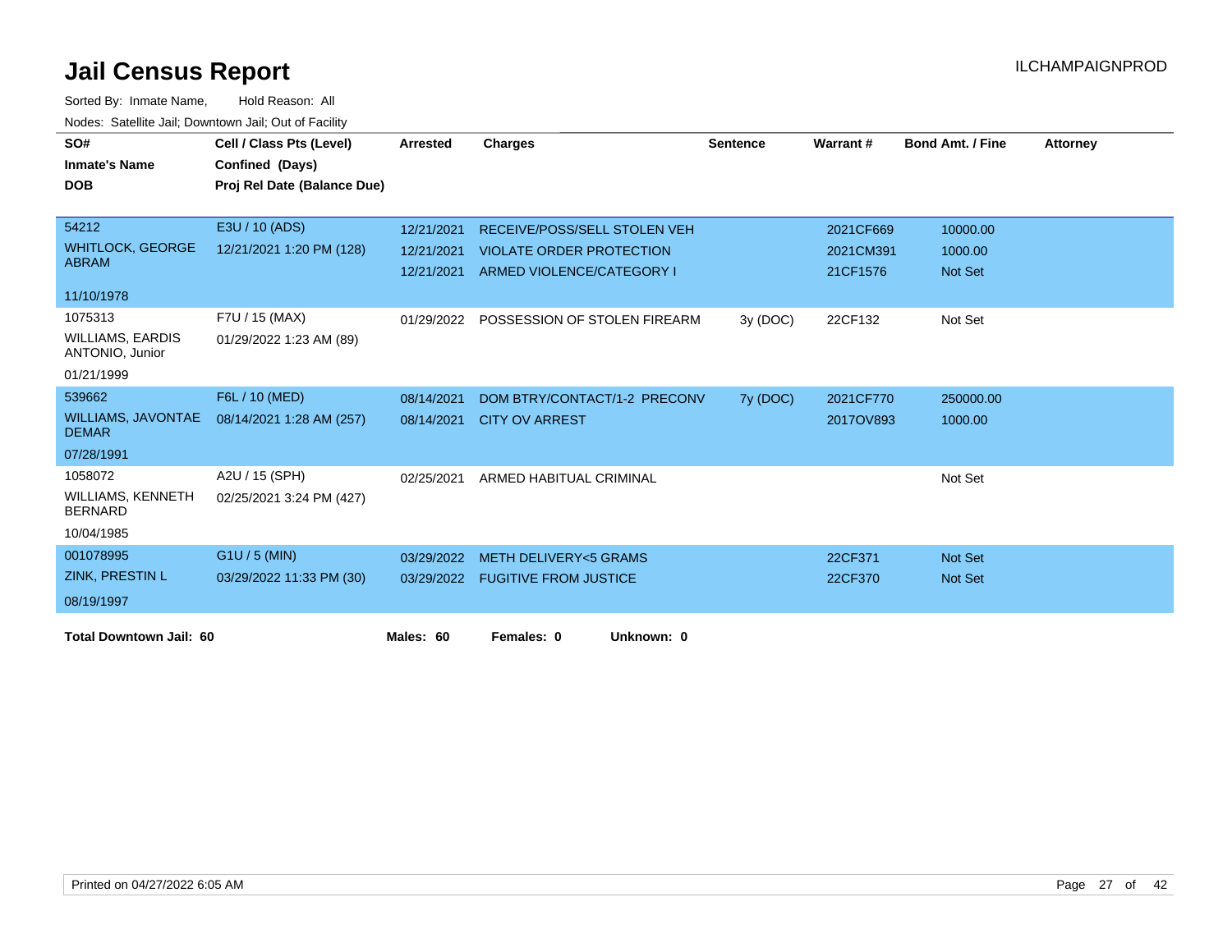# Jail Census Report

ILCHAMPAIGNPROD

Sorted By: Inmate Name, Hold Reason: All

Nodes: Satellite Jail; Downtown Jail; Out of Facility

| SO# / Inmate's Name / DOB | Cell / Class Pts (Level) / Confined (Days) / Proj Rel Date (Balance Due) | Arrested | Charges | Sentence | Warrant # | Bond Amt. / Fine | Attorney |
|---|---|---|---|---|---|---|---|
| 54212 | E3U / 10 (ADS) | 12/21/2021 | RECEIVE/POSS/SELL STOLEN VEH | | 2021CF669 | 10000.00 | |
| WHITLOCK, GEORGE ABRAM | 12/21/2021 1:20 PM (128) | 12/21/2021 | VIOLATE ORDER PROTECTION | | 2021CM391 | 1000.00 | |
| 11/10/1978 | | 12/21/2021 | ARMED VIOLENCE/CATEGORY I | | 21CF1576 | Not Set | |
| 1075313 | F7U / 15 (MAX) | 01/29/2022 | POSSESSION OF STOLEN FIREARM | 3y (DOC) | 22CF132 | Not Set | |
| WILLIAMS, EARDIS ANTONIO, Junior | 01/29/2022 1:23 AM (89) | | | | | | |
| 01/21/1999 | | | | | | | |
| 539662 | F6L / 10 (MED) | 08/14/2021 | DOM BTRY/CONTACT/1-2 PRECONV | 7y (DOC) | 2021CF770 | 250000.00 | |
| WILLIAMS, JAVONTAE DEMAR | 08/14/2021 1:28 AM (257) | 08/14/2021 | CITY OV ARREST | | 2017OV893 | 1000.00 | |
| 07/28/1991 | | | | | | | |
| 1058072 | A2U / 15 (SPH) | 02/25/2021 | ARMED HABITUAL CRIMINAL | | | Not Set | |
| WILLIAMS, KENNETH BERNARD | 02/25/2021 3:24 PM (427) | | | | | | |
| 10/04/1985 | | | | | | | |
| 001078995 | G1U / 5 (MIN) | 03/29/2022 | METH DELIVERY<5 GRAMS | | 22CF371 | Not Set | |
| ZINK, PRESTIN L | 03/29/2022 11:33 PM (30) | 03/29/2022 | FUGITIVE FROM JUSTICE | | 22CF370 | Not Set | |
| 08/19/1997 | | | | | | | |

**Total Downtown Jail: 60** **Males: 60** **Females: 0** **Unknown: 0**

Printed on 04/27/2022 6:05 AM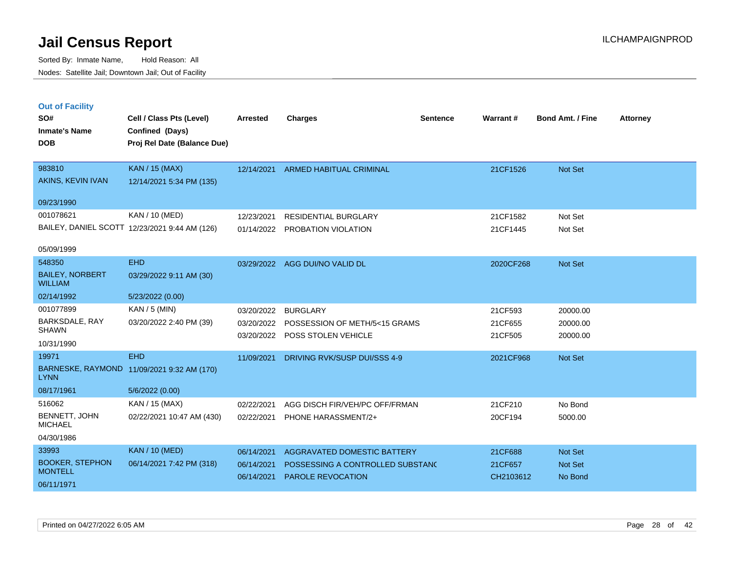# Jail Census Report

Sorted By: Inmate Name, Hold Reason: All

Nodes: Satellite Jail; Downtown Jail; Out of Facility

ILCHAMPAIGNPROD

## Out of Facility

| SO#<br>Inmate's Name<br>DOB | Cell / Class Pts (Level)<br>Confined (Days)<br>Proj Rel Date (Balance Due) | Arrested | Charges | Sentence | Warrant # | Bond Amt. / Fine | Attorney |
|---|---|---|---|---|---|---|---|
| 983810<br>AKINS, KEVIN IVAN<br>09/23/1990 | KAN / 15 (MAX)<br>12/14/2021 5:34 PM (135) | 12/14/2021 | ARMED HABITUAL CRIMINAL | | 21CF1526 | Not Set | |
| 001078621<br>BAILEY, DANIEL SCOTT<br>05/09/1999 | KAN / 10 (MED)<br>12/23/2021 9:44 AM (126) | 12/23/2021<br>01/14/2022 | RESIDENTIAL BURGLARY<br>PROBATION VIOLATION | | 21CF1582<br>21CF1445 | Not Set<br>Not Set | |
| 548350<br>BAILEY, NORBERT WILLIAM<br>02/14/1992 | EHD<br>03/29/2022 9:11 AM (30)<br>5/23/2022 (0.00) | 03/29/2022 | AGG DUI/NO VALID DL | | 2020CF268 | Not Set | |
| 001077899<br>BARKSDALE, RAY SHAWN<br>10/31/1990 | KAN / 5 (MIN)<br>03/20/2022 2:40 PM (39) | 03/20/2022<br>03/20/2022<br>03/20/2022 | BURGLARY<br>POSSESSION OF METH/5<15 GRAMS<br>POSS STOLEN VEHICLE | | 21CF593<br>21CF655<br>21CF505 | 20000.00<br>20000.00<br>20000.00 | |
| 19971<br>BARNESKE, RAYMOND LYNN<br>08/17/1961 | EHD<br>11/09/2021 9:32 AM (170)<br>5/6/2022 (0.00) | 11/09/2021 | DRIVING RVK/SUSP DUI/SSS 4-9 | | 2021CF968 | Not Set | |
| 516062<br>BENNETT, JOHN MICHAEL<br>04/30/1986 | KAN / 15 (MAX)<br>02/22/2021 10:47 AM (430) | 02/22/2021<br>02/22/2021 | AGG DISCH FIR/VEH/PC OFF/FRMAN<br>PHONE HARASSMENT/2+ | | 21CF210<br>20CF194 | No Bond<br>5000.00 | |
| 33993<br>BOOKER, STEPHON MONTELL<br>06/11/1971 | KAN / 10 (MED)<br>06/14/2021 7:42 PM (318) | 06/14/2021<br>06/14/2021<br>06/14/2021 | AGGRAVATED DOMESTIC BATTERY<br>POSSESSING A CONTROLLED SUBSTANC<br>PAROLE REVOCATION | | 21CF688<br>21CF657<br>CH2103612 | Not Set<br>Not Set<br>No Bond | |

Printed on 04/27/2022 6:05 AM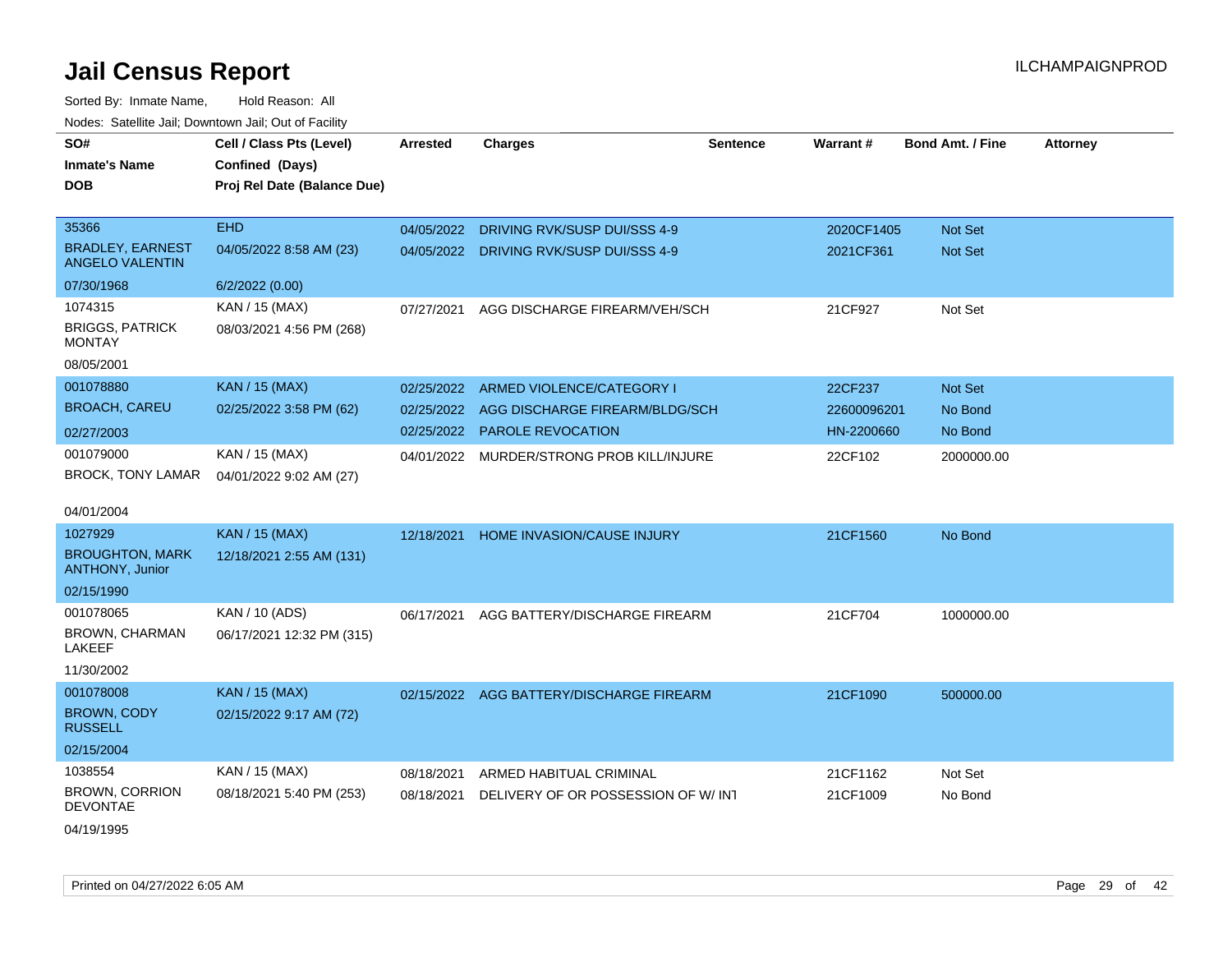# Jail Census Report

Sorted By: Inmate Name, Hold Reason: All

Nodes: Satellite Jail; Downtown Jail; Out of Facility

| SO# / Inmate's Name / DOB | Cell / Class Pts (Level) / Confined (Days) / Proj Rel Date (Balance Due) | Arrested | Charges | Sentence | Warrant # | Bond Amt. / Fine | Attorney |
|---|---|---|---|---|---|---|---|
| 35366<br>BRADLEY, EARNEST ANGELO VALENTIN<br>07/30/1968 | EHD<br>04/05/2022 8:58 AM (23)<br>6/2/2022 (0.00) | 04/05/2022<br>04/05/2022 | DRIVING RVK/SUSP DUI/SSS 4-9<br>DRIVING RVK/SUSP DUI/SSS 4-9 | | 2020CF1405<br>2021CF361 | Not Set<br>Not Set | |
| 1074315<br>BRIGGS, PATRICK MONTAY<br>08/05/2001 | KAN / 15 (MAX)<br>08/03/2021 4:56 PM (268) | 07/27/2021 | AGG DISCHARGE FIREARM/VEH/SCH | | 21CF927 | Not Set | |
| 001078880<br>BROACH, CAREU<br>02/27/2003 | KAN / 15 (MAX)<br>02/25/2022 3:58 PM (62) | 02/25/2022<br>02/25/2022<br>02/25/2022 | ARMED VIOLENCE/CATEGORY I<br>AGG DISCHARGE FIREARM/BLDG/SCH<br>PAROLE REVOCATION | | 22CF237<br>22600096201<br>HN-2200660 | Not Set<br>No Bond<br>No Bond | |
| 001079000<br>BROCK, TONY LAMAR<br>04/01/2004 | KAN / 15 (MAX)<br>04/01/2022 9:02 AM (27) | 04/01/2022 | MURDER/STRONG PROB KILL/INJURE | | 22CF102 | 2000000.00 | |
| 1027929<br>BROUGHTON, MARK ANTHONY, Junior<br>02/15/1990 | KAN / 15 (MAX)<br>12/18/2021 2:55 AM (131) | 12/18/2021 | HOME INVASION/CAUSE INJURY | | 21CF1560 | No Bond | |
| 001078065<br>BROWN, CHARMAN LAKEEF<br>11/30/2002 | KAN / 10 (ADS)<br>06/17/2021 12:32 PM (315) | 06/17/2021 | AGG BATTERY/DISCHARGE FIREARM | | 21CF704 | 1000000.00 | |
| 001078008<br>BROWN, CODY RUSSELL<br>02/15/2004 | KAN / 15 (MAX)<br>02/15/2022 9:17 AM (72) | 02/15/2022 | AGG BATTERY/DISCHARGE FIREARM | | 21CF1090 | 500000.00 | |
| 1038554<br>BROWN, CORRION DEVONTAE<br>04/19/1995 | KAN / 15 (MAX)<br>08/18/2021 5:40 PM (253) | 08/18/2021<br>08/18/2021 | ARMED HABITUAL CRIMINAL<br>DELIVERY OF OR POSSESSION OF W/ INT | | 21CF1162<br>21CF1009 | Not Set<br>No Bond | |

Printed on 04/27/2022 6:05 AM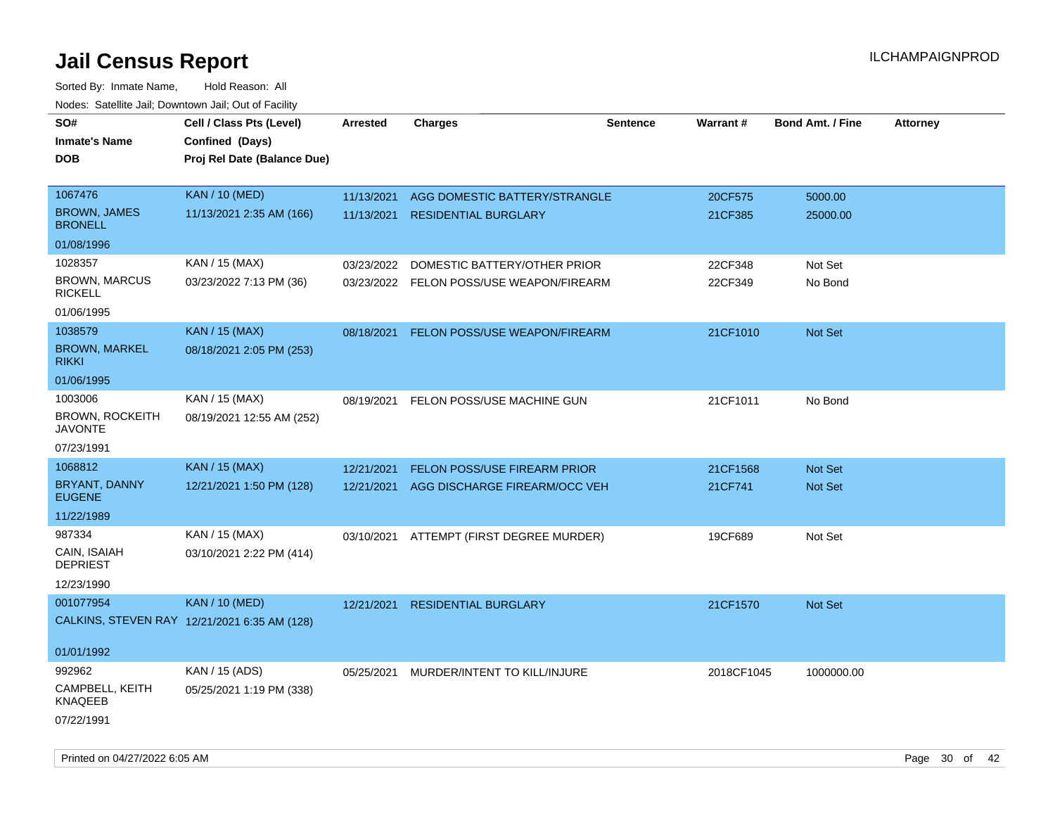# Jail Census Report

ILCHAMPAIGNPROD

Sorted By: Inmate Name, Hold Reason: All

Nodes: Satellite Jail; Downtown Jail; Out of Facility

| SO# / Inmate's Name / DOB | Cell / Class Pts (Level) / Confined (Days) / Proj Rel Date (Balance Due) | Arrested | Charges | Sentence | Warrant # | Bond Amt. / Fine | Attorney |
|---|---|---|---|---|---|---|---|
| 1067476<br>BROWN, JAMES BRONELL<br>01/08/1996 | KAN / 10 (MED)<br>11/13/2021 2:35 AM (166) | 11/13/2021<br>11/13/2021 | AGG DOMESTIC BATTERY/STRANGLE<br>RESIDENTIAL BURGLARY | | 20CF575<br>21CF385 | 5000.00<br>25000.00 | |
| 1028357<br>BROWN, MARCUS RICKELL<br>01/06/1995 | KAN / 15 (MAX)<br>03/23/2022 7:13 PM (36) | 03/23/2022<br>03/23/2022 | DOMESTIC BATTERY/OTHER PRIOR<br>FELON POSS/USE WEAPON/FIREARM | | 22CF348<br>22CF349 | Not Set<br>No Bond | |
| 1038579<br>BROWN, MARKEL RIKKI<br>01/06/1995 | KAN / 15 (MAX)<br>08/18/2021 2:05 PM (253) | 08/18/2021 | FELON POSS/USE WEAPON/FIREARM | | 21CF1010 | Not Set | |
| 1003006<br>BROWN, ROCKEITH JAVONTE<br>07/23/1991 | KAN / 15 (MAX)<br>08/19/2021 12:55 AM (252) | 08/19/2021 | FELON POSS/USE MACHINE GUN | | 21CF1011 | No Bond | |
| 1068812<br>BRYANT, DANNY EUGENE<br>11/22/1989 | KAN / 15 (MAX)<br>12/21/2021 1:50 PM (128) | 12/21/2021<br>12/21/2021 | FELON POSS/USE FIREARM PRIOR<br>AGG DISCHARGE FIREARM/OCC VEH | | 21CF1568<br>21CF741 | Not Set<br>Not Set | |
| 987334<br>CAIN, ISAIAH DEPRIEST<br>12/23/1990 | KAN / 15 (MAX)<br>03/10/2021 2:22 PM (414) | 03/10/2021 | ATTEMPT (FIRST DEGREE MURDER) | | 19CF689 | Not Set | |
| 001077954<br>CALKINS, STEVEN RAY<br>01/01/1992 | KAN / 10 (MED)<br>12/21/2021 6:35 AM (128) | 12/21/2021 | RESIDENTIAL BURGLARY | | 21CF1570 | Not Set | |
| 992962<br>CAMPBELL, KEITH KNAQEEB<br>07/22/1991 | KAN / 15 (ADS)<br>05/25/2021 1:19 PM (338) | 05/25/2021 | MURDER/INTENT TO KILL/INJURE | | 2018CF1045 | 1000000.00 | |

Printed on 04/27/2022 6:05 AM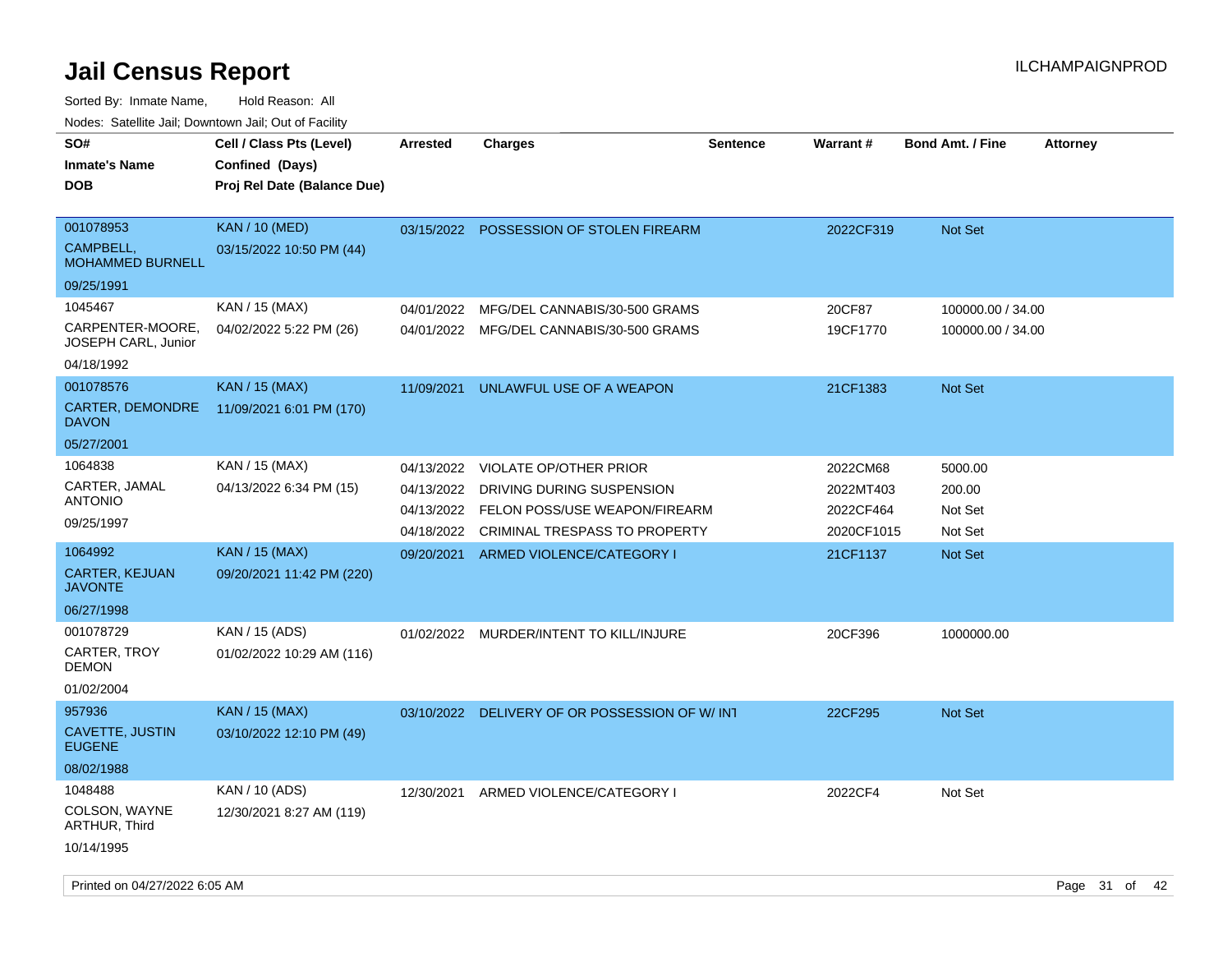# Jail Census Report

ILCHAMPAIGNPROD

Sorted By: Inmate Name, Hold Reason: All

Nodes: Satellite Jail; Downtown Jail; Out of Facility

| SO# / Inmate's Name / DOB | Cell / Class Pts (Level) / Confined (Days) / Proj Rel Date (Balance Due) | Arrested | Charges | Sentence | Warrant # | Bond Amt. / Fine | Attorney |
|---|---|---|---|---|---|---|---|
| 001078953 CAMPBELL, MOHAMMED BURNELL 09/25/1991 | KAN / 10 (MED) 03/15/2022 10:50 PM (44) | 03/15/2022 | POSSESSION OF STOLEN FIREARM | | 2022CF319 | Not Set | |
| 1045467 CARPENTER-MOORE, JOSEPH CARL, Junior 04/18/1992 | KAN / 15 (MAX) 04/02/2022 5:22 PM (26) | 04/01/2022 | MFG/DEL CANNABIS/30-500 GRAMS | | 20CF87 | 100000.00 / 34.00 | |
| | | 04/01/2022 | MFG/DEL CANNABIS/30-500 GRAMS | | 19CF1770 | 100000.00 / 34.00 | |
| 001078576 CARTER, DEMONDRE DAVON 05/27/2001 | KAN / 15 (MAX) 11/09/2021 6:01 PM (170) | 11/09/2021 | UNLAWFUL USE OF A WEAPON | | 21CF1383 | Not Set | |
| 1064838 CARTER, JAMAL ANTONIO 09/25/1997 | KAN / 15 (MAX) 04/13/2022 6:34 PM (15) | 04/13/2022 | VIOLATE OP/OTHER PRIOR | | 2022CM68 | 5000.00 | |
| | | 04/13/2022 | DRIVING DURING SUSPENSION | | 2022MT403 | 200.00 | |
| | | 04/13/2022 | FELON POSS/USE WEAPON/FIREARM | | 2022CF464 | Not Set | |
| | | 04/18/2022 | CRIMINAL TRESPASS TO PROPERTY | | 2020CF1015 | Not Set | |
| 1064992 CARTER, KEJUAN JAVONTE 06/27/1998 | KAN / 15 (MAX) 09/20/2021 11:42 PM (220) | 09/20/2021 | ARMED VIOLENCE/CATEGORY I | | 21CF1137 | Not Set | |
| 001078729 CARTER, TROY DEMON 01/02/2004 | KAN / 15 (ADS) 01/02/2022 10:29 AM (116) | 01/02/2022 | MURDER/INTENT TO KILL/INJURE | | 20CF396 | 1000000.00 | |
| 957936 CAVETTE, JUSTIN EUGENE 08/02/1988 | KAN / 15 (MAX) 03/10/2022 12:10 PM (49) | 03/10/2022 | DELIVERY OF OR POSSESSION OF W/ INT | | 22CF295 | Not Set | |
| 1048488 COLSON, WAYNE ARTHUR, Third 10/14/1995 | KAN / 10 (ADS) 12/30/2021 8:27 AM (119) | 12/30/2021 | ARMED VIOLENCE/CATEGORY I | | 2022CF4 | Not Set | |

Printed on 04/27/2022 6:05 AM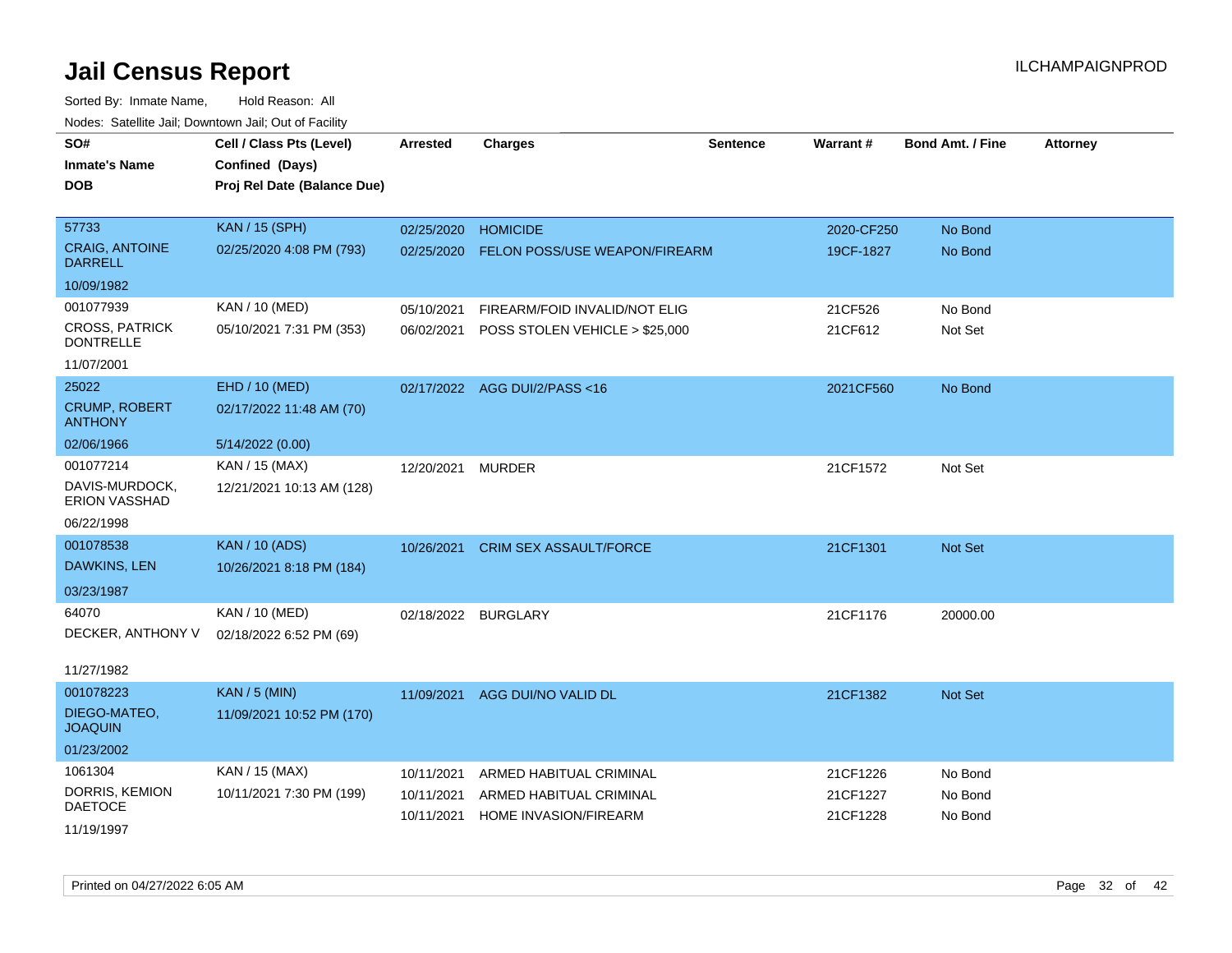# Jail Census Report

Sorted By: Inmate Name, Hold Reason: All

Nodes: Satellite Jail; Downtown Jail; Out of Facility

| SO# / Inmate's Name / DOB | Cell / Class Pts (Level) / Confined (Days) / Proj Rel Date (Balance Due) | Arrested | Charges | Sentence | Warrant # | Bond Amt. / Fine | Attorney |
|---|---|---|---|---|---|---|---|
| 57733<br>CRAIG, ANTOINE DARRELL<br>10/09/1982 | KAN / 15 (SPH)<br>02/25/2020 4:08 PM (793) | 02/25/2020<br>02/25/2020 | HOMICIDE<br>FELON POSS/USE WEAPON/FIREARM | | 2020-CF250<br>19CF-1827 | No Bond<br>No Bond | |
| 001077939<br>CROSS, PATRICK DONTRELLE<br>11/07/2001 | KAN / 10 (MED)<br>05/10/2021 7:31 PM (353) | 05/10/2021<br>06/02/2021 | FIREARM/FOID INVALID/NOT ELIG<br>POSS STOLEN VEHICLE > $25,000 | | 21CF526<br>21CF612 | No Bond<br>Not Set | |
| 25022<br>CRUMP, ROBERT ANTHONY<br>02/06/1966 | EHD / 10 (MED)<br>02/17/2022 11:48 AM (70)<br>5/14/2022 (0.00) | 02/17/2022 | AGG DUI/2/PASS <16 | | 2021CF560 | No Bond | |
| 001077214<br>DAVIS-MURDOCK, ERION VASSHAD<br>06/22/1998 | KAN / 15 (MAX)<br>12/21/2021 10:13 AM (128) | 12/20/2021 | MURDER | | 21CF1572 | Not Set | |
| 001078538<br>DAWKINS, LEN<br>03/23/1987 | KAN / 10 (ADS)<br>10/26/2021 8:18 PM (184) | 10/26/2021 | CRIM SEX ASSAULT/FORCE | | 21CF1301 | Not Set | |
| 64070<br>DECKER, ANTHONY V<br>11/27/1982 | KAN / 10 (MED)<br>02/18/2022 6:52 PM (69) | 02/18/2022 | BURGLARY | | 21CF1176 | 20000.00 | |
| 001078223<br>DIEGO-MATEO, JOAQUIN<br>01/23/2002 | KAN / 5 (MIN)<br>11/09/2021 10:52 PM (170) | 11/09/2021 | AGG DUI/NO VALID DL | | 21CF1382 | Not Set | |
| 1061304<br>DORRIS, KEMION DAETOCE<br>11/19/1997 | KAN / 15 (MAX)<br>10/11/2021 7:30 PM (199) | 10/11/2021<br>10/11/2021<br>10/11/2021 | ARMED HABITUAL CRIMINAL<br>ARMED HABITUAL CRIMINAL<br>HOME INVASION/FIREARM | | 21CF1226<br>21CF1227<br>21CF1228 | No Bond<br>No Bond<br>No Bond | |

Printed on 04/27/2022 6:05 AM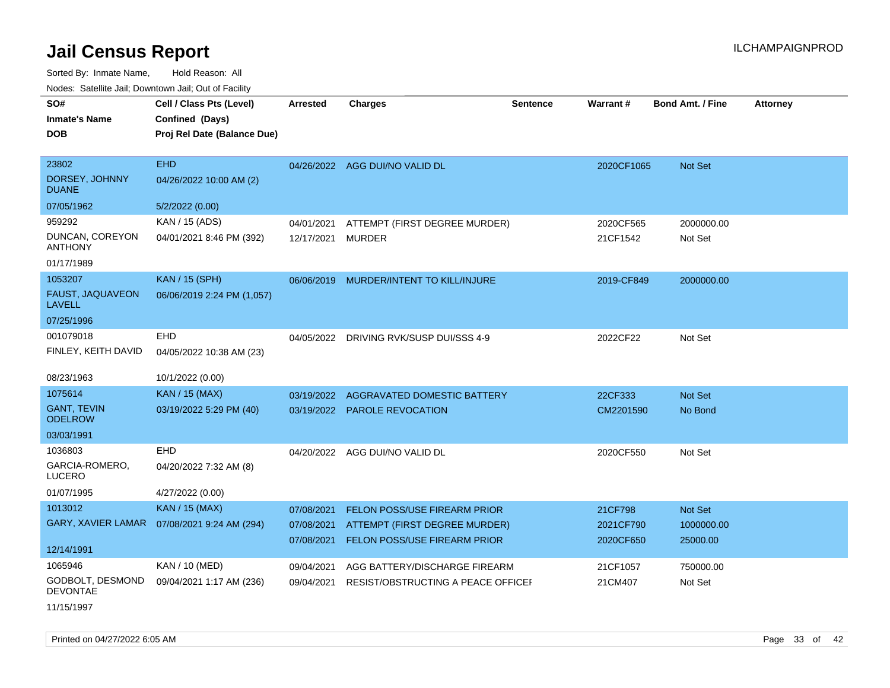# Jail Census Report

ILCHAMPAIGNPROD

Sorted By: Inmate Name, Hold Reason: All

Nodes: Satellite Jail; Downtown Jail; Out of Facility

| SO# / Inmate's Name / DOB | Cell / Class Pts (Level) / Confined (Days) / Proj Rel Date (Balance Due) | Arrested | Charges | Sentence | Warrant # | Bond Amt. / Fine | Attorney |
|---|---|---|---|---|---|---|---|
| 23802<br>DORSEY, JOHNNY DUANE<br>07/05/1962 | EHD<br>04/26/2022 10:00 AM (2)<br>5/2/2022 (0.00) | 04/26/2022 | AGG DUI/NO VALID DL | | 2020CF1065 | Not Set | |
| 959292<br>DUNCAN, COREYON ANTHONY<br>01/17/1989 | KAN / 15 (ADS)<br>04/01/2021 8:46 PM (392) | 04/01/2021<br>12/17/2021 | ATTEMPT (FIRST DEGREE MURDER)<br>MURDER | | 2020CF565<br>21CF1542 | 2000000.00<br>Not Set | |
| 1053207<br>FAUST, JAQUAVEON LAVELL<br>07/25/1996 | KAN / 15 (SPH)<br>06/06/2019 2:24 PM (1,057) | 06/06/2019 | MURDER/INTENT TO KILL/INJURE | | 2019-CF849 | 2000000.00 | |
| 001079018<br>FINLEY, KEITH DAVID<br>08/23/1963 | EHD<br>04/05/2022 10:38 AM (23)<br>10/1/2022 (0.00) | 04/05/2022 | DRIVING RVK/SUSP DUI/SSS 4-9 | | 2022CF22 | Not Set | |
| 1075614<br>GANT, TEVIN ODELROW<br>03/03/1991 | KAN / 15 (MAX)<br>03/19/2022 5:29 PM (40) | 03/19/2022<br>03/19/2022 | AGGRAVATED DOMESTIC BATTERY<br>PAROLE REVOCATION | | 22CF333<br>CM2201590 | Not Set<br>No Bond | |
| 1036803<br>GARCIA-ROMERO, LUCERO<br>01/07/1995 | EHD<br>04/20/2022 7:32 AM (8)<br>4/27/2022 (0.00) | 04/20/2022 | AGG DUI/NO VALID DL | | 2020CF550 | Not Set | |
| 1013012<br>GARY, XAVIER LAMAR<br>12/14/1991 | KAN / 15 (MAX)<br>07/08/2021 9:24 AM (294) | 07/08/2021<br>07/08/2021<br>07/08/2021 | FELON POSS/USE FIREARM PRIOR<br>ATTEMPT (FIRST DEGREE MURDER)<br>FELON POSS/USE FIREARM PRIOR | | 21CF798<br>2021CF790<br>2020CF650 | Not Set<br>1000000.00<br>25000.00 | |
| 1065946<br>GODBOLT, DESMOND DEVONTAE<br>11/15/1997 | KAN / 10 (MED)<br>09/04/2021 1:17 AM (236) | 09/04/2021<br>09/04/2021 | AGG BATTERY/DISCHARGE FIREARM<br>RESIST/OBSTRUCTING A PEACE OFFICEI | | 21CF1057<br>21CM407 | 750000.00<br>Not Set | |

Printed on 04/27/2022 6:05 AM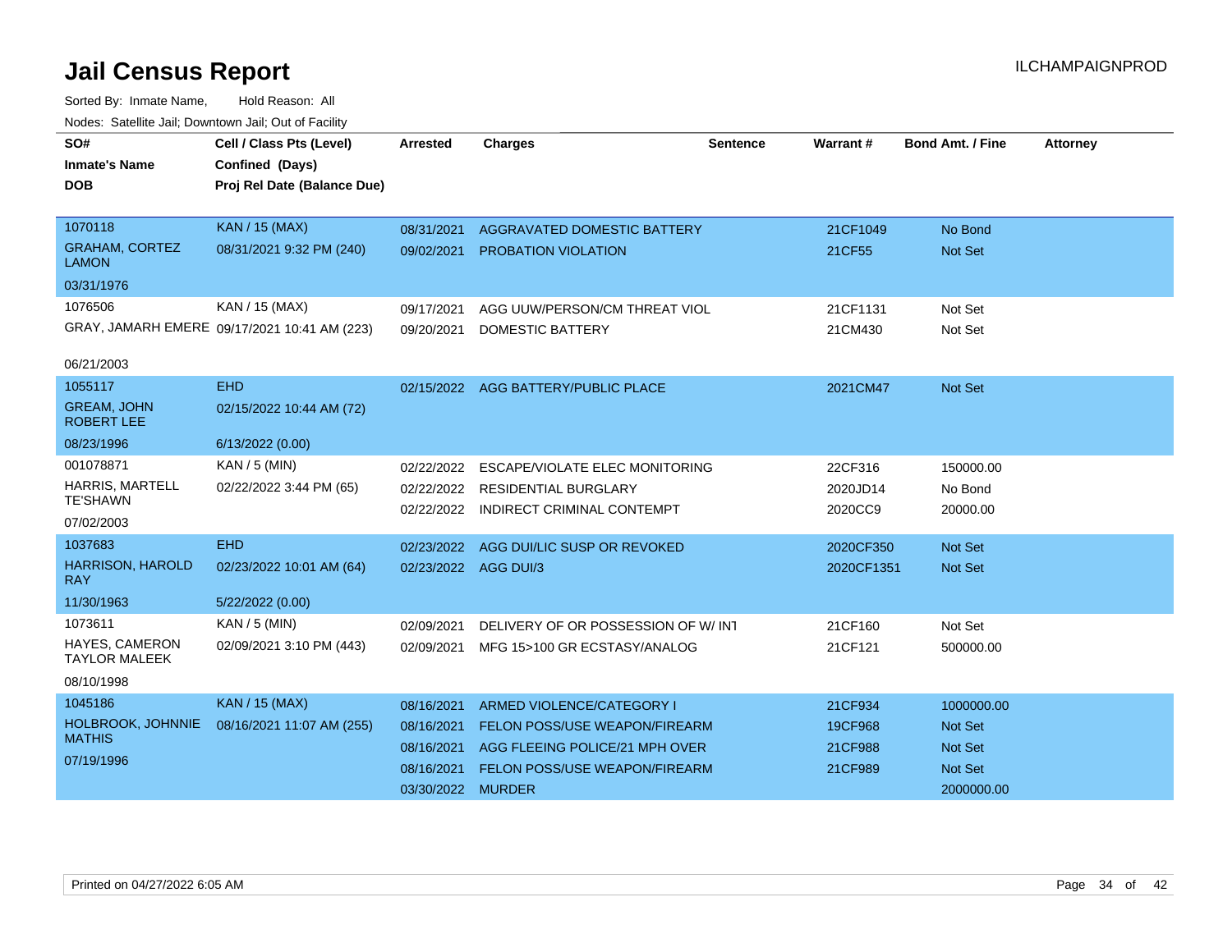# Jail Census Report

ILCHAMPAIGNPROD

Sorted By: Inmate Name, Hold Reason: All

Nodes: Satellite Jail; Downtown Jail; Out of Facility

| SO# / Inmate's Name / DOB | Cell / Class Pts (Level) / Confined (Days) / Proj Rel Date (Balance Due) | Arrested | Charges | Sentence | Warrant # | Bond Amt. / Fine | Attorney |
|---|---|---|---|---|---|---|---|
| 1070118<br>GRAHAM, CORTEZ LAMON<br>03/31/1976 | KAN / 15 (MAX)<br>08/31/2021 9:32 PM (240) | 08/31/2021 | AGGRAVATED DOMESTIC BATTERY | | 21CF1049 | No Bond | |
| | | 09/02/2021 | PROBATION VIOLATION | | 21CF55 | Not Set | |
| 1076506<br>GRAY, JAMARH EMERE<br>06/21/2003 | KAN / 15 (MAX)<br>09/17/2021 10:41 AM (223) | 09/17/2021 | AGG UUW/PERSON/CM THREAT VIOL | | 21CF1131 | Not Set | |
| | | 09/20/2021 | DOMESTIC BATTERY | | 21CM430 | Not Set | |
| 1055117<br>GREAM, JOHN ROBERT LEE<br>08/23/1996 | EHD<br>02/15/2022 10:44 AM (72)<br>6/13/2022 (0.00) | 02/15/2022 | AGG BATTERY/PUBLIC PLACE | | 2021CM47 | Not Set | |
| 001078871<br>HARRIS, MARTELL TE'SHAWN<br>07/02/2003 | KAN / 5 (MIN)<br>02/22/2022 3:44 PM (65) | 02/22/2022 | ESCAPE/VIOLATE ELEC MONITORING | | 22CF316 | 150000.00 | |
| | | 02/22/2022 | RESIDENTIAL BURGLARY | | 2020JD14 | No Bond | |
| | | 02/22/2022 | INDIRECT CRIMINAL CONTEMPT | | 2020CC9 | 20000.00 | |
| 1037683<br>HARRISON, HAROLD RAY<br>11/30/1963 | EHD<br>02/23/2022 10:01 AM (64)<br>5/22/2022 (0.00) | 02/23/2022 | AGG DUI/LIC SUSP OR REVOKED | | 2020CF350 | Not Set | |
| | | 02/23/2022 | AGG DUI/3 | | 2020CF1351 | Not Set | |
| 1073611<br>HAYES, CAMERON TAYLOR MALEEK<br>08/10/1998 | KAN / 5 (MIN)<br>02/09/2021 3:10 PM (443) | 02/09/2021 | DELIVERY OF OR POSSESSION OF W/ INT | | 21CF160 | Not Set | |
| | | 02/09/2021 | MFG 15>100 GR ECSTASY/ANALOG | | 21CF121 | 500000.00 | |
| 1045186<br>HOLBROOK, JOHNNIE MATHIS<br>07/19/1996 | KAN / 15 (MAX)<br>08/16/2021 11:07 AM (255) | 08/16/2021 | ARMED VIOLENCE/CATEGORY I | | 21CF934 | 1000000.00 | |
| | | 08/16/2021 | FELON POSS/USE WEAPON/FIREARM | | 19CF968 | Not Set | |
| | | 08/16/2021 | AGG FLEEING POLICE/21 MPH OVER | | 21CF988 | Not Set | |
| | | 08/16/2021 | FELON POSS/USE WEAPON/FIREARM | | 21CF989 | Not Set | |
| | | 03/30/2022 | MURDER | | | 2000000.00 | |

Printed on 04/27/2022 6:05 AM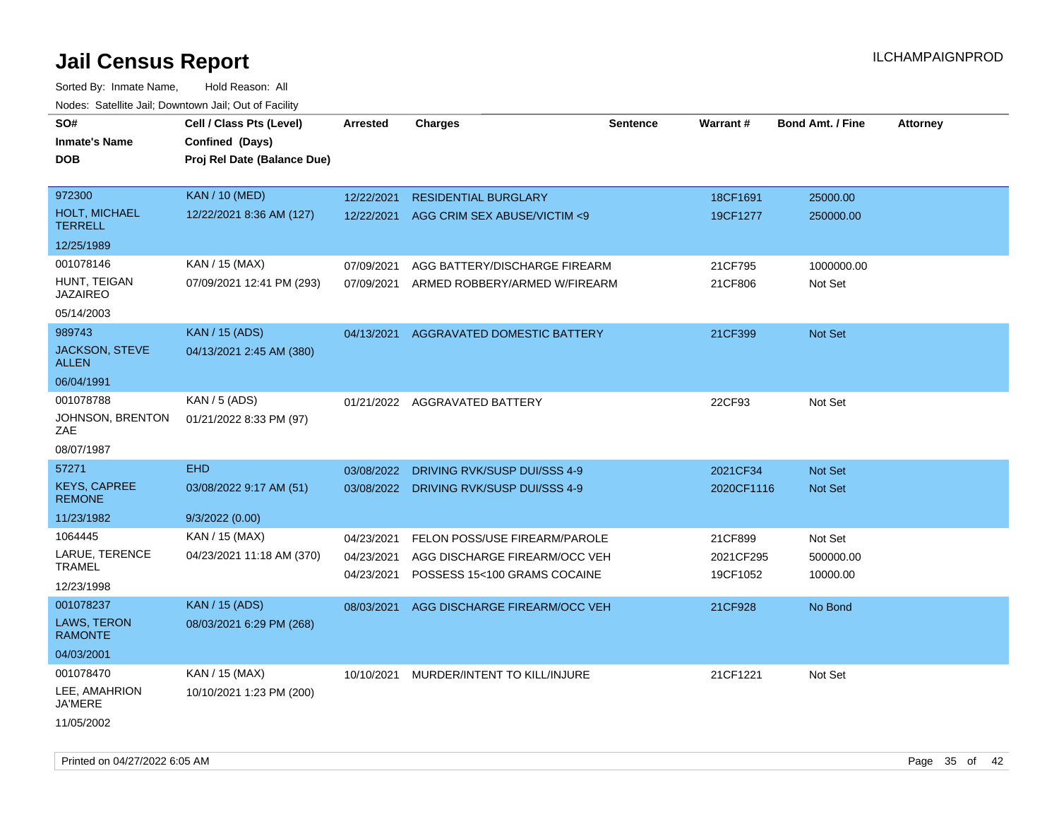# Jail Census Report

ILCHAMPAIGNPROD

Sorted By: Inmate Name, Hold Reason: All

Nodes: Satellite Jail; Downtown Jail; Out of Facility

| SO# / Inmate's Name / DOB | Cell / Class Pts (Level) / Confined (Days) / Proj Rel Date (Balance Due) | Arrested | Charges | Sentence | Warrant # | Bond Amt. / Fine | Attorney |
|---|---|---|---|---|---|---|---|
| 972300<br>HOLT, MICHAEL TERRELL<br>12/25/1989 | KAN / 10 (MED)<br>12/22/2021 8:36 AM (127) | 12/22/2021<br>12/22/2021 | RESIDENTIAL BURGLARY<br>AGG CRIM SEX ABUSE/VICTIM <9 | | 18CF1691<br>19CF1277 | 25000.00<br>250000.00 | |
| 001078146<br>HUNT, TEIGAN JAZAIREO<br>05/14/2003 | KAN / 15 (MAX)<br>07/09/2021 12:41 PM (293) | 07/09/2021<br>07/09/2021 | AGG BATTERY/DISCHARGE FIREARM<br>ARMED ROBBERY/ARMED W/FIREARM | | 21CF795<br>21CF806 | 1000000.00<br>Not Set | |
| 989743<br>JACKSON, STEVE ALLEN<br>06/04/1991 | KAN / 15 (ADS)<br>04/13/2021 2:45 AM (380) | 04/13/2021 | AGGRAVATED DOMESTIC BATTERY | | 21CF399 | Not Set | |
| 001078788<br>JOHNSON, BRENTON ZAE<br>08/07/1987 | KAN / 5 (ADS)<br>01/21/2022 8:33 PM (97) | 01/21/2022 | AGGRAVATED BATTERY | | 22CF93 | Not Set | |
| 57271<br>KEYS, CAPREE REMONE<br>11/23/1982 | EHD<br>03/08/2022 9:17 AM (51)<br>9/3/2022 (0.00) | 03/08/2022<br>03/08/2022 | DRIVING RVK/SUSP DUI/SSS 4-9<br>DRIVING RVK/SUSP DUI/SSS 4-9 | | 2021CF34<br>2020CF1116 | Not Set<br>Not Set | |
| 1064445<br>LARUE, TERENCE TRAMEL<br>12/23/1998 | KAN / 15 (MAX)<br>04/23/2021 11:18 AM (370) | 04/23/2021<br>04/23/2021<br>04/23/2021 | FELON POSS/USE FIREARM/PAROLE<br>AGG DISCHARGE FIREARM/OCC VEH<br>POSSESS 15<100 GRAMS COCAINE | | 21CF899<br>2021CF295<br>19CF1052 | Not Set<br>500000.00<br>10000.00 | |
| 001078237<br>LAWS, TERON RAMONTE<br>04/03/2001 | KAN / 15 (ADS)<br>08/03/2021 6:29 PM (268) | 08/03/2021 | AGG DISCHARGE FIREARM/OCC VEH | | 21CF928 | No Bond | |
| 001078470<br>LEE, AMAHRION JA'MERE<br>11/05/2002 | KAN / 15 (MAX)<br>10/10/2021 1:23 PM (200) | 10/10/2021 | MURDER/INTENT TO KILL/INJURE | | 21CF1221 | Not Set | |

Printed on 04/27/2022 6:05 AM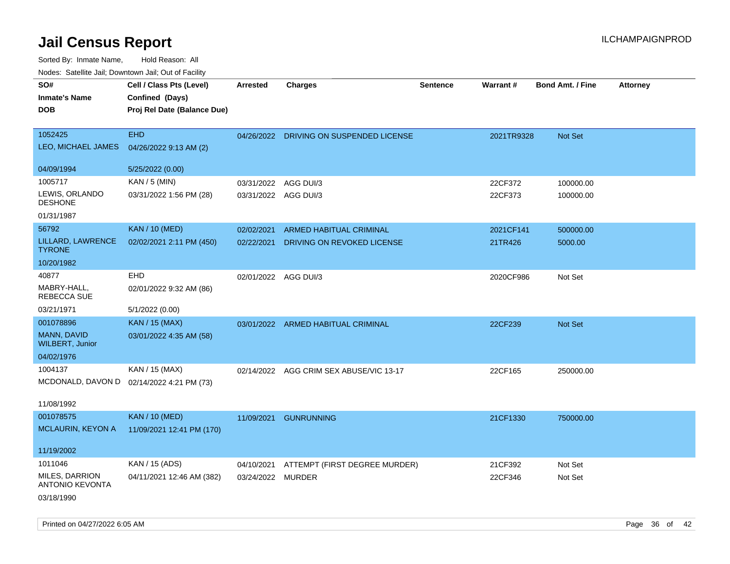# Jail Census Report

ILCHAMPAIGNPROD

Sorted By: Inmate Name, Hold Reason: All

Nodes: Satellite Jail; Downtown Jail; Out of Facility

| SO# / Inmate's Name / DOB | Cell / Class Pts (Level) / Confined (Days) / Proj Rel Date (Balance Due) | Arrested | Charges | Sentence | Warrant # | Bond Amt. / Fine | Attorney |
|---|---|---|---|---|---|---|---|
| 1052425<br>LEO, MICHAEL JAMES<br>04/09/1994 | EHD<br>04/26/2022 9:13 AM (2)<br>5/25/2022 (0.00) | 04/26/2022 | DRIVING ON SUSPENDED LICENSE | | 2021TR9328 | Not Set | |
| 1005717<br>LEWIS, ORLANDO DESHONE<br>01/31/1987 | KAN / 5 (MIN)<br>03/31/2022 1:56 PM (28) | 03/31/2022<br>03/31/2022 | AGG DUI/3<br>AGG DUI/3 | | 22CF372<br>22CF373 | 100000.00<br>100000.00 | |
| 56792<br>LILLARD, LAWRENCE TYRONE<br>10/20/1982 | KAN / 10 (MED)<br>02/02/2021 2:11 PM (450) | 02/02/2021<br>02/22/2021 | ARMED HABITUAL CRIMINAL<br>DRIVING ON REVOKED LICENSE | | 2021CF141<br>21TR426 | 500000.00<br>5000.00 | |
| 40877<br>MABRY-HALL, REBECCA SUE<br>03/21/1971 | EHD<br>02/01/2022 9:32 AM (86)<br>5/1/2022 (0.00) | 02/01/2022 | AGG DUI/3 | | 2020CF986 | Not Set | |
| 001078896<br>MANN, DAVID WILBERT, Junior<br>04/02/1976 | KAN / 15 (MAX)<br>03/01/2022 4:35 AM (58) | 03/01/2022 | ARMED HABITUAL CRIMINAL | | 22CF239 | Not Set | |
| 1004137<br>MCDONALD, DAVON D<br>11/08/1992 | KAN / 15 (MAX)<br>02/14/2022 4:21 PM (73) | 02/14/2022 | AGG CRIM SEX ABUSE/VIC 13-17 | | 22CF165 | 250000.00 | |
| 001078575<br>MCLAURIN, KEYON A<br>11/19/2002 | KAN / 10 (MED)<br>11/09/2021 12:41 PM (170) | 11/09/2021 | GUNRUNNING | | 21CF1330 | 750000.00 | |
| 1011046<br>MILES, DARRION ANTONIO KEVONTA<br>03/18/1990 | KAN / 15 (ADS)<br>04/11/2021 12:46 AM (382) | 04/10/2021<br>03/24/2022 | ATTEMPT (FIRST DEGREE MURDER)<br>MURDER | | 21CF392<br>22CF346 | Not Set<br>Not Set | |

Printed on 04/27/2022 6:05 AM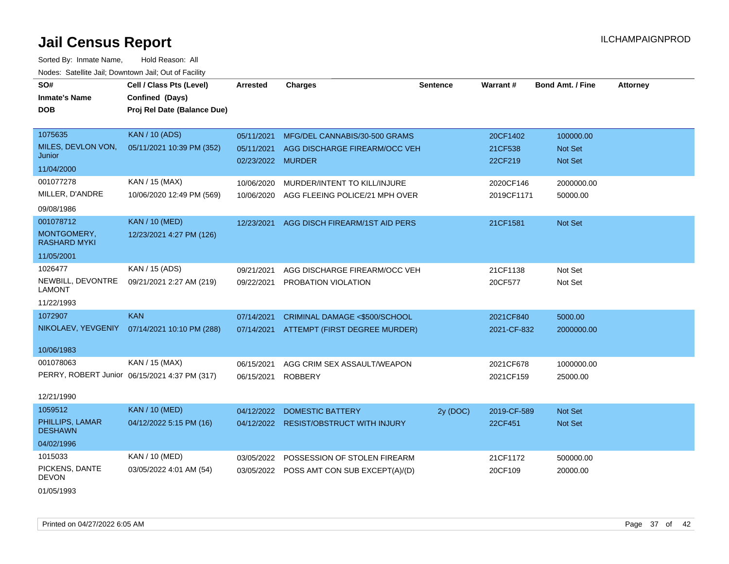# Jail Census Report

ILCHAMPAIGNPROD

Sorted By: Inmate Name, Hold Reason: All

Nodes: Satellite Jail; Downtown Jail; Out of Facility

| SO# / Inmate's Name / DOB | Cell / Class Pts (Level) / Confined (Days) / Proj Rel Date (Balance Due) | Arrested | Charges | Sentence | Warrant # | Bond Amt. / Fine | Attorney |
|---|---|---|---|---|---|---|---|
| 1075635 MILES, DEVLON VON, Junior 11/04/2000 | KAN / 10 (ADS) 05/11/2021 10:39 PM (352) | 05/11/2021 | MFG/DEL CANNABIS/30-500 GRAMS | | 20CF1402 | 100000.00 | |
| | | 05/11/2021 | AGG DISCHARGE FIREARM/OCC VEH | | 21CF538 | Not Set | |
| | | 02/23/2022 | MURDER | | 22CF219 | Not Set | |
| 001077278 MILLER, D'ANDRE 09/08/1986 | KAN / 15 (MAX) 10/06/2020 12:49 PM (569) | 10/06/2020 | MURDER/INTENT TO KILL/INJURE | | 2020CF146 | 2000000.00 | |
| | | 10/06/2020 | AGG FLEEING POLICE/21 MPH OVER | | 2019CF1171 | 50000.00 | |
| 001078712 MONTGOMERY, RASHARD MYKI 11/05/2001 | KAN / 10 (MED) 12/23/2021 4:27 PM (126) | 12/23/2021 | AGG DISCH FIREARM/1ST AID PERS | | 21CF1581 | Not Set | |
| 1026477 NEWBILL, DEVONTRE LAMONT 11/22/1993 | KAN / 15 (ADS) 09/21/2021 2:27 AM (219) | 09/21/2021 | AGG DISCHARGE FIREARM/OCC VEH | | 21CF1138 | Not Set | |
| | | 09/22/2021 | PROBATION VIOLATION | | 20CF577 | Not Set | |
| 1072907 NIKOLAEV, YEVGENIY 10/06/1983 | KAN 07/14/2021 10:10 PM (288) | 07/14/2021 | CRIMINAL DAMAGE <$500/SCHOOL | | 2021CF840 | 5000.00 | |
| | | 07/14/2021 | ATTEMPT (FIRST DEGREE MURDER) | | 2021-CF-832 | 2000000.00 | |
| 001078063 PERRY, ROBERT Junior 12/21/1990 | KAN / 15 (MAX) 06/15/2021 4:37 PM (317) | 06/15/2021 | AGG CRIM SEX ASSAULT/WEAPON | | 2021CF678 | 1000000.00 | |
| | | 06/15/2021 | ROBBERY | | 2021CF159 | 25000.00 | |
| 1059512 PHILLIPS, LAMAR DESHAWN 04/02/1996 | KAN / 10 (MED) 04/12/2022 5:15 PM (16) | 04/12/2022 | DOMESTIC BATTERY | 2y (DOC) | 2019-CF-589 | Not Set | |
| | | 04/12/2022 | RESIST/OBSTRUCT WITH INJURY | | 22CF451 | Not Set | |
| 1015033 PICKENS, DANTE DEVON 01/05/1993 | KAN / 10 (MED) 03/05/2022 4:01 AM (54) | 03/05/2022 | POSSESSION OF STOLEN FIREARM | | 21CF1172 | 500000.00 | |
| | | 03/05/2022 | POSS AMT CON SUB EXCEPT(A)/(D) | | 20CF109 | 20000.00 | |

Printed on 04/27/2022 6:05 AM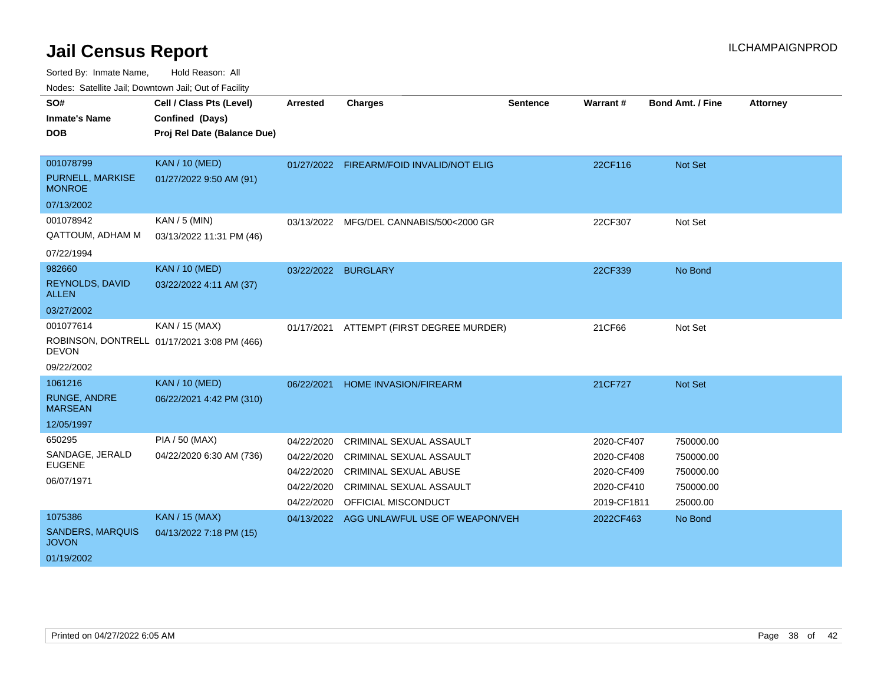# Jail Census Report

ILCHAMPAIGNPROD

Sorted By: Inmate Name, Hold Reason: All

Nodes: Satellite Jail; Downtown Jail; Out of Facility

| SO# / Inmate's Name / DOB | Cell / Class Pts (Level) / Confined (Days) / Proj Rel Date (Balance Due) | Arrested | Charges | Sentence | Warrant # | Bond Amt. / Fine | Attorney |
|---|---|---|---|---|---|---|---|
| 001078799<br>PURNELL, MARKISE MONROE<br>07/13/2002 | KAN / 10 (MED)<br>01/27/2022 9:50 AM (91) | 01/27/2022 | FIREARM/FOID INVALID/NOT ELIG | | 22CF116 | Not Set | |
| 001078942<br>QATTOUM, ADHAM M<br>07/22/1994 | KAN / 5 (MIN)<br>03/13/2022 11:31 PM (46) | 03/13/2022 | MFG/DEL CANNABIS/500<2000 GR | | 22CF307 | Not Set | |
| 982660<br>REYNOLDS, DAVID ALLEN<br>03/27/2002 | KAN / 10 (MED)<br>03/22/2022 4:11 AM (37) | 03/22/2022 | BURGLARY | | 22CF339 | No Bond | |
| 001077614<br>ROBINSON, DONTRELL DEVON<br>09/22/2002 | KAN / 15 (MAX)<br>01/17/2021 3:08 PM (466) | 01/17/2021 | ATTEMPT (FIRST DEGREE MURDER) | | 21CF66 | Not Set | |
| 1061216<br>RUNGE, ANDRE MARSEAN<br>12/05/1997 | KAN / 10 (MED)<br>06/22/2021 4:42 PM (310) | 06/22/2021 | HOME INVASION/FIREARM | | 21CF727 | Not Set | |
| 650295<br>SANDAGE, JERALD EUGENE<br>06/07/1971 | PIA / 50 (MAX)<br>04/22/2020 6:30 AM (736) | 04/22/2020 | CRIMINAL SEXUAL ASSAULT | | 2020-CF407 | 750000.00 | |
| | | 04/22/2020 | CRIMINAL SEXUAL ASSAULT | | 2020-CF408 | 750000.00 | |
| | | 04/22/2020 | CRIMINAL SEXUAL ABUSE | | 2020-CF409 | 750000.00 | |
| | | 04/22/2020 | CRIMINAL SEXUAL ASSAULT | | 2020-CF410 | 750000.00 | |
| | | 04/22/2020 | OFFICIAL MISCONDUCT | | 2019-CF1811 | 25000.00 | |
| 1075386<br>SANDERS, MARQUIS JOVON<br>01/19/2002 | KAN / 15 (MAX)<br>04/13/2022 7:18 PM (15) | 04/13/2022 | AGG UNLAWFUL USE OF WEAPON/VEH | | 2022CF463 | No Bond | |

Printed on 04/27/2022 6:05 AM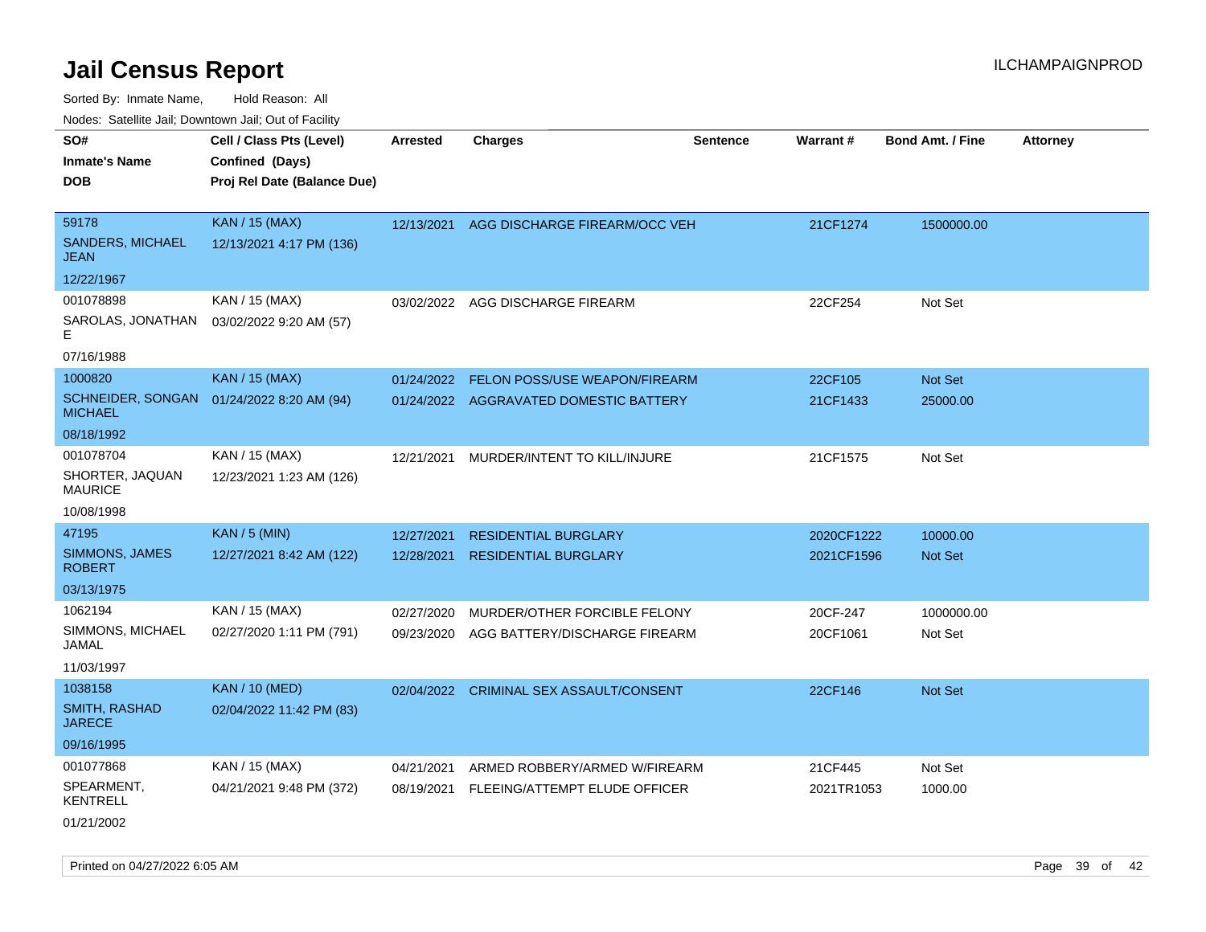# Jail Census Report

ILCHAMPAIGNPROD

Sorted By: Inmate Name, Hold Reason: All

Nodes: Satellite Jail; Downtown Jail; Out of Facility

| SO# / Inmate's Name / DOB | Cell / Class Pts (Level) / Confined (Days) / Proj Rel Date (Balance Due) | Arrested | Charges | Sentence | Warrant # | Bond Amt. / Fine | Attorney |
|---|---|---|---|---|---|---|---|
| 59178<br>SANDERS, MICHAEL JEAN<br>12/22/1967 | KAN / 15 (MAX)<br>12/13/2021 4:17 PM (136) | 12/13/2021 | AGG DISCHARGE FIREARM/OCC VEH | | 21CF1274 | 1500000.00 | |
| 001078898<br>SAROLAS, JONATHAN E<br>07/16/1988 | KAN / 15 (MAX)<br>03/02/2022 9:20 AM (57) | 03/02/2022 | AGG DISCHARGE FIREARM | | 22CF254 | Not Set | |
| 1000820<br>SCHNEIDER, SONGAN MICHAEL<br>08/18/1992 | KAN / 15 (MAX)<br>01/24/2022 8:20 AM (94) | 01/24/2022<br>01/24/2022 | FELON POSS/USE WEAPON/FIREARM<br>AGGRAVATED DOMESTIC BATTERY | | 22CF105<br>21CF1433 | Not Set<br>25000.00 | |
| 001078704<br>SHORTER, JAQUAN MAURICE<br>10/08/1998 | KAN / 15 (MAX)<br>12/23/2021 1:23 AM (126) | 12/21/2021 | MURDER/INTENT TO KILL/INJURE | | 21CF1575 | Not Set | |
| 47195<br>SIMMONS, JAMES ROBERT<br>03/13/1975 | KAN / 5 (MIN)<br>12/27/2021 8:42 AM (122) | 12/27/2021<br>12/28/2021 | RESIDENTIAL BURGLARY<br>RESIDENTIAL BURGLARY | | 2020CF1222<br>2021CF1596 | 10000.00<br>Not Set | |
| 1062194<br>SIMMONS, MICHAEL JAMAL<br>11/03/1997 | KAN / 15 (MAX)<br>02/27/2020 1:11 PM (791) | 02/27/2020<br>09/23/2020 | MURDER/OTHER FORCIBLE FELONY<br>AGG BATTERY/DISCHARGE FIREARM | | 20CF-247<br>20CF1061 | 1000000.00<br>Not Set | |
| 1038158<br>SMITH, RASHAD JARECE<br>09/16/1995 | KAN / 10 (MED)<br>02/04/2022 11:42 PM (83) | 02/04/2022 | CRIMINAL SEX ASSAULT/CONSENT | | 22CF146 | Not Set | |
| 001077868<br>SPEARMENT, KENTRELL<br>01/21/2002 | KAN / 15 (MAX)<br>04/21/2021 9:48 PM (372) | 04/21/2021<br>08/19/2021 | ARMED ROBBERY/ARMED W/FIREARM<br>FLEEING/ATTEMPT ELUDE OFFICER | | 21CF445<br>2021TR1053 | Not Set<br>1000.00 | |

Printed on 04/27/2022 6:05 AM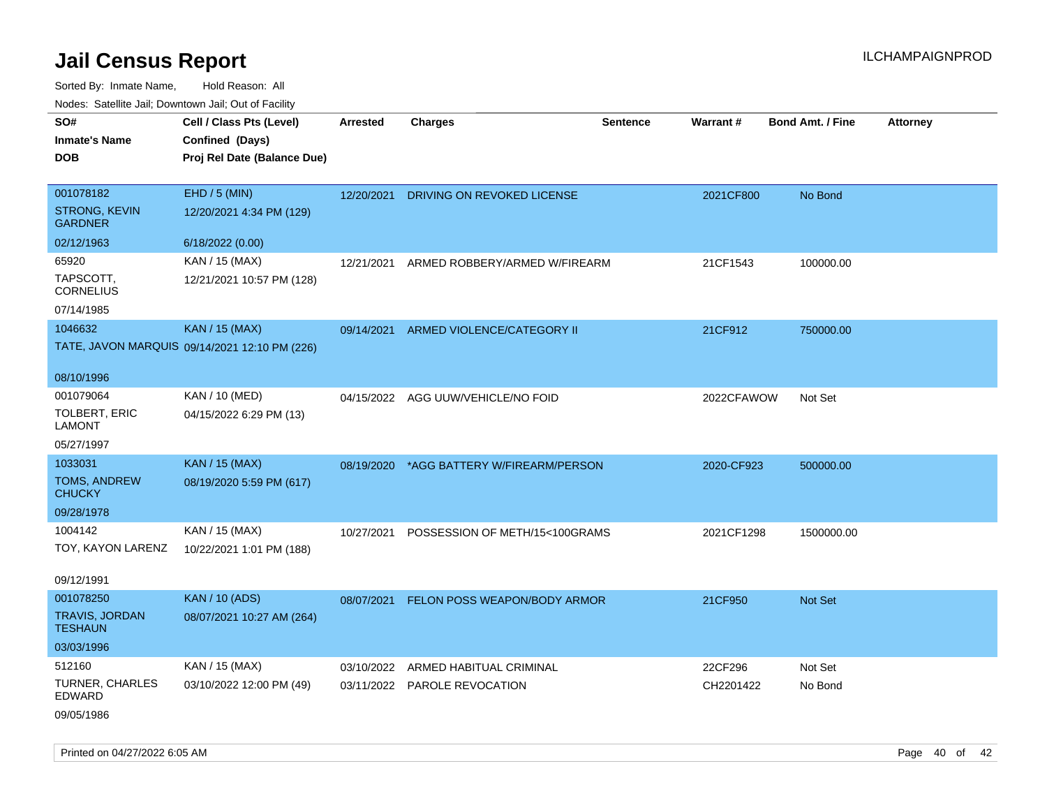# Jail Census Report

Sorted By: Inmate Name, Hold Reason: All

Nodes: Satellite Jail; Downtown Jail; Out of Facility

| SO# / Inmate's Name / DOB | Cell / Class Pts (Level) / Confined (Days) / Proj Rel Date (Balance Due) | Arrested | Charges | Sentence | Warrant # | Bond Amt. / Fine | Attorney |
|---|---|---|---|---|---|---|---|
| 001078182<br>STRONG, KEVIN GARDNER<br>02/12/1963 | EHD / 5 (MIN)<br>12/20/2021 4:34 PM (129)<br>6/18/2022 (0.00) | 12/20/2021 | DRIVING ON REVOKED LICENSE | | 2021CF800 | No Bond | |
| 65920<br>TAPSCOTT, CORNELIUS<br>07/14/1985 | KAN / 15 (MAX)<br>12/21/2021 10:57 PM (128) | 12/21/2021 | ARMED ROBBERY/ARMED W/FIREARM | | 21CF1543 | 100000.00 | |
| 1046632<br>TATE, JAVON MARQUIS<br>08/10/1996 | KAN / 15 (MAX)<br>09/14/2021 12:10 PM (226) | 09/14/2021 | ARMED VIOLENCE/CATEGORY II | | 21CF912 | 750000.00 | |
| 001079064<br>TOLBERT, ERIC LAMONT<br>05/27/1997 | KAN / 10 (MED)<br>04/15/2022 6:29 PM (13) | 04/15/2022 | AGG UUW/VEHICLE/NO FOID | | 2022CFAWOW | Not Set | |
| 1033031<br>TOMS, ANDREW CHUCKY<br>09/28/1978 | KAN / 15 (MAX)<br>08/19/2020 5:59 PM (617) | 08/19/2020 | *AGG BATTERY W/FIREARM/PERSON | | 2020-CF923 | 500000.00 | |
| 1004142<br>TOY, KAYON LARENZ<br>09/12/1991 | KAN / 15 (MAX)<br>10/22/2021 1:01 PM (188) | 10/27/2021 | POSSESSION OF METH/15<100GRAMS | | 2021CF1298 | 1500000.00 | |
| 001078250<br>TRAVIS, JORDAN TESHAUN<br>03/03/1996 | KAN / 10 (ADS)<br>08/07/2021 10:27 AM (264) | 08/07/2021 | FELON POSS WEAPON/BODY ARMOR | | 21CF950 | Not Set | |
| 512160<br>TURNER, CHARLES EDWARD<br>09/05/1986 | KAN / 15 (MAX)<br>03/10/2022 12:00 PM (49) | 03/10/2022<br>03/11/2022 | ARMED HABITUAL CRIMINAL<br>PAROLE REVOCATION | | 22CF296<br>CH2201422 | Not Set<br>No Bond | |

Printed on 04/27/2022 6:05 AM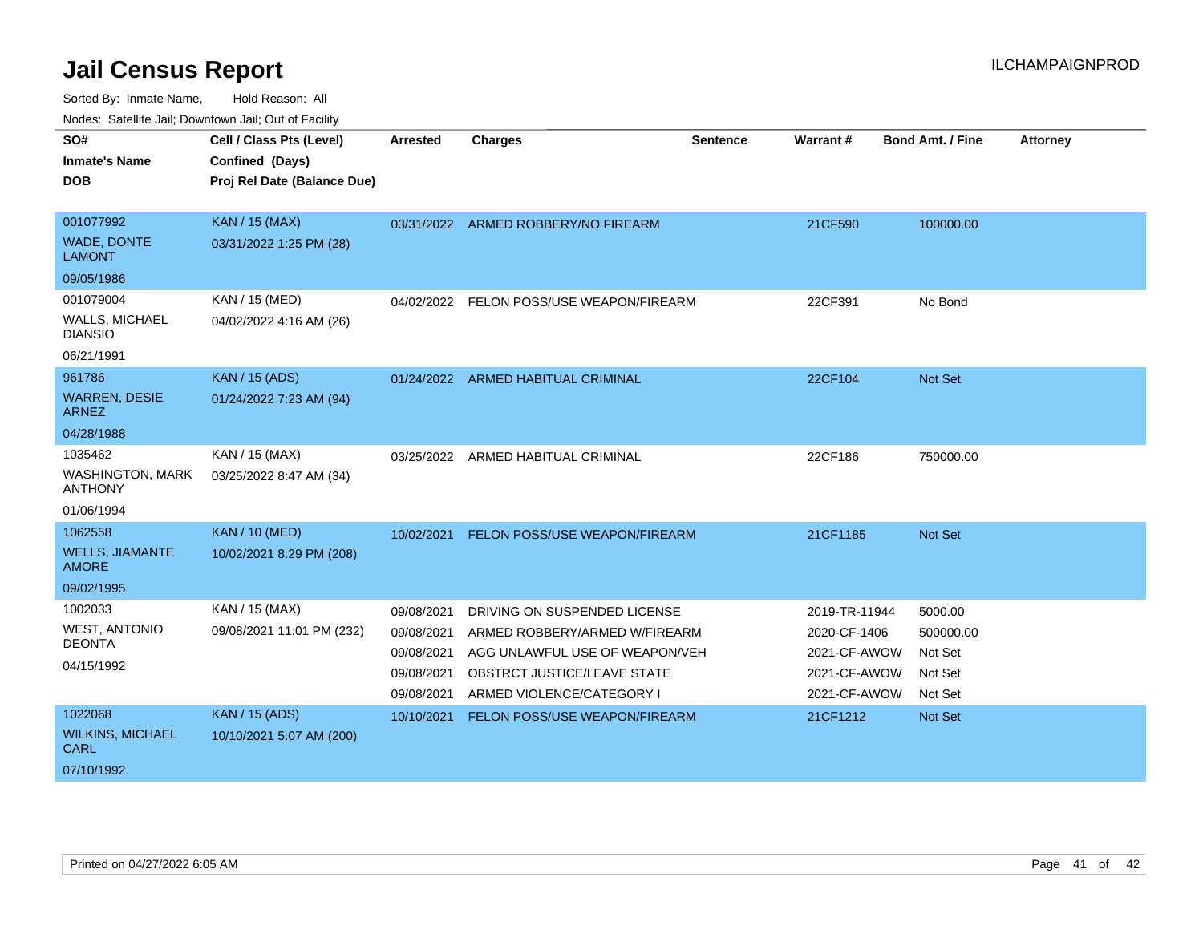# Jail Census Report

ILCHAMPAIGNPROD

Sorted By: Inmate Name, Hold Reason: All

Nodes: Satellite Jail; Downtown Jail; Out of Facility

| SO# / Inmate's Name / DOB | Cell / Class Pts (Level) / Confined (Days) / Proj Rel Date (Balance Due) | Arrested | Charges | Sentence | Warrant # | Bond Amt. / Fine | Attorney |
|---|---|---|---|---|---|---|---|
| 001077992<br>WADE, DONTE LAMONT<br>09/05/1986 | KAN / 15 (MAX)<br>03/31/2022 1:25 PM (28) | 03/31/2022 | ARMED ROBBERY/NO FIREARM | | 21CF590 | 100000.00 | |
| 001079004<br>WALLS, MICHAEL DIANSIO<br>06/21/1991 | KAN / 15 (MED)<br>04/02/2022 4:16 AM (26) | 04/02/2022 | FELON POSS/USE WEAPON/FIREARM | | 22CF391 | No Bond | |
| 961786<br>WARREN, DESIE ARNEZ<br>04/28/1988 | KAN / 15 (ADS)<br>01/24/2022 7:23 AM (94) | 01/24/2022 | ARMED HABITUAL CRIMINAL | | 22CF104 | Not Set | |
| 1035462<br>WASHINGTON, MARK ANTHONY<br>01/06/1994 | KAN / 15 (MAX)<br>03/25/2022 8:47 AM (34) | 03/25/2022 | ARMED HABITUAL CRIMINAL | | 22CF186 | 750000.00 | |
| 1062558<br>WELLS, JIAMANTE AMORE<br>09/02/1995 | KAN / 10 (MED)<br>10/02/2021 8:29 PM (208) | 10/02/2021 | FELON POSS/USE WEAPON/FIREARM | | 21CF1185 | Not Set | |
| 1002033<br>WEST, ANTONIO DEONTA<br>04/15/1992 | KAN / 15 (MAX)<br>09/08/2021 11:01 PM (232) | 09/08/2021 | DRIVING ON SUSPENDED LICENSE | | 2019-TR-11944 | 5000.00 | |
| | | 09/08/2021 | ARMED ROBBERY/ARMED W/FIREARM | | 2020-CF-1406 | 500000.00 | |
| | | 09/08/2021 | AGG UNLAWFUL USE OF WEAPON/VEH | | 2021-CF-AWOW | Not Set | |
| | | 09/08/2021 | OBSTRCT JUSTICE/LEAVE STATE | | 2021-CF-AWOW | Not Set | |
| | | 09/08/2021 | ARMED VIOLENCE/CATEGORY I | | 2021-CF-AWOW | Not Set | |
| 1022068<br>WILKINS, MICHAEL CARL<br>07/10/1992 | KAN / 15 (ADS)<br>10/10/2021 5:07 AM (200) | 10/10/2021 | FELON POSS/USE WEAPON/FIREARM | | 21CF1212 | Not Set | |

Printed on 04/27/2022 6:05 AM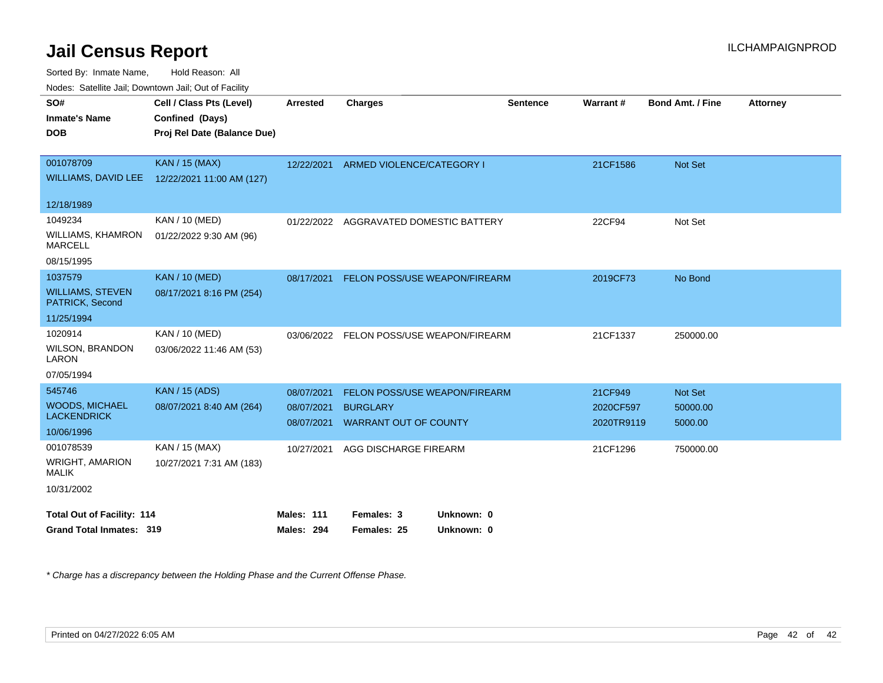# Jail Census Report

ILCHAMPAIGNPROD

Sorted By: Inmate Name, Hold Reason: All

Nodes: Satellite Jail; Downtown Jail; Out of Facility

| SO# / Inmate's Name / DOB | Cell / Class Pts (Level) / Confined (Days) / Proj Rel Date (Balance Due) | Arrested | Charges | Sentence | Warrant # | Bond Amt. / Fine | Attorney |
|---|---|---|---|---|---|---|---|
| 001078709<br>WILLIAMS, DAVID LEE<br>12/18/1989 | KAN / 15 (MAX)<br>12/22/2021 11:00 AM (127) | 12/22/2021 | ARMED VIOLENCE/CATEGORY I | | 21CF1586 | Not Set | |
| 1049234<br>WILLIAMS, KHAMRON MARCELL<br>08/15/1995 | KAN / 10 (MED)<br>01/22/2022 9:30 AM (96) | 01/22/2022 | AGGRAVATED DOMESTIC BATTERY | | 22CF94 | Not Set | |
| 1037579<br>WILLIAMS, STEVEN PATRICK, Second<br>11/25/1994 | KAN / 10 (MED)<br>08/17/2021 8:16 PM (254) | 08/17/2021 | FELON POSS/USE WEAPON/FIREARM | | 2019CF73 | No Bond | |
| 1020914<br>WILSON, BRANDON LARON<br>07/05/1994 | KAN / 10 (MED)<br>03/06/2022 11:46 AM (53) | 03/06/2022 | FELON POSS/USE WEAPON/FIREARM | | 21CF1337 | 250000.00 | |
| 545746<br>WOODS, MICHAEL LACKENDRICK<br>10/06/1996 | KAN / 15 (ADS)<br>08/07/2021 8:40 AM (264) | 08/07/2021<br>08/07/2021<br>08/07/2021 | FELON POSS/USE WEAPON/FIREARM<br>BURGLARY<br>WARRANT OUT OF COUNTY | | 21CF949<br>2020CF597<br>2020TR9119 | Not Set<br>50000.00<br>5000.00 | |
| 001078539<br>WRIGHT, AMARION MALIK<br>10/31/2002 | KAN / 15 (MAX)<br>10/27/2021 7:31 AM (183) | 10/27/2021 | AGG DISCHARGE FIREARM | | 21CF1296 | 750000.00 | |

| | | | | |
|---|---|---|---|---|
| **Total Out of Facility: 114** | **Males: 111** | **Females: 3** | **Unknown: 0** |
| **Grand Total Inmates: 319** | **Males: 294** | **Females: 25** | **Unknown: 0** |

*\* Charge has a discrepancy between the Holding Phase and the Current Offense Phase.*

Printed on 04/27/2022 6:05 AM